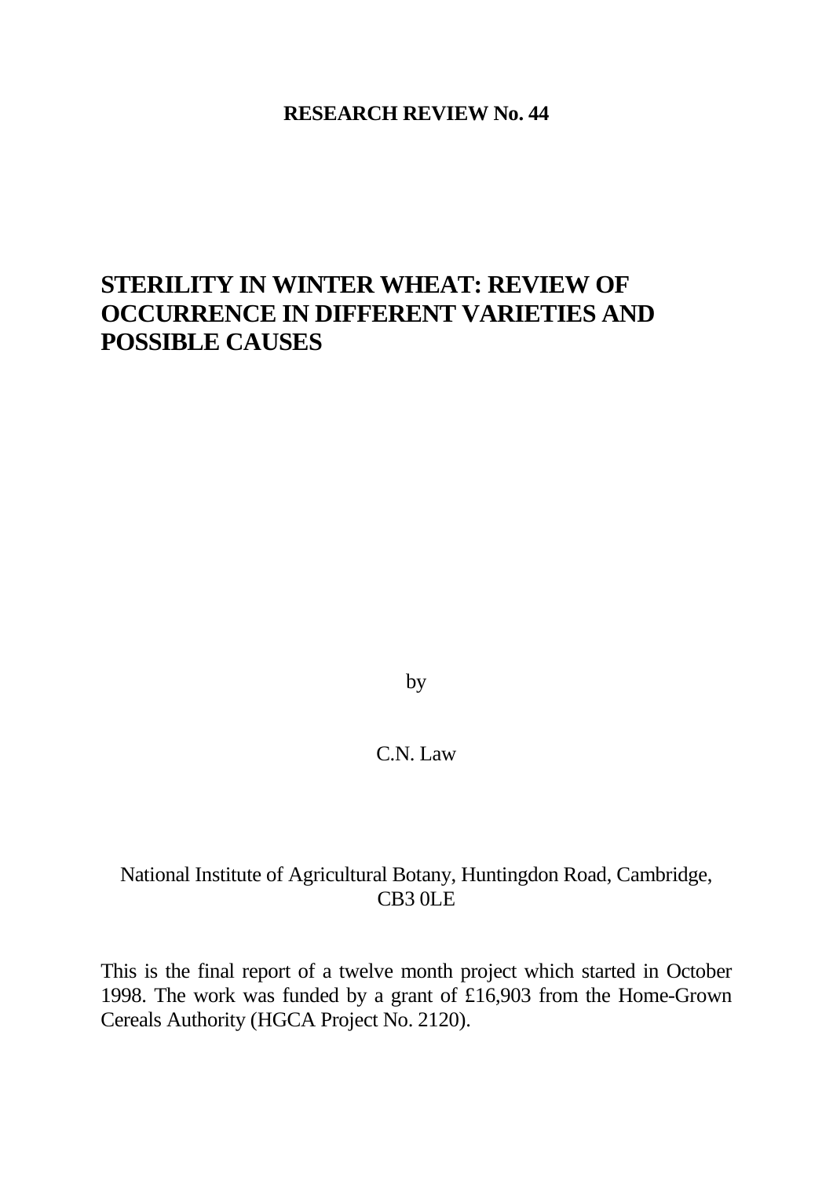**RESEARCH REVIEW No. 44**

# STERILITY IN WINTER WHEAT: REVIEW OF OCCURRENCE IN DIFFERENT VARIETIES AND POSSIBLE CAUSES

by

C.N. Law

National Institute of Agricultural Botany, Huntingdon Road, Cambridge, CB3 0LE

This is the final report of a twelve month project which started in October 1998. The work was funded by a grant of £16,903 from the Home-Grown Cereals Authority (HGCA Project No. 2120).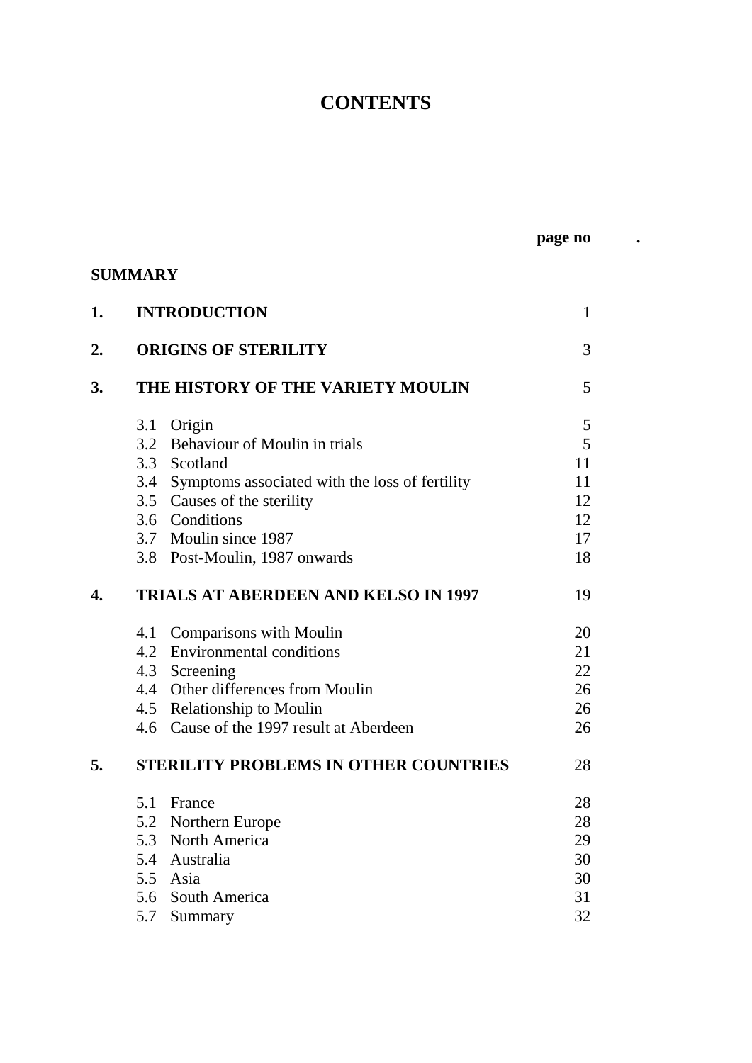# CONTENTS

| | | page no |
|---|---|---|
| **SUMMARY** | | |
| **1.** | **INTRODUCTION** | 1 |
| **2.** | **ORIGINS OF STERILITY** | 3 |
| **3.** | **THE HISTORY OF THE VARIETY MOULIN** | 5 |
| | 3.1 Origin | 5 |
| | 3.2 Behaviour of Moulin in trials | 5 |
| | 3.3 Scotland | 11 |
| | 3.4 Symptoms associated with the loss of fertility | 11 |
| | 3.5 Causes of the sterility | 12 |
| | 3.6 Conditions | 12 |
| | 3.7 Moulin since 1987 | 17 |
| | 3.8 Post-Moulin, 1987 onwards | 18 |
| **4.** | **TRIALS AT ABERDEEN AND KELSO IN 1997** | 19 |
| | 4.1 Comparisons with Moulin | 20 |
| | 4.2 Environmental conditions | 21 |
| | 4.3 Screening | 22 |
| | 4.4 Other differences from Moulin | 26 |
| | 4.5 Relationship to Moulin | 26 |
| | 4.6 Cause of the 1997 result at Aberdeen | 26 |
| **5.** | **STERILITY PROBLEMS IN OTHER COUNTRIES** | 28 |
| | 5.1 France | 28 |
| | 5.2 Northern Europe | 28 |
| | 5.3 North America | 29 |
| | 5.4 Australia | 30 |
| | 5.5 Asia | 30 |
| | 5.6 South America | 31 |
| | 5.7 Summary | 32 |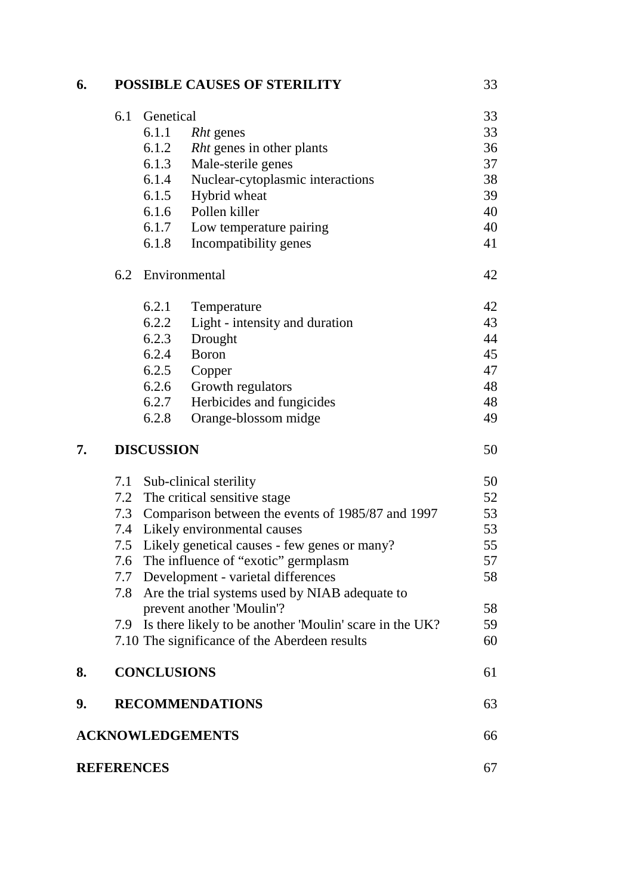| | | | |
|---|---|---|---|
| **6.** | **POSSIBLE CAUSES OF STERILITY** | | 33 |
| | 6.1 Genetical | | 33 |
| | 6.1.1 | *Rht* genes | 33 |
| | 6.1.2 | *Rht* genes in other plants | 36 |
| | 6.1.3 | Male-sterile genes | 37 |
| | 6.1.4 | Nuclear-cytoplasmic interactions | 38 |
| | 6.1.5 | Hybrid wheat | 39 |
| | 6.1.6 | Pollen killer | 40 |
| | 6.1.7 | Low temperature pairing | 40 |
| | 6.1.8 | Incompatibility genes | 41 |
| | 6.2 Environmental | | 42 |
| | 6.2.1 | Temperature | 42 |
| | 6.2.2 | Light - intensity and duration | 43 |
| | 6.2.3 | Drought | 44 |
| | 6.2.4 | Boron | 45 |
| | 6.2.5 | Copper | 47 |
| | 6.2.6 | Growth regulators | 48 |
| | 6.2.7 | Herbicides and fungicides | 48 |
| | 6.2.8 | Orange-blossom midge | 49 |
| **7.** | **DISCUSSION** | | 50 |
| | 7.1 Sub-clinical sterility | | 50 |
| | 7.2 The critical sensitive stage | | 52 |
| | 7.3 Comparison between the events of 1985/87 and 1997 | | 53 |
| | 7.4 Likely environmental causes | | 53 |
| | 7.5 Likely genetical causes - few genes or many? | | 55 |
| | 7.6 The influence of "exotic" germplasm | | 57 |
| | 7.7 Development - varietal differences | | 58 |
| | 7.8 Are the trial systems used by NIAB adequate to prevent another 'Moulin'? | | 58 |
| | 7.9 Is there likely to be another 'Moulin' scare in the UK? | | 59 |
| | 7.10 The significance of the Aberdeen results | | 60 |
| **8.** | **CONCLUSIONS** | | 61 |
| **9.** | **RECOMMENDATIONS** | | 63 |
| **ACKNOWLEDGEMENTS** | | | 66 |
| **REFERENCES** | | | 67 |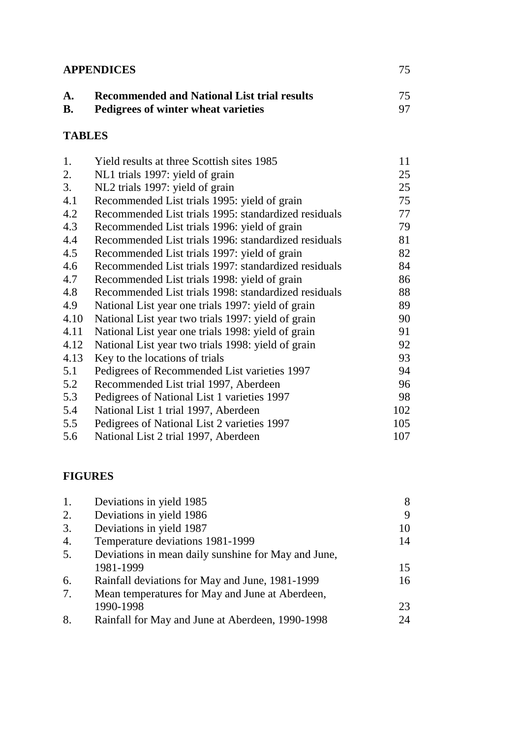**APPENDICES** 75

| | | |
|---|---|---|
| **A.** | **Recommended and National List trial results** | 75 |
| **B.** | **Pedigrees of winter wheat varieties** | 97 |

**TABLES**

| | | |
|---|---|---|
| 1. | Yield results at three Scottish sites 1985 | 11 |
| 2. | NL1 trials 1997: yield of grain | 25 |
| 3. | NL2 trials 1997: yield of grain | 25 |
| 4.1 | Recommended List trials 1995: yield of grain | 75 |
| 4.2 | Recommended List trials 1995: standardized residuals | 77 |
| 4.3 | Recommended List trials 1996: yield of grain | 79 |
| 4.4 | Recommended List trials 1996: standardized residuals | 81 |
| 4.5 | Recommended List trials 1997: yield of grain | 82 |
| 4.6 | Recommended List trials 1997: standardized residuals | 84 |
| 4.7 | Recommended List trials 1998: yield of grain | 86 |
| 4.8 | Recommended List trials 1998: standardized residuals | 88 |
| 4.9 | National List year one trials 1997: yield of grain | 89 |
| 4.10 | National List year two trials 1997: yield of grain | 90 |
| 4.11 | National List year one trials 1998: yield of grain | 91 |
| 4.12 | National List year two trials 1998: yield of grain | 92 |
| 4.13 | Key to the locations of trials | 93 |
| 5.1 | Pedigrees of Recommended List varieties 1997 | 94 |
| 5.2 | Recommended List trial 1997, Aberdeen | 96 |
| 5.3 | Pedigrees of National List 1 varieties 1997 | 98 |
| 5.4 | National List 1 trial 1997, Aberdeen | 102 |
| 5.5 | Pedigrees of National List 2 varieties 1997 | 105 |
| 5.6 | National List 2 trial 1997, Aberdeen | 107 |

**FIGURES**

| | | |
|---|---|---|
| 1. | Deviations in yield 1985 | 8 |
| 2. | Deviations in yield 1986 | 9 |
| 3. | Deviations in yield 1987 | 10 |
| 4. | Temperature deviations 1981-1999 | 14 |
| 5. | Deviations in mean daily sunshine for May and June, 1981-1999 | 15 |
| 6. | Rainfall deviations for May and June, 1981-1999 | 16 |
| 7. | Mean temperatures for May and June at Aberdeen, 1990-1998 | 23 |
| 8. | Rainfall for May and June at Aberdeen, 1990-1998 | 24 |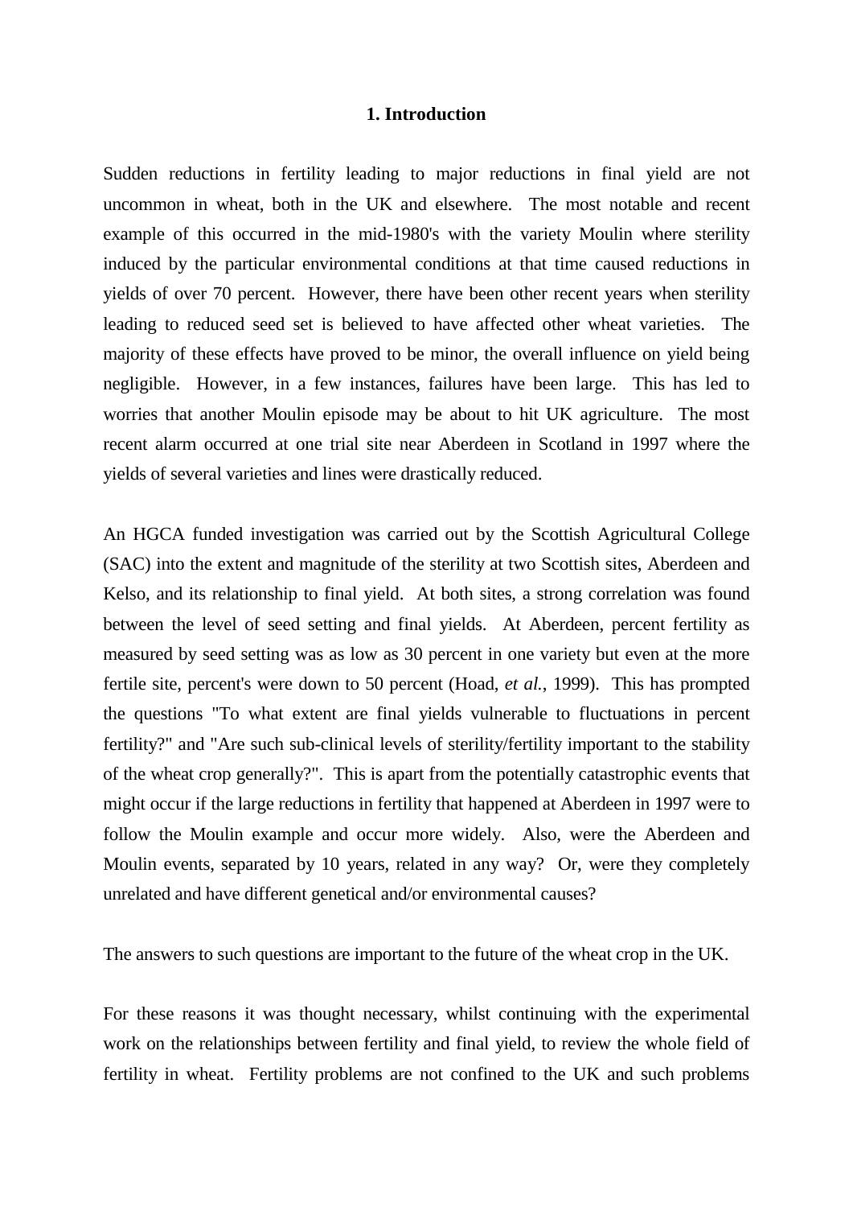# 1. Introduction

Sudden reductions in fertility leading to major reductions in final yield are not uncommon in wheat, both in the UK and elsewhere. The most notable and recent example of this occurred in the mid-1980's with the variety Moulin where sterility induced by the particular environmental conditions at that time caused reductions in yields of over 70 percent. However, there have been other recent years when sterility leading to reduced seed set is believed to have affected other wheat varieties. The majority of these effects have proved to be minor, the overall influence on yield being negligible. However, in a few instances, failures have been large. This has led to worries that another Moulin episode may be about to hit UK agriculture. The most recent alarm occurred at one trial site near Aberdeen in Scotland in 1997 where the yields of several varieties and lines were drastically reduced.

An HGCA funded investigation was carried out by the Scottish Agricultural College (SAC) into the extent and magnitude of the sterility at two Scottish sites, Aberdeen and Kelso, and its relationship to final yield. At both sites, a strong correlation was found between the level of seed setting and final yields. At Aberdeen, percent fertility as measured by seed setting was as low as 30 percent in one variety but even at the more fertile site, percent's were down to 50 percent (Hoad, *et al.*, 1999). This has prompted the questions "To what extent are final yields vulnerable to fluctuations in percent fertility?" and "Are such sub-clinical levels of sterility/fertility important to the stability of the wheat crop generally?". This is apart from the potentially catastrophic events that might occur if the large reductions in fertility that happened at Aberdeen in 1997 were to follow the Moulin example and occur more widely. Also, were the Aberdeen and Moulin events, separated by 10 years, related in any way? Or, were they completely unrelated and have different genetical and/or environmental causes?

The answers to such questions are important to the future of the wheat crop in the UK.

For these reasons it was thought necessary, whilst continuing with the experimental work on the relationships between fertility and final yield, to review the whole field of fertility in wheat. Fertility problems are not confined to the UK and such problems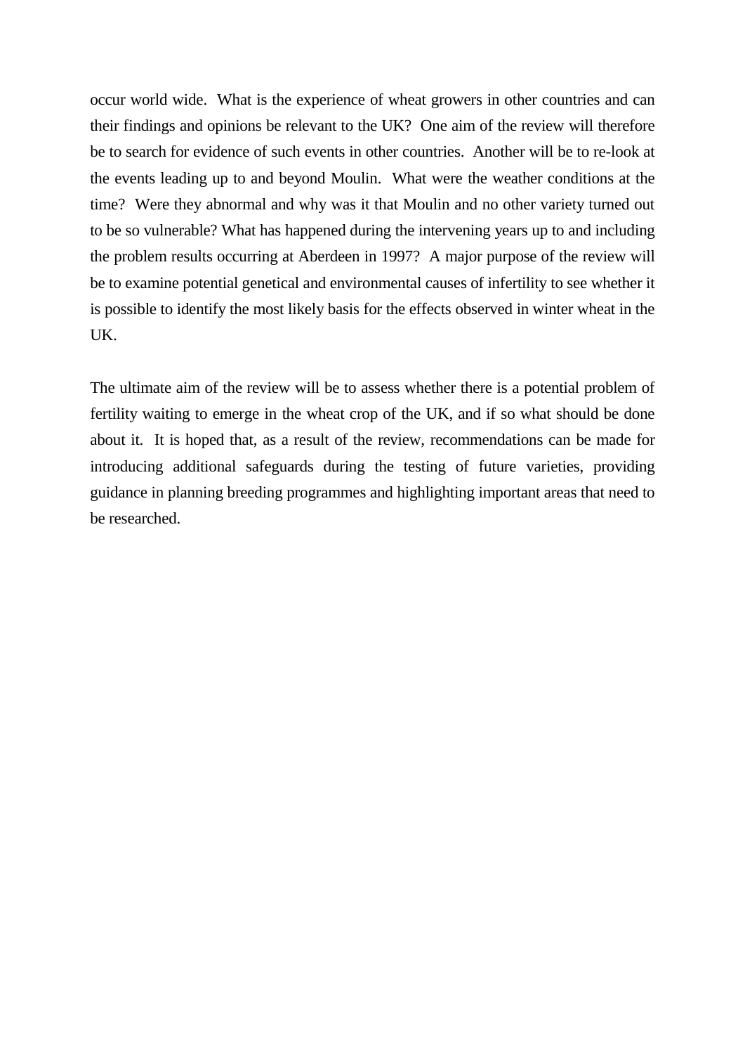occur world wide. What is the experience of wheat growers in other countries and can their findings and opinions be relevant to the UK? One aim of the review will therefore be to search for evidence of such events in other countries. Another will be to re-look at the events leading up to and beyond Moulin. What were the weather conditions at the time? Were they abnormal and why was it that Moulin and no other variety turned out to be so vulnerable? What has happened during the intervening years up to and including the problem results occurring at Aberdeen in 1997? A major purpose of the review will be to examine potential genetical and environmental causes of infertility to see whether it is possible to identify the most likely basis for the effects observed in winter wheat in the UK.

The ultimate aim of the review will be to assess whether there is a potential problem of fertility waiting to emerge in the wheat crop of the UK, and if so what should be done about it. It is hoped that, as a result of the review, recommendations can be made for introducing additional safeguards during the testing of future varieties, providing guidance in planning breeding programmes and highlighting important areas that need to be researched.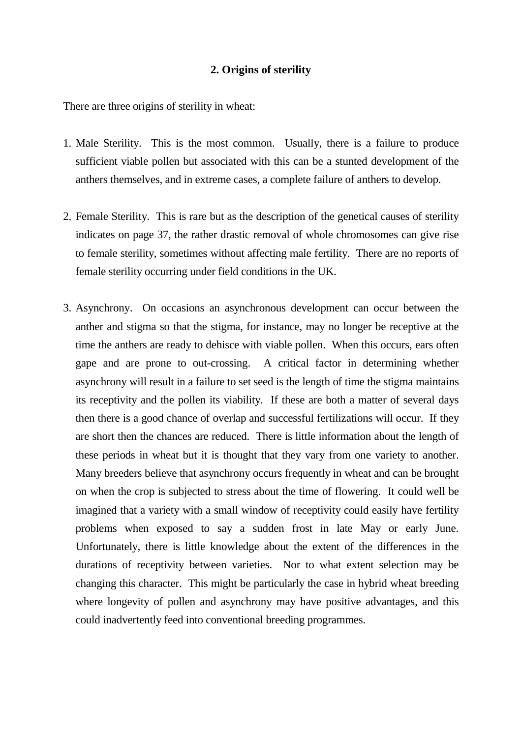## 2. Origins of sterility

There are three origins of sterility in wheat:

1. Male Sterility. This is the most common. Usually, there is a failure to produce sufficient viable pollen but associated with this can be a stunted development of the anthers themselves, and in extreme cases, a complete failure of anthers to develop.

2. Female Sterility. This is rare but as the description of the genetical causes of sterility indicates on page 37, the rather drastic removal of whole chromosomes can give rise to female sterility, sometimes without affecting male fertility. There are no reports of female sterility occurring under field conditions in the UK.

3. Asynchrony. On occasions an asynchronous development can occur between the anther and stigma so that the stigma, for instance, may no longer be receptive at the time the anthers are ready to dehisce with viable pollen. When this occurs, ears often gape and are prone to out-crossing. A critical factor in determining whether asynchrony will result in a failure to set seed is the length of time the stigma maintains its receptivity and the pollen its viability. If these are both a matter of several days then there is a good chance of overlap and successful fertilizations will occur. If they are short then the chances are reduced. There is little information about the length of these periods in wheat but it is thought that they vary from one variety to another. Many breeders believe that asynchrony occurs frequently in wheat and can be brought on when the crop is subjected to stress about the time of flowering. It could well be imagined that a variety with a small window of receptivity could easily have fertility problems when exposed to say a sudden frost in late May or early June. Unfortunately, there is little knowledge about the extent of the differences in the durations of receptivity between varieties. Nor to what extent selection may be changing this character. This might be particularly the case in hybrid wheat breeding where longevity of pollen and asynchrony may have positive advantages, and this could inadvertently feed into conventional breeding programmes.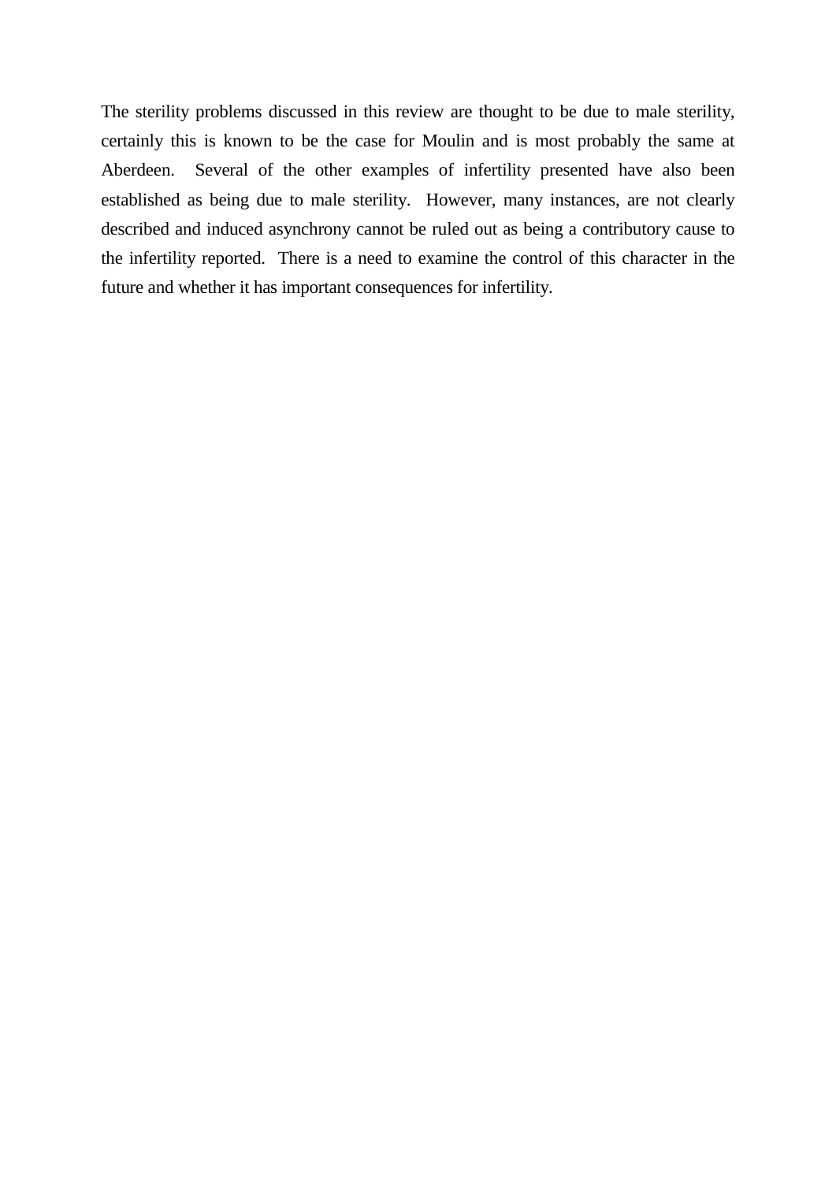The sterility problems discussed in this review are thought to be due to male sterility, certainly this is known to be the case for Moulin and is most probably the same at Aberdeen. Several of the other examples of infertility presented have also been established as being due to male sterility. However, many instances, are not clearly described and induced asynchrony cannot be ruled out as being a contributory cause to the infertility reported. There is a need to examine the control of this character in the future and whether it has important consequences for infertility.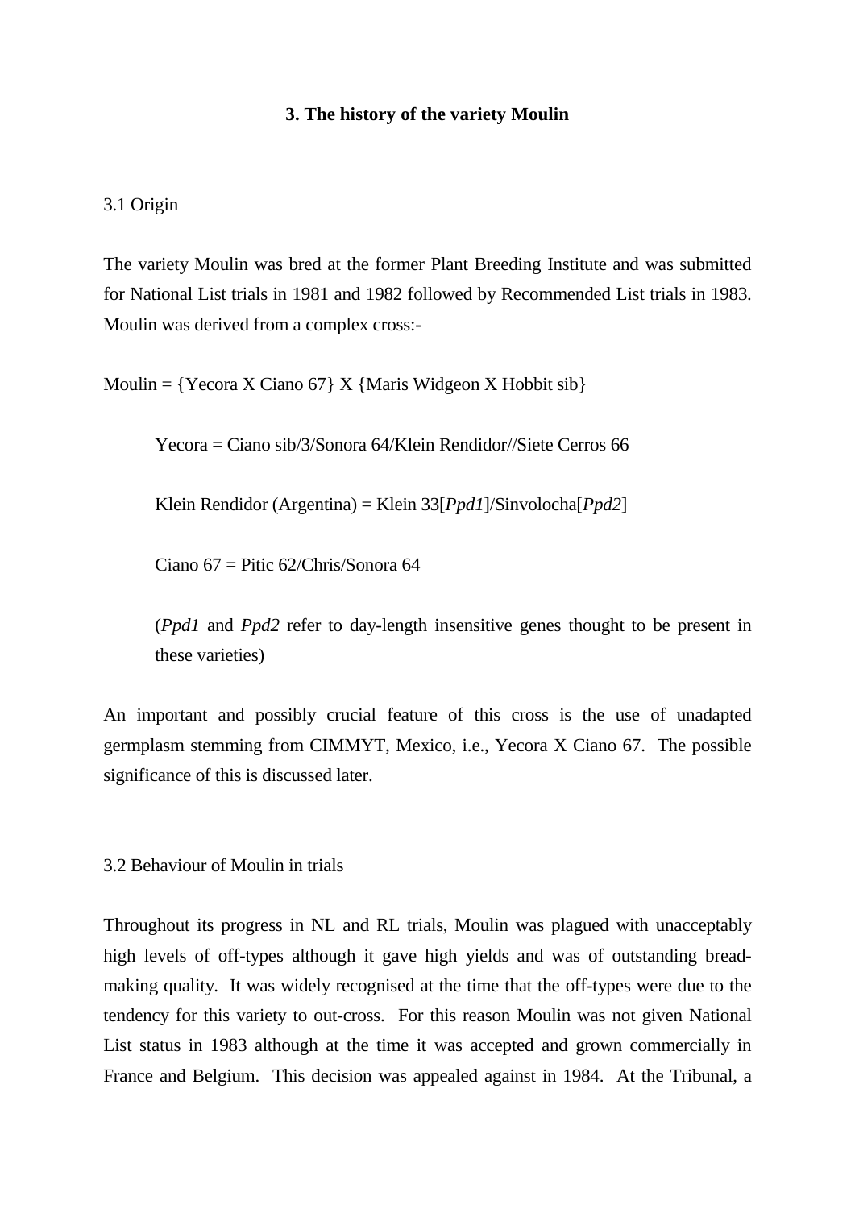## 3. The history of the variety Moulin

### 3.1 Origin

The variety Moulin was bred at the former Plant Breeding Institute and was submitted for National List trials in 1981 and 1982 followed by Recommended List trials in 1983. Moulin was derived from a complex cross:-

Moulin = {Yecora X Ciano 67} X {Maris Widgeon X Hobbit sib}

> Yecora = Ciano sib/3/Sonora 64/Klein Rendidor//Siete Cerros 66
>
> Klein Rendidor (Argentina) = Klein 33[*Ppd1*]/Sinvolocha[*Ppd2*]
>
> Ciano 67 = Pitic 62/Chris/Sonora 64
>
> (*Ppd1* and *Ppd2* refer to day-length insensitive genes thought to be present in these varieties)

An important and possibly crucial feature of this cross is the use of unadapted germplasm stemming from CIMMYT, Mexico, i.e., Yecora X Ciano 67. The possible significance of this is discussed later.

### 3.2 Behaviour of Moulin in trials

Throughout its progress in NL and RL trials, Moulin was plagued with unacceptably high levels of off-types although it gave high yields and was of outstanding bread-making quality. It was widely recognised at the time that the off-types were due to the tendency for this variety to out-cross. For this reason Moulin was not given National List status in 1983 although at the time it was accepted and grown commercially in France and Belgium. This decision was appealed against in 1984. At the Tribunal, a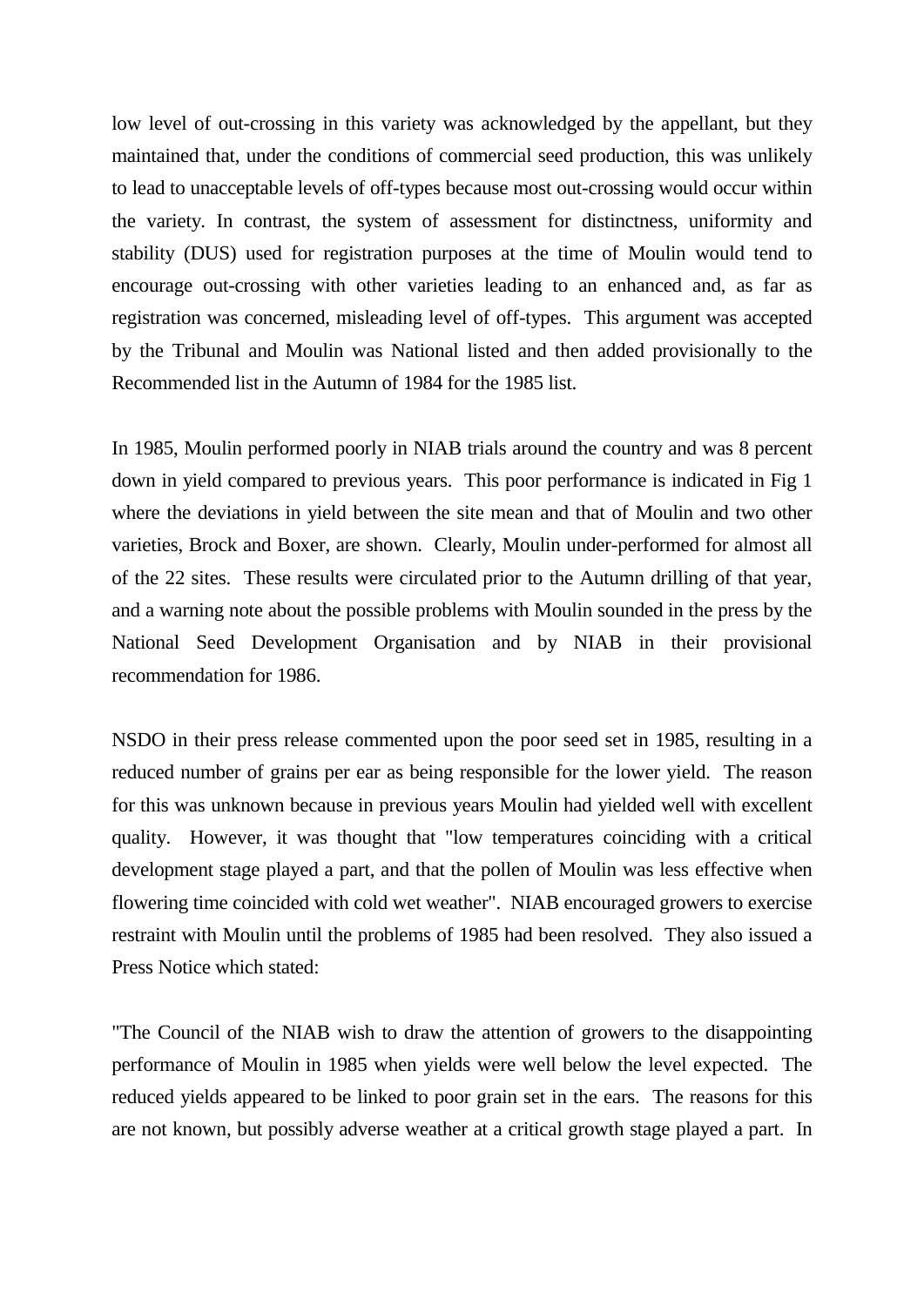low level of out-crossing in this variety was acknowledged by the appellant, but they maintained that, under the conditions of commercial seed production, this was unlikely to lead to unacceptable levels of off-types because most out-crossing would occur within the variety. In contrast, the system of assessment for distinctness, uniformity and stability (DUS) used for registration purposes at the time of Moulin would tend to encourage out-crossing with other varieties leading to an enhanced and, as far as registration was concerned, misleading level of off-types. This argument was accepted by the Tribunal and Moulin was National listed and then added provisionally to the Recommended list in the Autumn of 1984 for the 1985 list.

In 1985, Moulin performed poorly in NIAB trials around the country and was 8 percent down in yield compared to previous years. This poor performance is indicated in Fig 1 where the deviations in yield between the site mean and that of Moulin and two other varieties, Brock and Boxer, are shown. Clearly, Moulin under-performed for almost all of the 22 sites. These results were circulated prior to the Autumn drilling of that year, and a warning note about the possible problems with Moulin sounded in the press by the National Seed Development Organisation and by NIAB in their provisional recommendation for 1986.

NSDO in their press release commented upon the poor seed set in 1985, resulting in a reduced number of grains per ear as being responsible for the lower yield. The reason for this was unknown because in previous years Moulin had yielded well with excellent quality. However, it was thought that "low temperatures coinciding with a critical development stage played a part, and that the pollen of Moulin was less effective when flowering time coincided with cold wet weather". NIAB encouraged growers to exercise restraint with Moulin until the problems of 1985 had been resolved. They also issued a Press Notice which stated:

"The Council of the NIAB wish to draw the attention of growers to the disappointing performance of Moulin in 1985 when yields were well below the level expected. The reduced yields appeared to be linked to poor grain set in the ears. The reasons for this are not known, but possibly adverse weather at a critical growth stage played a part. In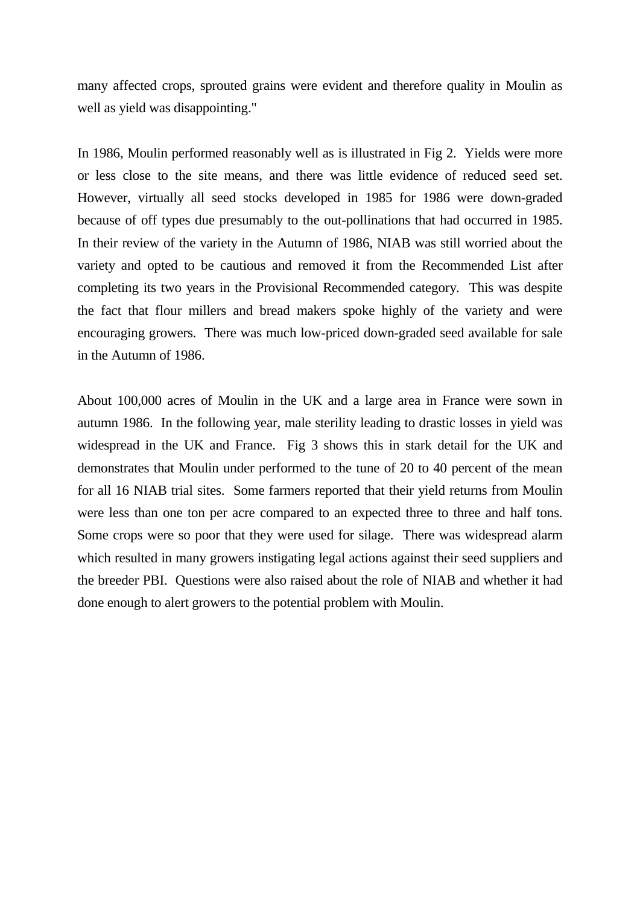many affected crops, sprouted grains were evident and therefore quality in Moulin as well as yield was disappointing."

In 1986, Moulin performed reasonably well as is illustrated in Fig 2. Yields were more or less close to the site means, and there was little evidence of reduced seed set. However, virtually all seed stocks developed in 1985 for 1986 were down-graded because of off types due presumably to the out-pollinations that had occurred in 1985. In their review of the variety in the Autumn of 1986, NIAB was still worried about the variety and opted to be cautious and removed it from the Recommended List after completing its two years in the Provisional Recommended category. This was despite the fact that flour millers and bread makers spoke highly of the variety and were encouraging growers. There was much low-priced down-graded seed available for sale in the Autumn of 1986.

About 100,000 acres of Moulin in the UK and a large area in France were sown in autumn 1986. In the following year, male sterility leading to drastic losses in yield was widespread in the UK and France. Fig 3 shows this in stark detail for the UK and demonstrates that Moulin under performed to the tune of 20 to 40 percent of the mean for all 16 NIAB trial sites. Some farmers reported that their yield returns from Moulin were less than one ton per acre compared to an expected three to three and half tons. Some crops were so poor that they were used for silage. There was widespread alarm which resulted in many growers instigating legal actions against their seed suppliers and the breeder PBI. Questions were also raised about the role of NIAB and whether it had done enough to alert growers to the potential problem with Moulin.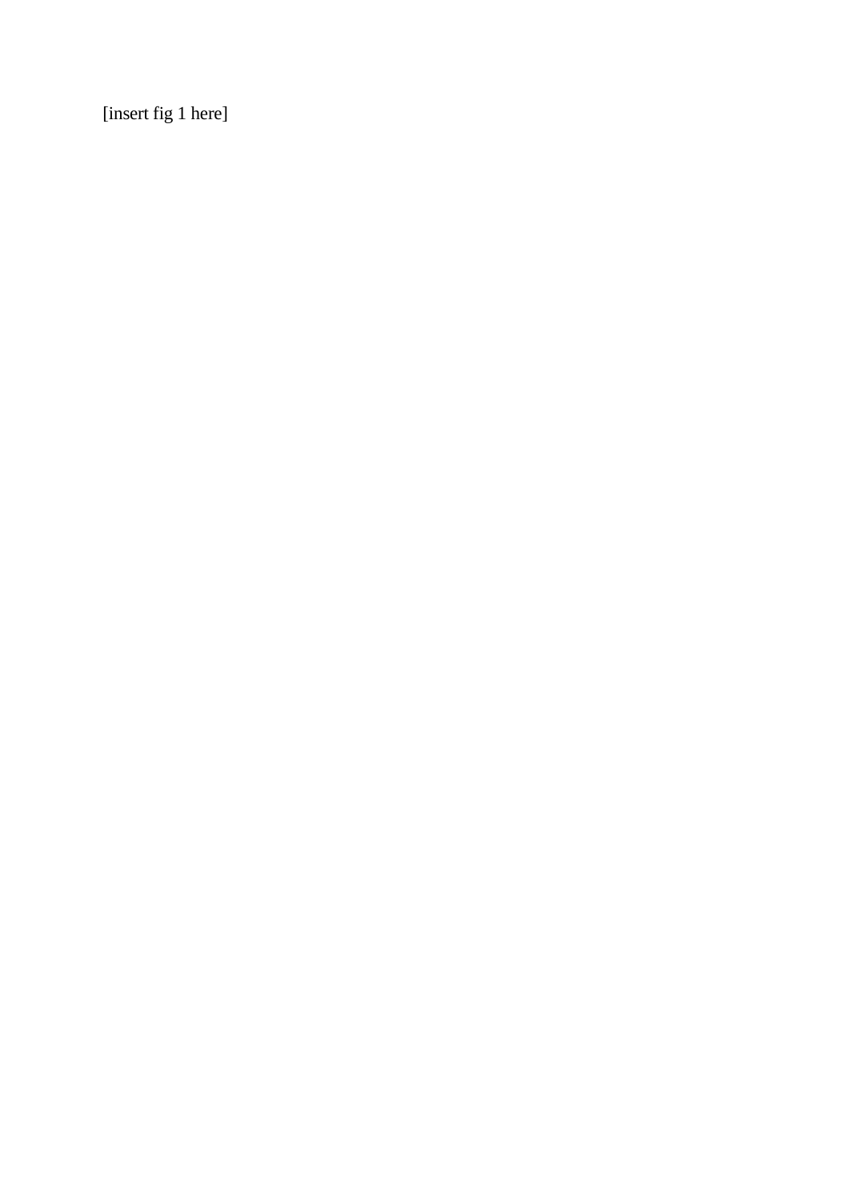[insert fig 1 here]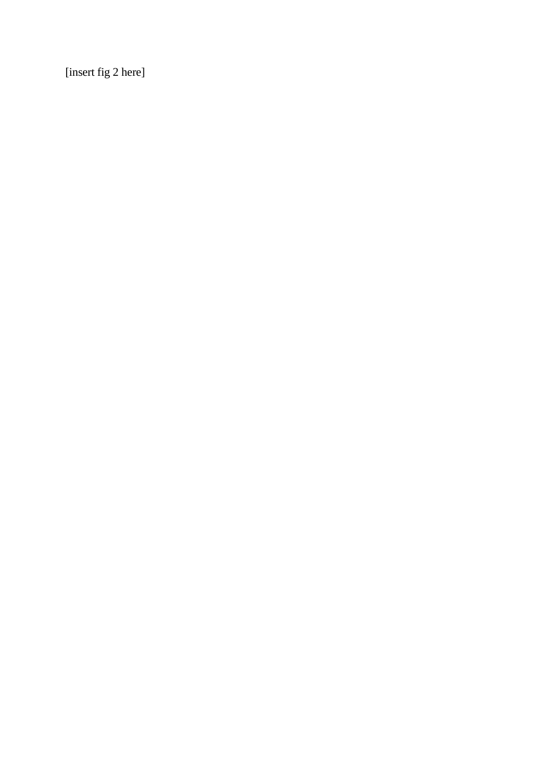[insert fig 2 here]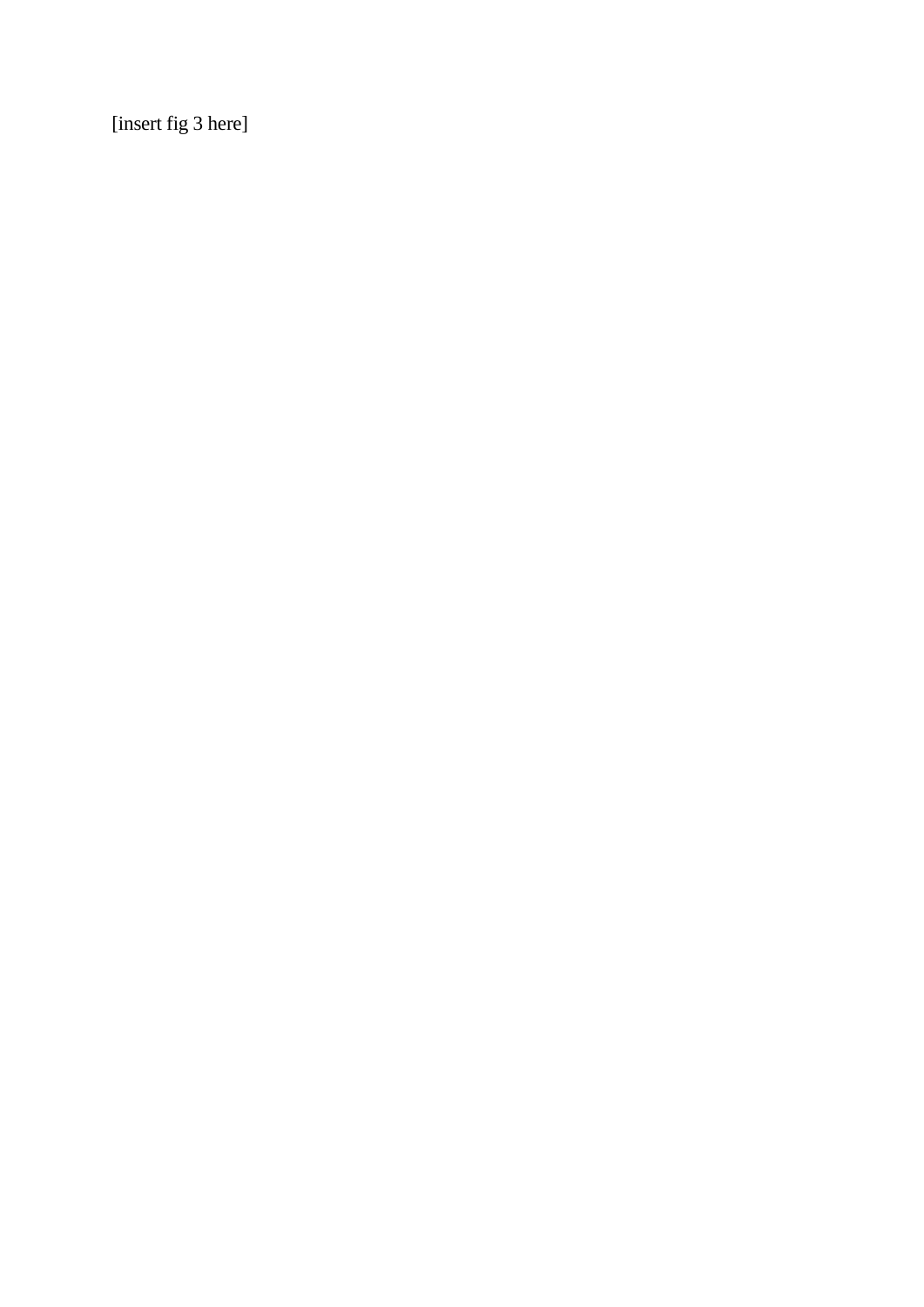[insert fig 3 here]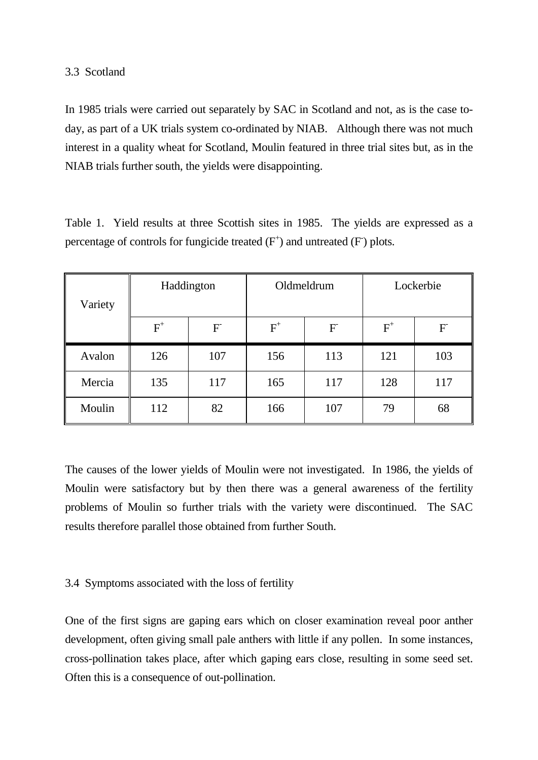### 3.3 Scotland

In 1985 trials were carried out separately by SAC in Scotland and not, as is the case to-day, as part of a UK trials system co-ordinated by NIAB. Although there was not much interest in a quality wheat for Scotland, Moulin featured in three trial sites but, as in the NIAB trials further south, the yields were disappointing.

Table 1. Yield results at three Scottish sites in 1985. The yields are expressed as a percentage of controls for fungicide treated ($F^+$) and untreated ($F^-$) plots.

| Variety | Haddington | | Oldmeldrum | | Lockerbie | |
|---|---|---|---|---|---|---|
| | $F^+$ | $F^-$ | $F^+$ | $F^-$ | $F^+$ | $F^-$ |
| Avalon | 126 | 107 | 156 | 113 | 121 | 103 |
| Mercia | 135 | 117 | 165 | 117 | 128 | 117 |
| Moulin | 112 | 82 | 166 | 107 | 79 | 68 |

The causes of the lower yields of Moulin were not investigated. In 1986, the yields of Moulin were satisfactory but by then there was a general awareness of the fertility problems of Moulin so further trials with the variety were discontinued. The SAC results therefore parallel those obtained from further South.

### 3.4 Symptoms associated with the loss of fertility

One of the first signs are gaping ears which on closer examination reveal poor anther development, often giving small pale anthers with little if any pollen. In some instances, cross-pollination takes place, after which gaping ears close, resulting in some seed set. Often this is a consequence of out-pollination.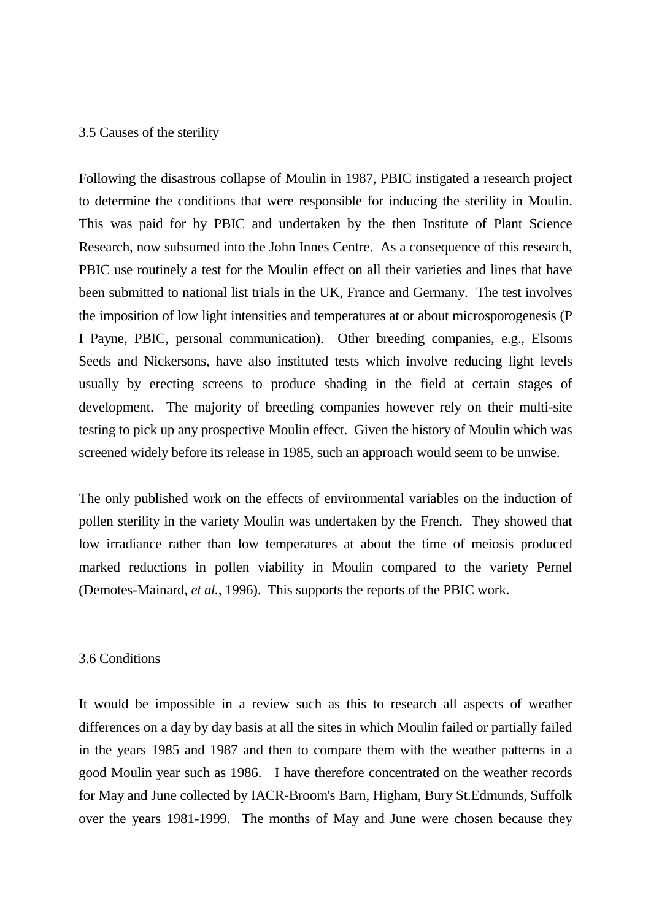### 3.5 Causes of the sterility

Following the disastrous collapse of Moulin in 1987, PBIC instigated a research project to determine the conditions that were responsible for inducing the sterility in Moulin. This was paid for by PBIC and undertaken by the then Institute of Plant Science Research, now subsumed into the John Innes Centre. As a consequence of this research, PBIC use routinely a test for the Moulin effect on all their varieties and lines that have been submitted to national list trials in the UK, France and Germany. The test involves the imposition of low light intensities and temperatures at or about microsporogenesis (P I Payne, PBIC, personal communication). Other breeding companies, e.g., Elsoms Seeds and Nickersons, have also instituted tests which involve reducing light levels usually by erecting screens to produce shading in the field at certain stages of development. The majority of breeding companies however rely on their multi-site testing to pick up any prospective Moulin effect. Given the history of Moulin which was screened widely before its release in 1985, such an approach would seem to be unwise.

The only published work on the effects of environmental variables on the induction of pollen sterility in the variety Moulin was undertaken by the French. They showed that low irradiance rather than low temperatures at about the time of meiosis produced marked reductions in pollen viability in Moulin compared to the variety Pernel (Demotes-Mainard, *et al.*, 1996). This supports the reports of the PBIC work.

### 3.6 Conditions

It would be impossible in a review such as this to research all aspects of weather differences on a day by day basis at all the sites in which Moulin failed or partially failed in the years 1985 and 1987 and then to compare them with the weather patterns in a good Moulin year such as 1986. I have therefore concentrated on the weather records for May and June collected by IACR-Broom's Barn, Higham, Bury St.Edmunds, Suffolk over the years 1981-1999. The months of May and June were chosen because they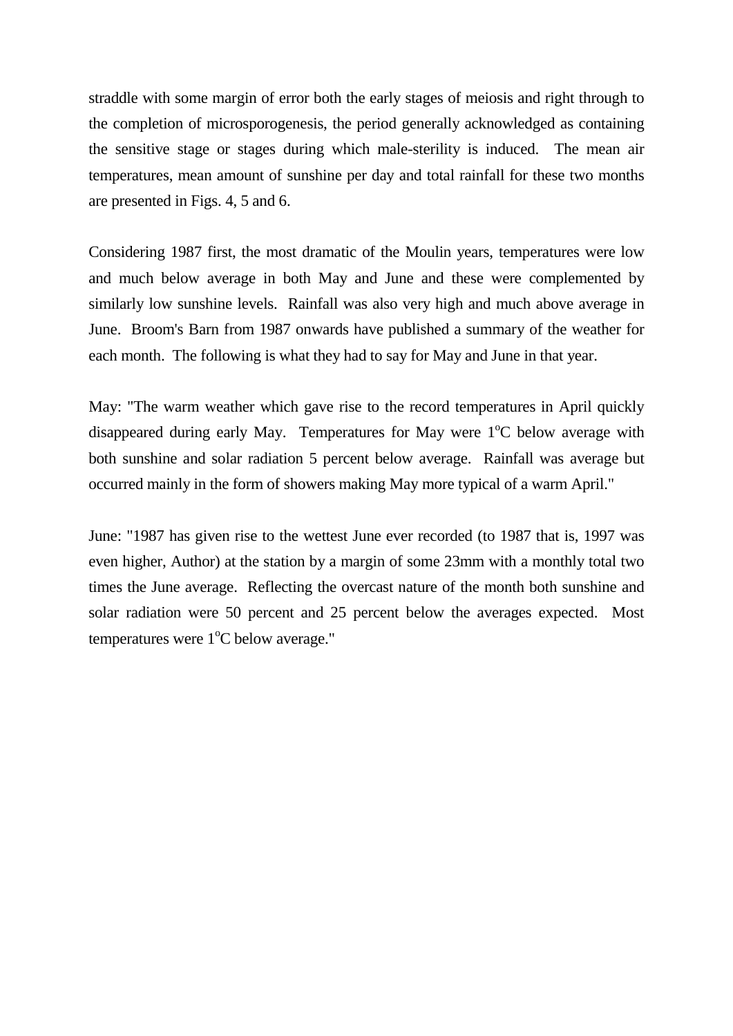straddle with some margin of error both the early stages of meiosis and right through to the completion of microsporogenesis, the period generally acknowledged as containing the sensitive stage or stages during which male-sterility is induced. The mean air temperatures, mean amount of sunshine per day and total rainfall for these two months are presented in Figs. 4, 5 and 6.

Considering 1987 first, the most dramatic of the Moulin years, temperatures were low and much below average in both May and June and these were complemented by similarly low sunshine levels. Rainfall was also very high and much above average in June. Broom's Barn from 1987 onwards have published a summary of the weather for each month. The following is what they had to say for May and June in that year.

May: "The warm weather which gave rise to the record temperatures in April quickly disappeared during early May. Temperatures for May were $1^{o}$C below average with both sunshine and solar radiation 5 percent below average. Rainfall was average but occurred mainly in the form of showers making May more typical of a warm April."

June: "1987 has given rise to the wettest June ever recorded (to 1987 that is, 1997 was even higher, Author) at the station by a margin of some 23mm with a monthly total two times the June average. Reflecting the overcast nature of the month both sunshine and solar radiation were 50 percent and 25 percent below the averages expected. Most temperatures were $1^{o}$C below average."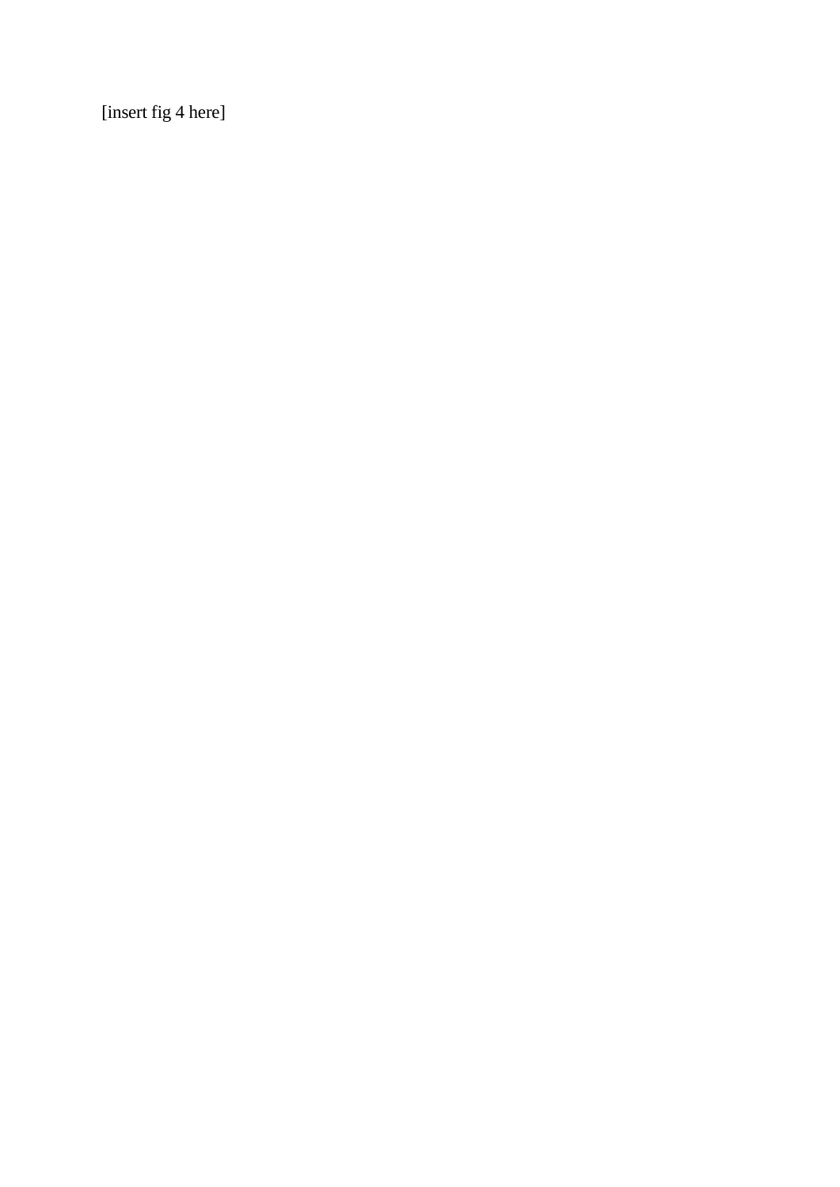[insert fig 4 here]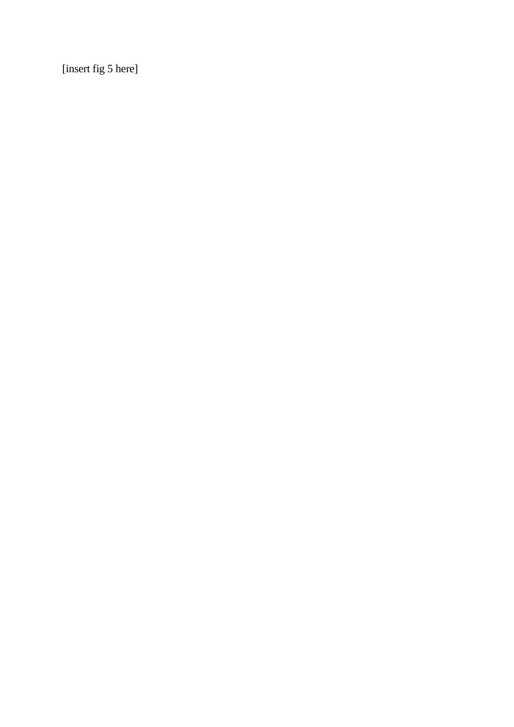[insert fig 5 here]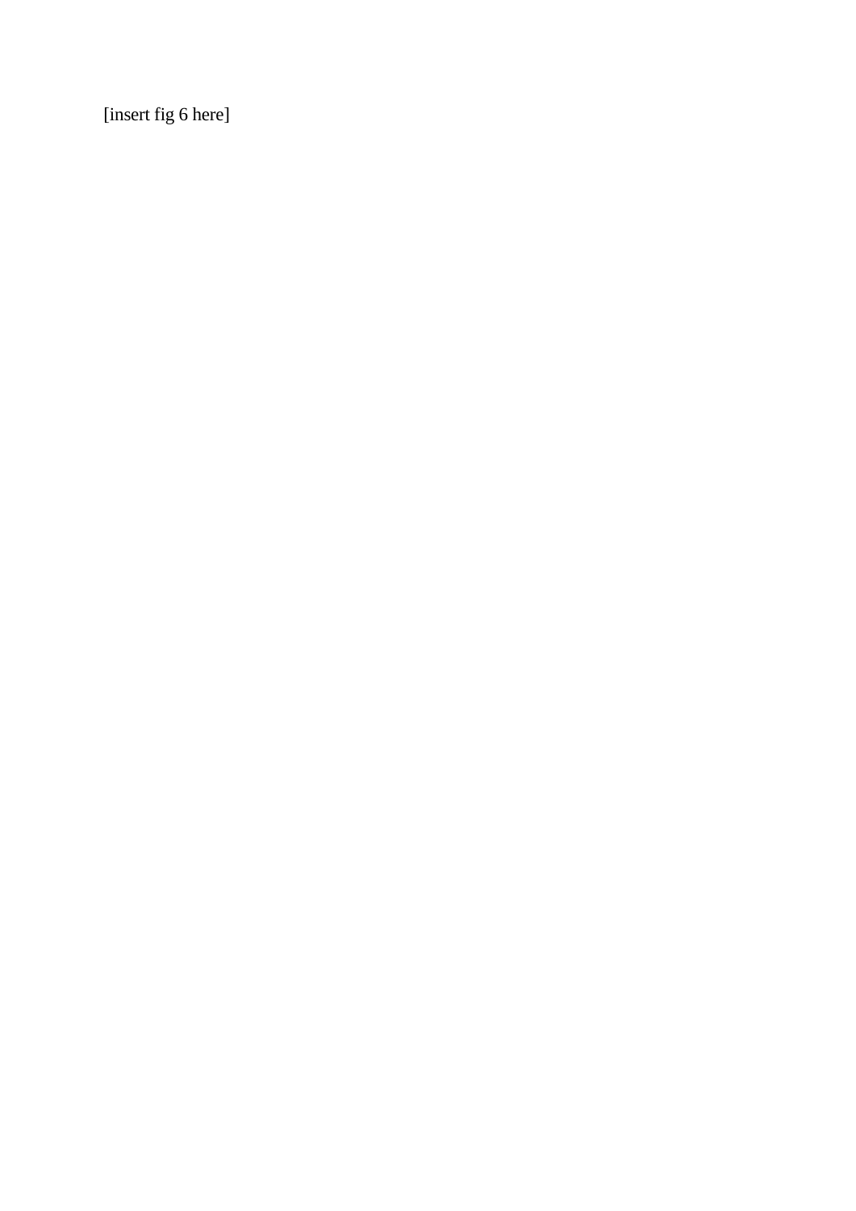[insert fig 6 here]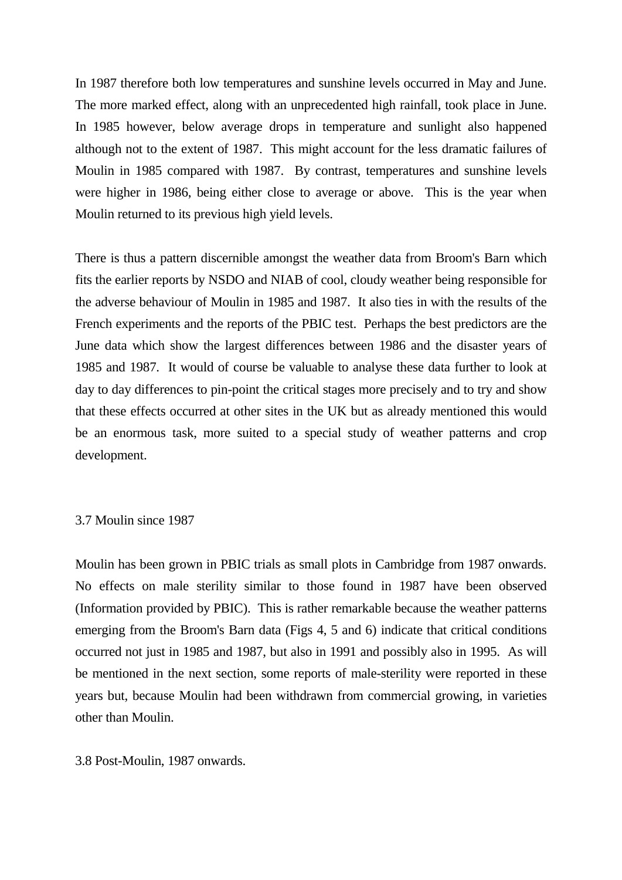In 1987 therefore both low temperatures and sunshine levels occurred in May and June. The more marked effect, along with an unprecedented high rainfall, took place in June. In 1985 however, below average drops in temperature and sunlight also happened although not to the extent of 1987. This might account for the less dramatic failures of Moulin in 1985 compared with 1987. By contrast, temperatures and sunshine levels were higher in 1986, being either close to average or above. This is the year when Moulin returned to its previous high yield levels.

There is thus a pattern discernible amongst the weather data from Broom's Barn which fits the earlier reports by NSDO and NIAB of cool, cloudy weather being responsible for the adverse behaviour of Moulin in 1985 and 1987. It also ties in with the results of the French experiments and the reports of the PBIC test. Perhaps the best predictors are the June data which show the largest differences between 1986 and the disaster years of 1985 and 1987. It would of course be valuable to analyse these data further to look at day to day differences to pin-point the critical stages more precisely and to try and show that these effects occurred at other sites in the UK but as already mentioned this would be an enormous task, more suited to a special study of weather patterns and crop development.

## 3.7 Moulin since 1987

Moulin has been grown in PBIC trials as small plots in Cambridge from 1987 onwards. No effects on male sterility similar to those found in 1987 have been observed (Information provided by PBIC). This is rather remarkable because the weather patterns emerging from the Broom's Barn data (Figs 4, 5 and 6) indicate that critical conditions occurred not just in 1985 and 1987, but also in 1991 and possibly also in 1995. As will be mentioned in the next section, some reports of male-sterility were reported in these years but, because Moulin had been withdrawn from commercial growing, in varieties other than Moulin.

## 3.8 Post-Moulin, 1987 onwards.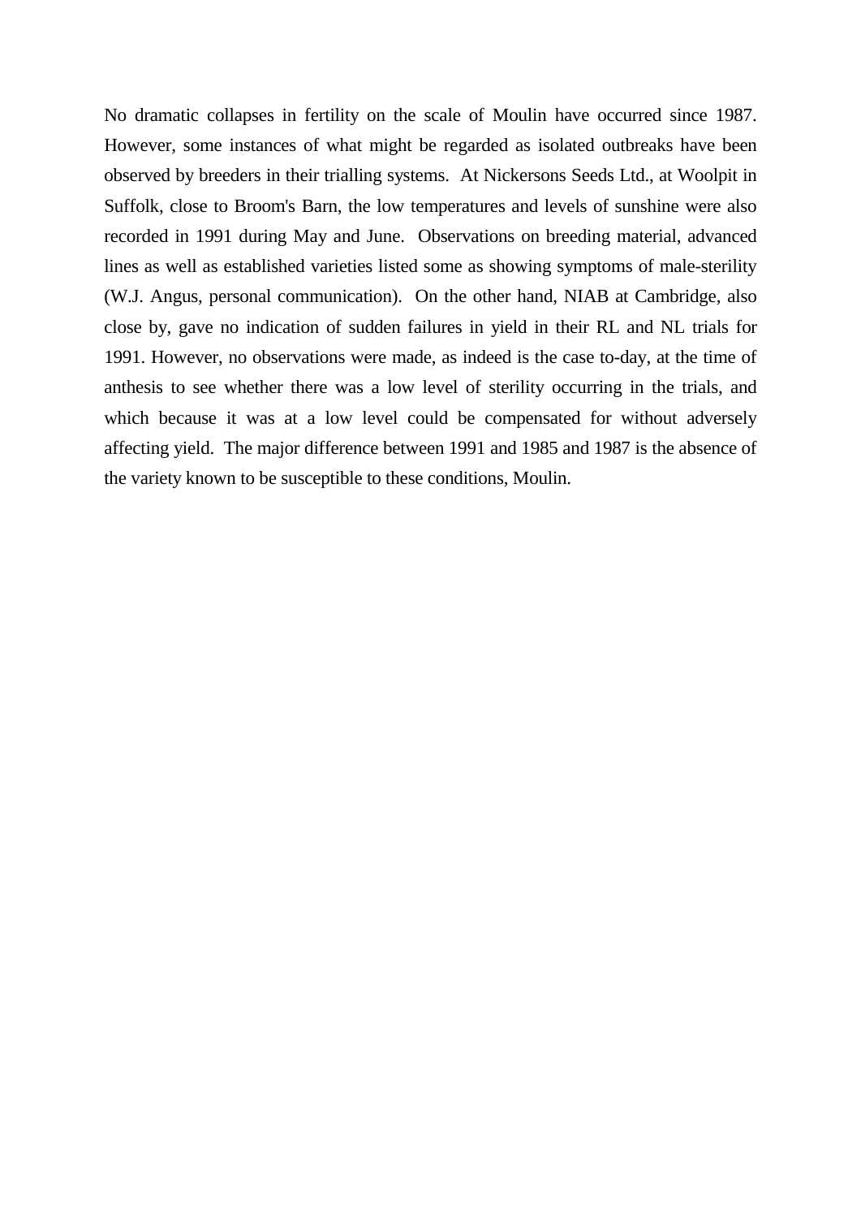No dramatic collapses in fertility on the scale of Moulin have occurred since 1987. However, some instances of what might be regarded as isolated outbreaks have been observed by breeders in their trialling systems. At Nickersons Seeds Ltd., at Woolpit in Suffolk, close to Broom's Barn, the low temperatures and levels of sunshine were also recorded in 1991 during May and June. Observations on breeding material, advanced lines as well as established varieties listed some as showing symptoms of male-sterility (W.J. Angus, personal communication). On the other hand, NIAB at Cambridge, also close by, gave no indication of sudden failures in yield in their RL and NL trials for 1991. However, no observations were made, as indeed is the case to-day, at the time of anthesis to see whether there was a low level of sterility occurring in the trials, and which because it was at a low level could be compensated for without adversely affecting yield. The major difference between 1991 and 1985 and 1987 is the absence of the variety known to be susceptible to these conditions, Moulin.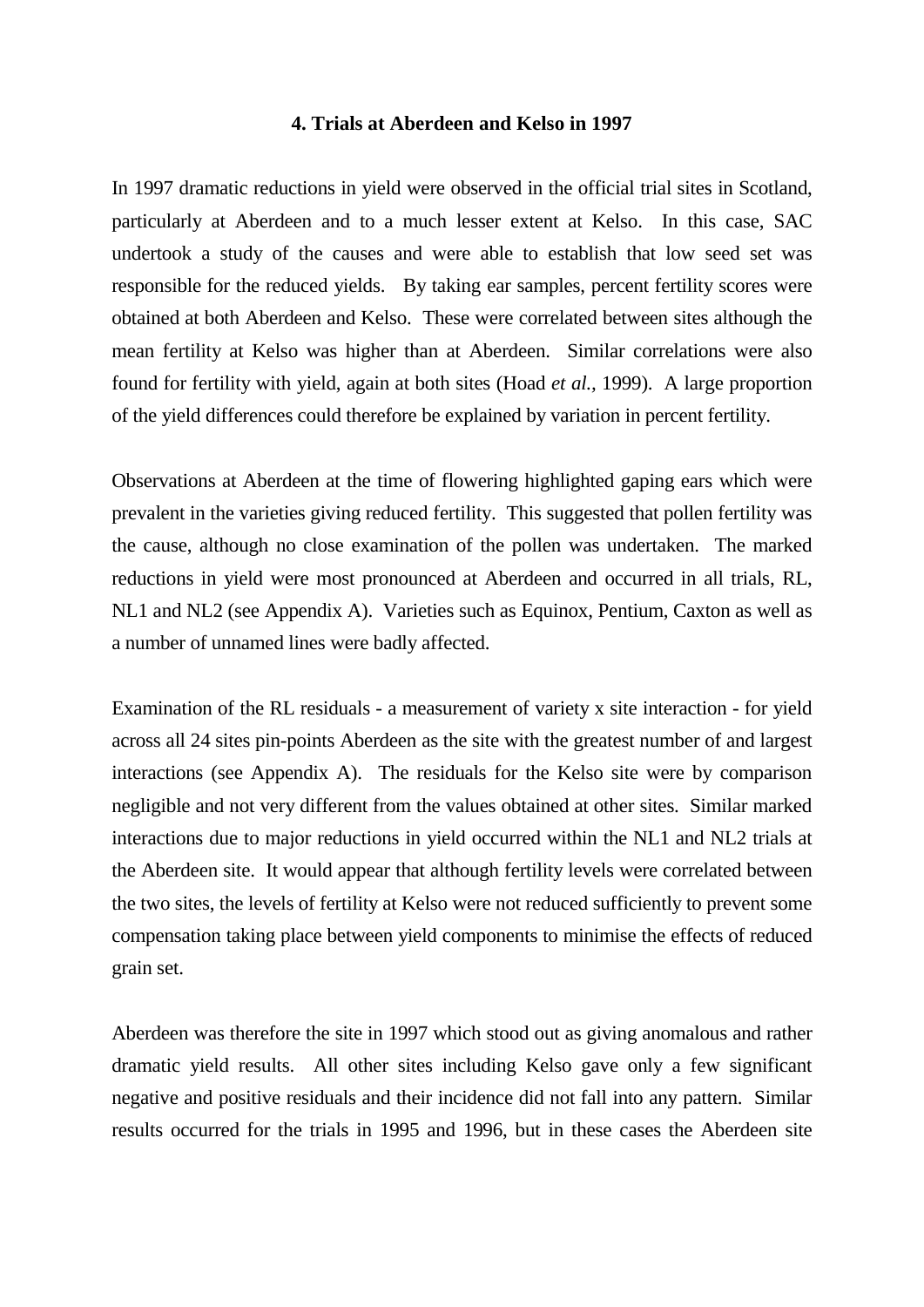## 4. Trials at Aberdeen and Kelso in 1997

In 1997 dramatic reductions in yield were observed in the official trial sites in Scotland, particularly at Aberdeen and to a much lesser extent at Kelso. In this case, SAC undertook a study of the causes and were able to establish that low seed set was responsible for the reduced yields. By taking ear samples, percent fertility scores were obtained at both Aberdeen and Kelso. These were correlated between sites although the mean fertility at Kelso was higher than at Aberdeen. Similar correlations were also found for fertility with yield, again at both sites (Hoad *et al.*, 1999). A large proportion of the yield differences could therefore be explained by variation in percent fertility.

Observations at Aberdeen at the time of flowering highlighted gaping ears which were prevalent in the varieties giving reduced fertility. This suggested that pollen fertility was the cause, although no close examination of the pollen was undertaken. The marked reductions in yield were most pronounced at Aberdeen and occurred in all trials, RL, NL1 and NL2 (see Appendix A). Varieties such as Equinox, Pentium, Caxton as well as a number of unnamed lines were badly affected.

Examination of the RL residuals - a measurement of variety x site interaction - for yield across all 24 sites pin-points Aberdeen as the site with the greatest number of and largest interactions (see Appendix A). The residuals for the Kelso site were by comparison negligible and not very different from the values obtained at other sites. Similar marked interactions due to major reductions in yield occurred within the NL1 and NL2 trials at the Aberdeen site. It would appear that although fertility levels were correlated between the two sites, the levels of fertility at Kelso were not reduced sufficiently to prevent some compensation taking place between yield components to minimise the effects of reduced grain set.

Aberdeen was therefore the site in 1997 which stood out as giving anomalous and rather dramatic yield results. All other sites including Kelso gave only a few significant negative and positive residuals and their incidence did not fall into any pattern. Similar results occurred for the trials in 1995 and 1996, but in these cases the Aberdeen site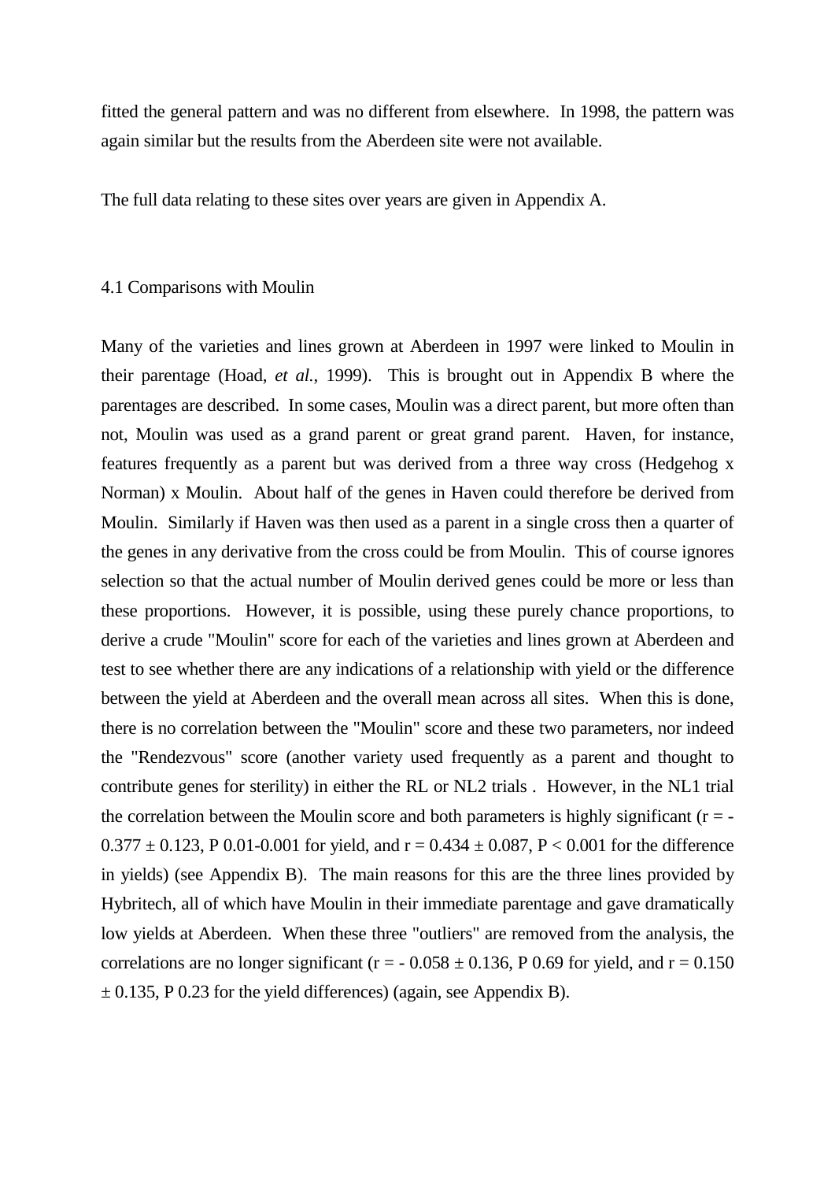fitted the general pattern and was no different from elsewhere. In 1998, the pattern was again similar but the results from the Aberdeen site were not available.

The full data relating to these sites over years are given in Appendix A.

## 4.1 Comparisons with Moulin

Many of the varieties and lines grown at Aberdeen in 1997 were linked to Moulin in their parentage (Hoad, *et al.*, 1999). This is brought out in Appendix B where the parentages are described. In some cases, Moulin was a direct parent, but more often than not, Moulin was used as a grand parent or great grand parent. Haven, for instance, features frequently as a parent but was derived from a three way cross (Hedgehog x Norman) x Moulin. About half of the genes in Haven could therefore be derived from Moulin. Similarly if Haven was then used as a parent in a single cross then a quarter of the genes in any derivative from the cross could be from Moulin. This of course ignores selection so that the actual number of Moulin derived genes could be more or less than these proportions. However, it is possible, using these purely chance proportions, to derive a crude "Moulin" score for each of the varieties and lines grown at Aberdeen and test to see whether there are any indications of a relationship with yield or the difference between the yield at Aberdeen and the overall mean across all sites. When this is done, there is no correlation between the "Moulin" score and these two parameters, nor indeed the "Rendezvous" score (another variety used frequently as a parent and thought to contribute genes for sterility) in either the RL or NL2 trials . However, in the NL1 trial the correlation between the Moulin score and both parameters is highly significant ($r = -0.377 \pm 0.123$, P 0.01-0.001 for yield, and $r = 0.434 \pm 0.087$, $P < 0.001$ for the difference in yields) (see Appendix B). The main reasons for this are the three lines provided by Hybritech, all of which have Moulin in their immediate parentage and gave dramatically low yields at Aberdeen. When these three "outliers" are removed from the analysis, the correlations are no longer significant ($r = -0.058 \pm 0.136$, P 0.69 for yield, and $r = 0.150 \pm 0.135$, P 0.23 for the yield differences) (again, see Appendix B).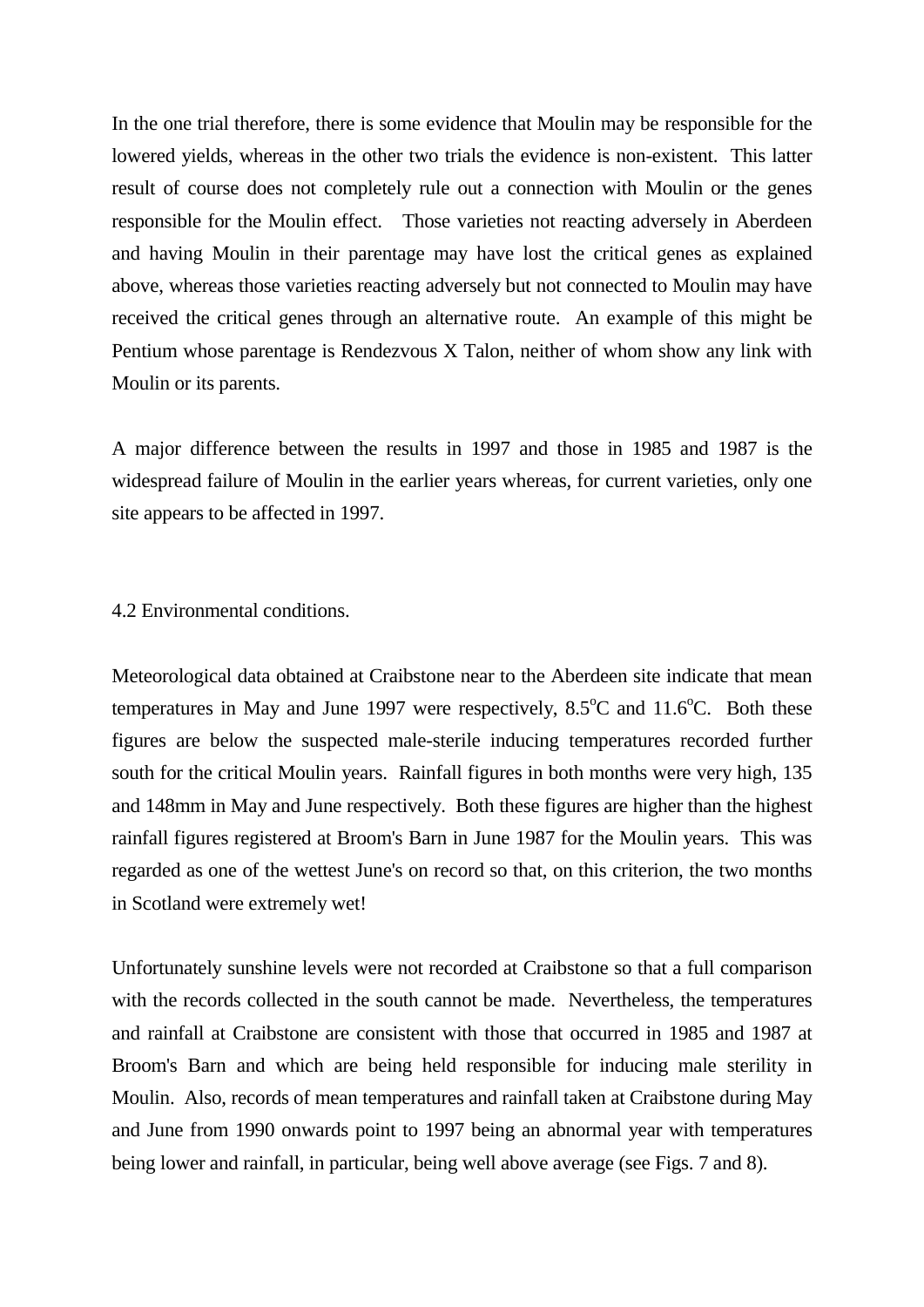In the one trial therefore, there is some evidence that Moulin may be responsible for the lowered yields, whereas in the other two trials the evidence is non-existent. This latter result of course does not completely rule out a connection with Moulin or the genes responsible for the Moulin effect. Those varieties not reacting adversely in Aberdeen and having Moulin in their parentage may have lost the critical genes as explained above, whereas those varieties reacting adversely but not connected to Moulin may have received the critical genes through an alternative route. An example of this might be Pentium whose parentage is Rendezvous X Talon, neither of whom show any link with Moulin or its parents.

A major difference between the results in 1997 and those in 1985 and 1987 is the widespread failure of Moulin in the earlier years whereas, for current varieties, only one site appears to be affected in 1997.

4.2 Environmental conditions.

Meteorological data obtained at Craibstone near to the Aberdeen site indicate that mean temperatures in May and June 1997 were respectively, 8.5°C and 11.6°C. Both these figures are below the suspected male-sterile inducing temperatures recorded further south for the critical Moulin years. Rainfall figures in both months were very high, 135 and 148mm in May and June respectively. Both these figures are higher than the highest rainfall figures registered at Broom's Barn in June 1987 for the Moulin years. This was regarded as one of the wettest June's on record so that, on this criterion, the two months in Scotland were extremely wet!

Unfortunately sunshine levels were not recorded at Craibstone so that a full comparison with the records collected in the south cannot be made. Nevertheless, the temperatures and rainfall at Craibstone are consistent with those that occurred in 1985 and 1987 at Broom's Barn and which are being held responsible for inducing male sterility in Moulin. Also, records of mean temperatures and rainfall taken at Craibstone during May and June from 1990 onwards point to 1997 being an abnormal year with temperatures being lower and rainfall, in particular, being well above average (see Figs. 7 and 8).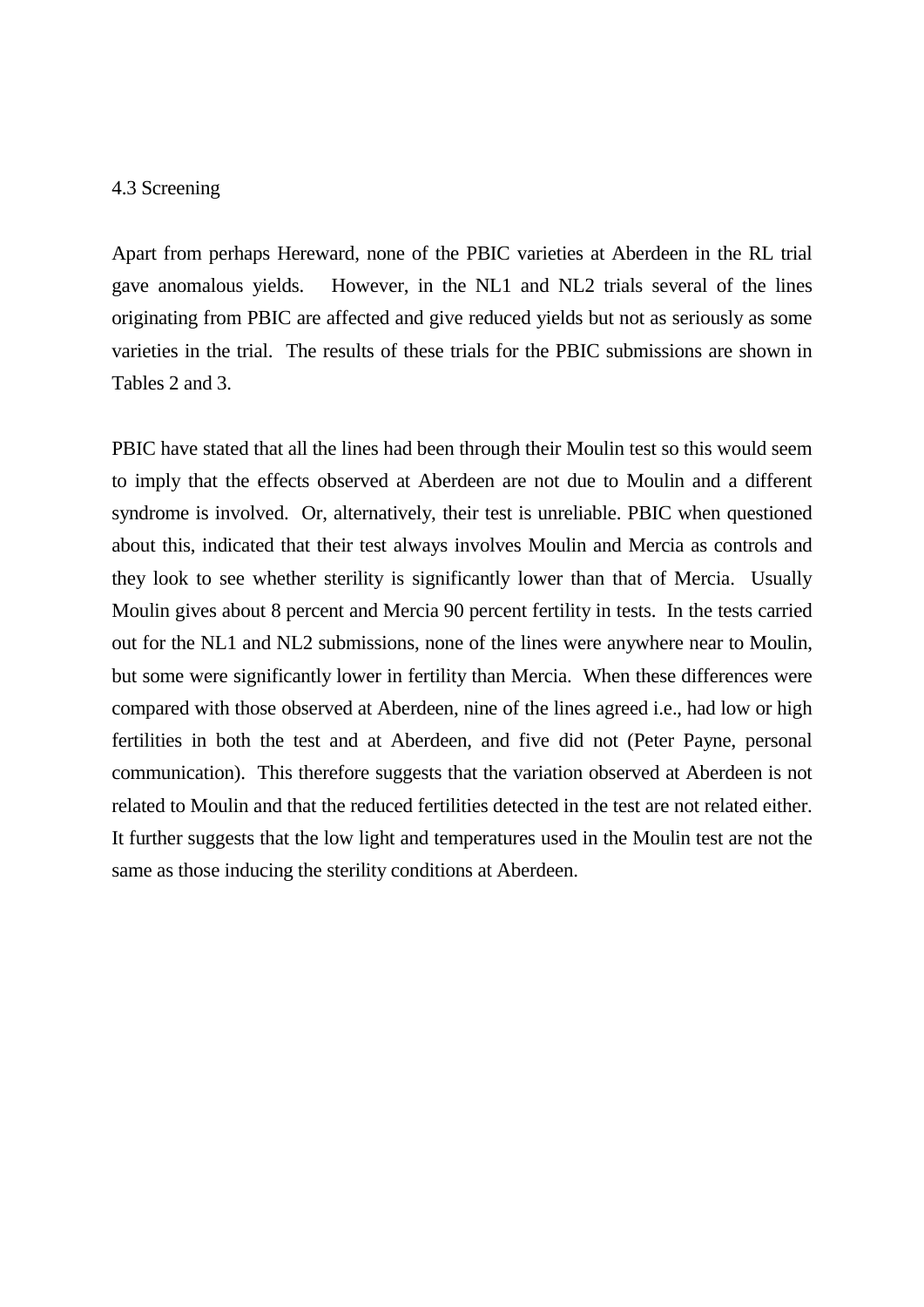### 4.3 Screening

Apart from perhaps Hereward, none of the PBIC varieties at Aberdeen in the RL trial gave anomalous yields. However, in the NL1 and NL2 trials several of the lines originating from PBIC are affected and give reduced yields but not as seriously as some varieties in the trial. The results of these trials for the PBIC submissions are shown in Tables 2 and 3.

PBIC have stated that all the lines had been through their Moulin test so this would seem to imply that the effects observed at Aberdeen are not due to Moulin and a different syndrome is involved. Or, alternatively, their test is unreliable. PBIC when questioned about this, indicated that their test always involves Moulin and Mercia as controls and they look to see whether sterility is significantly lower than that of Mercia. Usually Moulin gives about 8 percent and Mercia 90 percent fertility in tests. In the tests carried out for the NL1 and NL2 submissions, none of the lines were anywhere near to Moulin, but some were significantly lower in fertility than Mercia. When these differences were compared with those observed at Aberdeen, nine of the lines agreed i.e., had low or high fertilities in both the test and at Aberdeen, and five did not (Peter Payne, personal communication). This therefore suggests that the variation observed at Aberdeen is not related to Moulin and that the reduced fertilities detected in the test are not related either. It further suggests that the low light and temperatures used in the Moulin test are not the same as those inducing the sterility conditions at Aberdeen.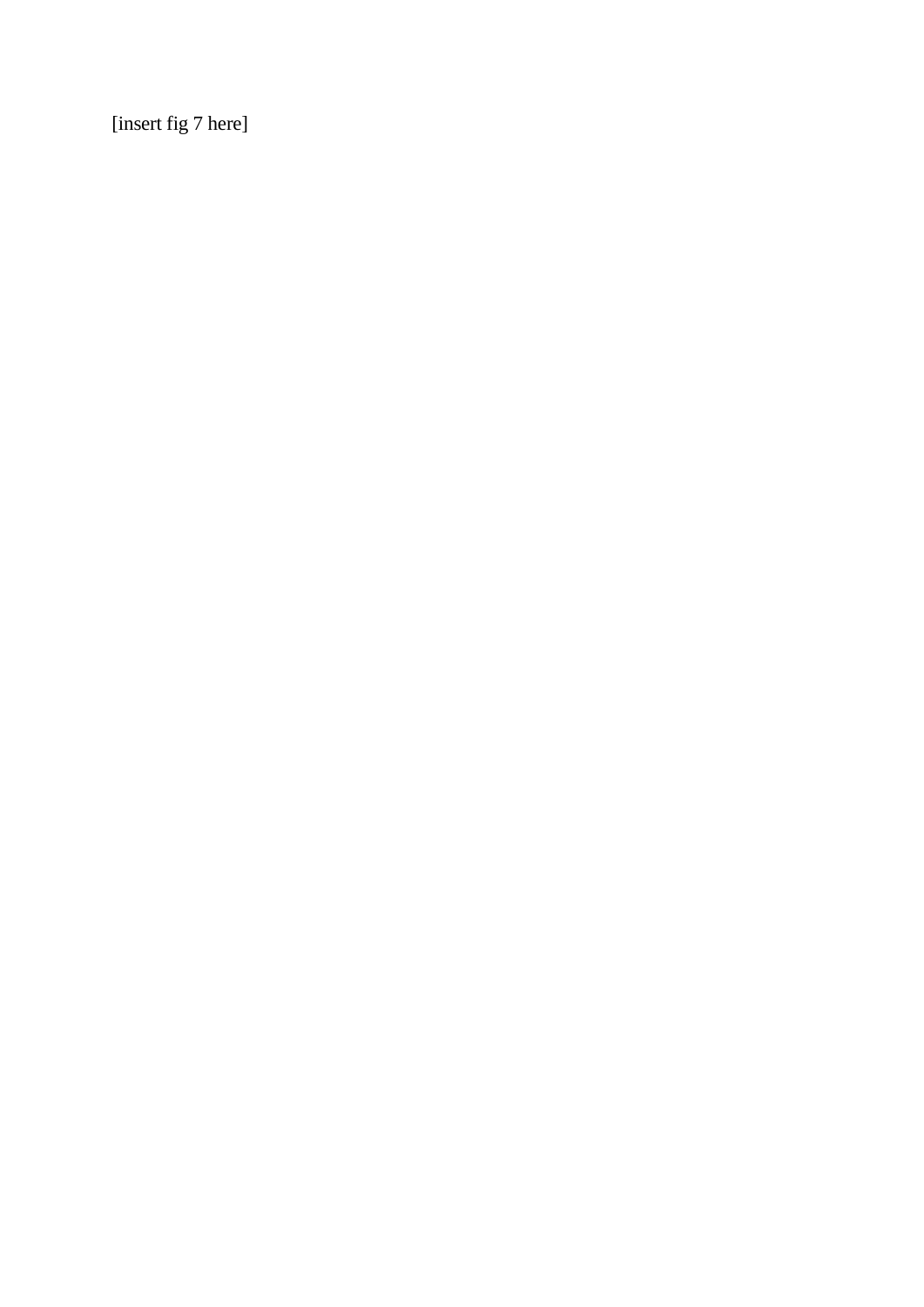[insert fig 7 here]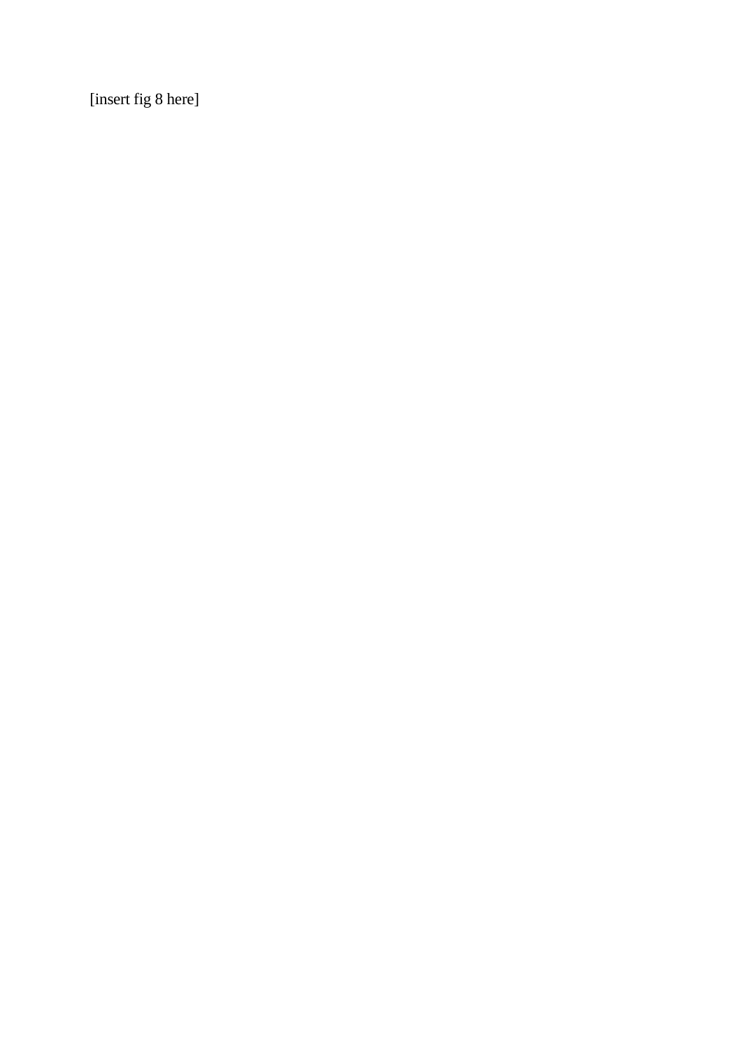[insert fig 8 here]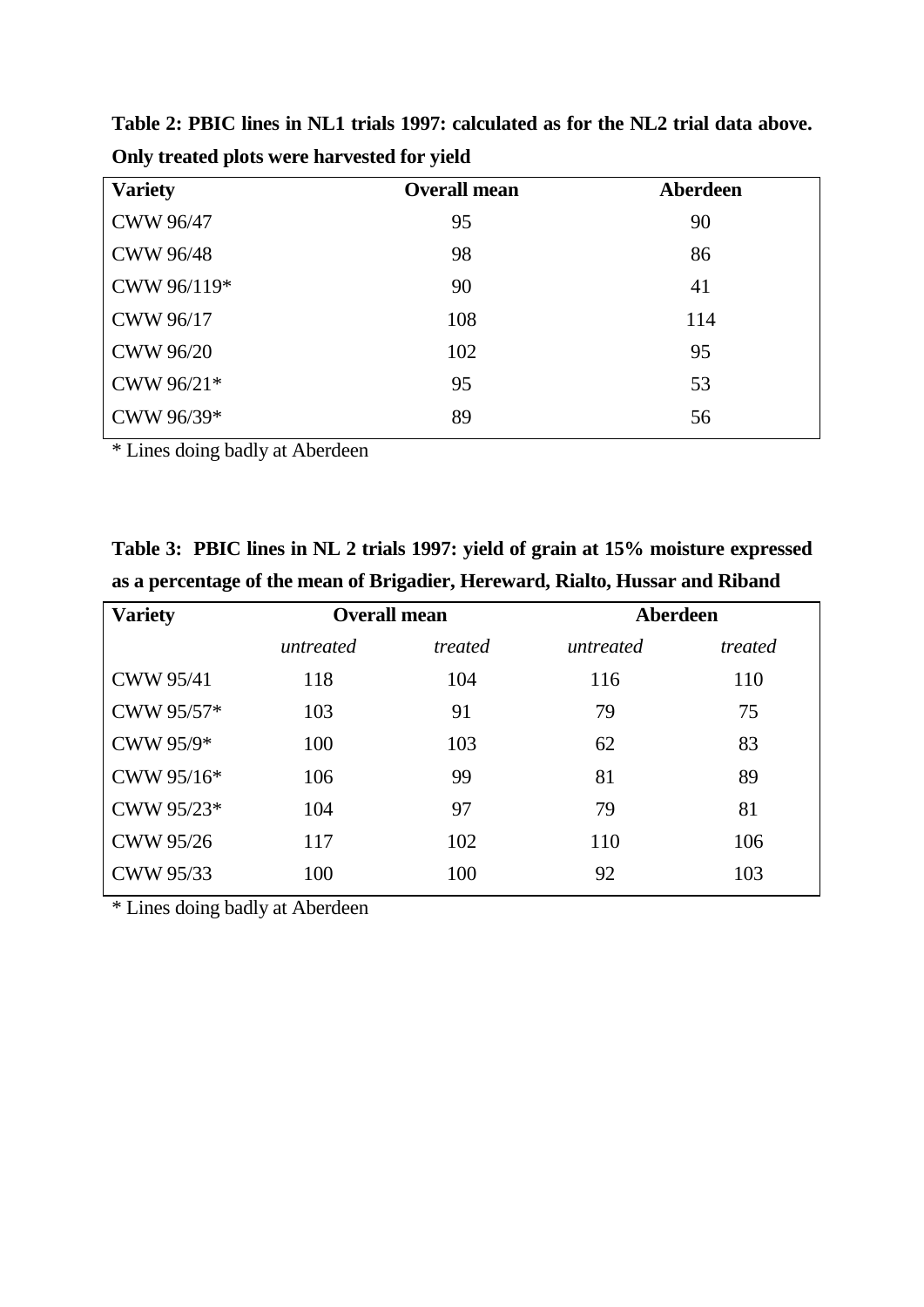**Table 2: PBIC lines in NL1 trials 1997: calculated as for the NL2 trial data above. Only treated plots were harvested for yield**

| Variety | Overall mean | Aberdeen |
|---|---|---|
| CWW 96/47 | 95 | 90 |
| CWW 96/48 | 98 | 86 |
| CWW 96/119* | 90 | 41 |
| CWW 96/17 | 108 | 114 |
| CWW 96/20 | 102 | 95 |
| CWW 96/21* | 95 | 53 |
| CWW 96/39* | 89 | 56 |

\* Lines doing badly at Aberdeen

**Table 3: PBIC lines in NL 2 trials 1997: yield of grain at 15% moisture expressed as a percentage of the mean of Brigadier, Hereward, Rialto, Hussar and Riband**

| Variety | Overall mean | | Aberdeen | |
|---|---|---|---|---|
| | *untreated* | *treated* | *untreated* | *treated* |
| CWW 95/41 | 118 | 104 | 116 | 110 |
| CWW 95/57* | 103 | 91 | 79 | 75 |
| CWW 95/9* | 100 | 103 | 62 | 83 |
| CWW 95/16* | 106 | 99 | 81 | 89 |
| CWW 95/23* | 104 | 97 | 79 | 81 |
| CWW 95/26 | 117 | 102 | 110 | 106 |
| CWW 95/33 | 100 | 100 | 92 | 103 |

\* Lines doing badly at Aberdeen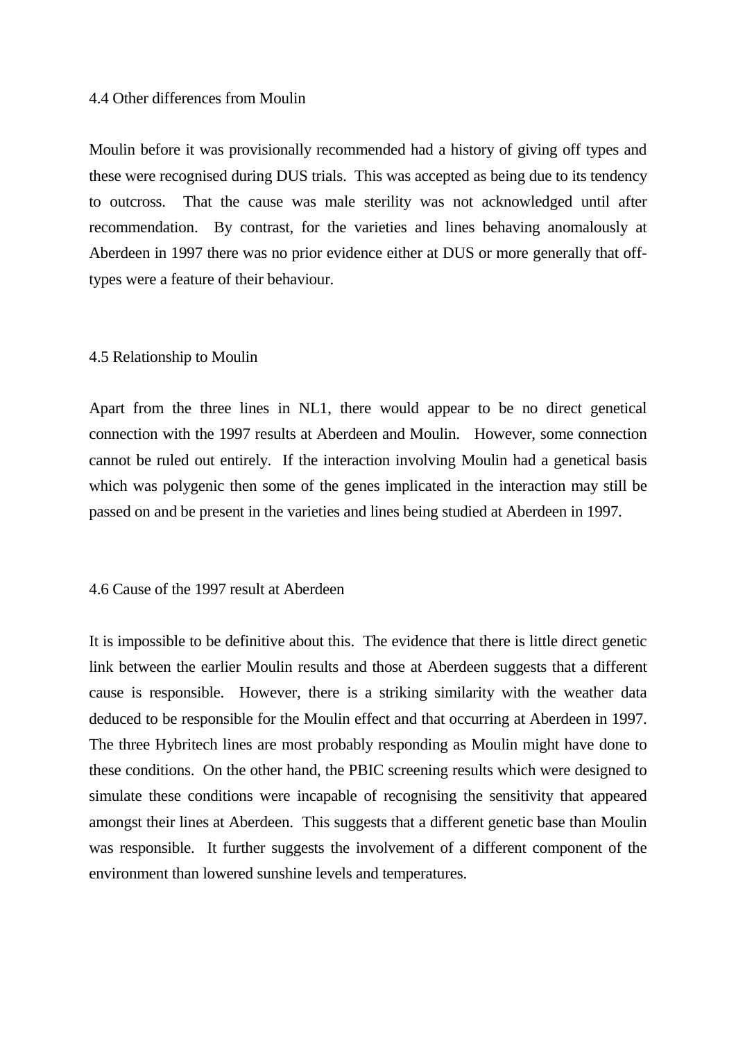### 4.4 Other differences from Moulin

Moulin before it was provisionally recommended had a history of giving off types and these were recognised during DUS trials. This was accepted as being due to its tendency to outcross. That the cause was male sterility was not acknowledged until after recommendation. By contrast, for the varieties and lines behaving anomalously at Aberdeen in 1997 there was no prior evidence either at DUS or more generally that off-types were a feature of their behaviour.

### 4.5 Relationship to Moulin

Apart from the three lines in NL1, there would appear to be no direct genetical connection with the 1997 results at Aberdeen and Moulin. However, some connection cannot be ruled out entirely. If the interaction involving Moulin had a genetical basis which was polygenic then some of the genes implicated in the interaction may still be passed on and be present in the varieties and lines being studied at Aberdeen in 1997.

### 4.6 Cause of the 1997 result at Aberdeen

It is impossible to be definitive about this. The evidence that there is little direct genetic link between the earlier Moulin results and those at Aberdeen suggests that a different cause is responsible. However, there is a striking similarity with the weather data deduced to be responsible for the Moulin effect and that occurring at Aberdeen in 1997. The three Hybritech lines are most probably responding as Moulin might have done to these conditions. On the other hand, the PBIC screening results which were designed to simulate these conditions were incapable of recognising the sensitivity that appeared amongst their lines at Aberdeen. This suggests that a different genetic base than Moulin was responsible. It further suggests the involvement of a different component of the environment than lowered sunshine levels and temperatures.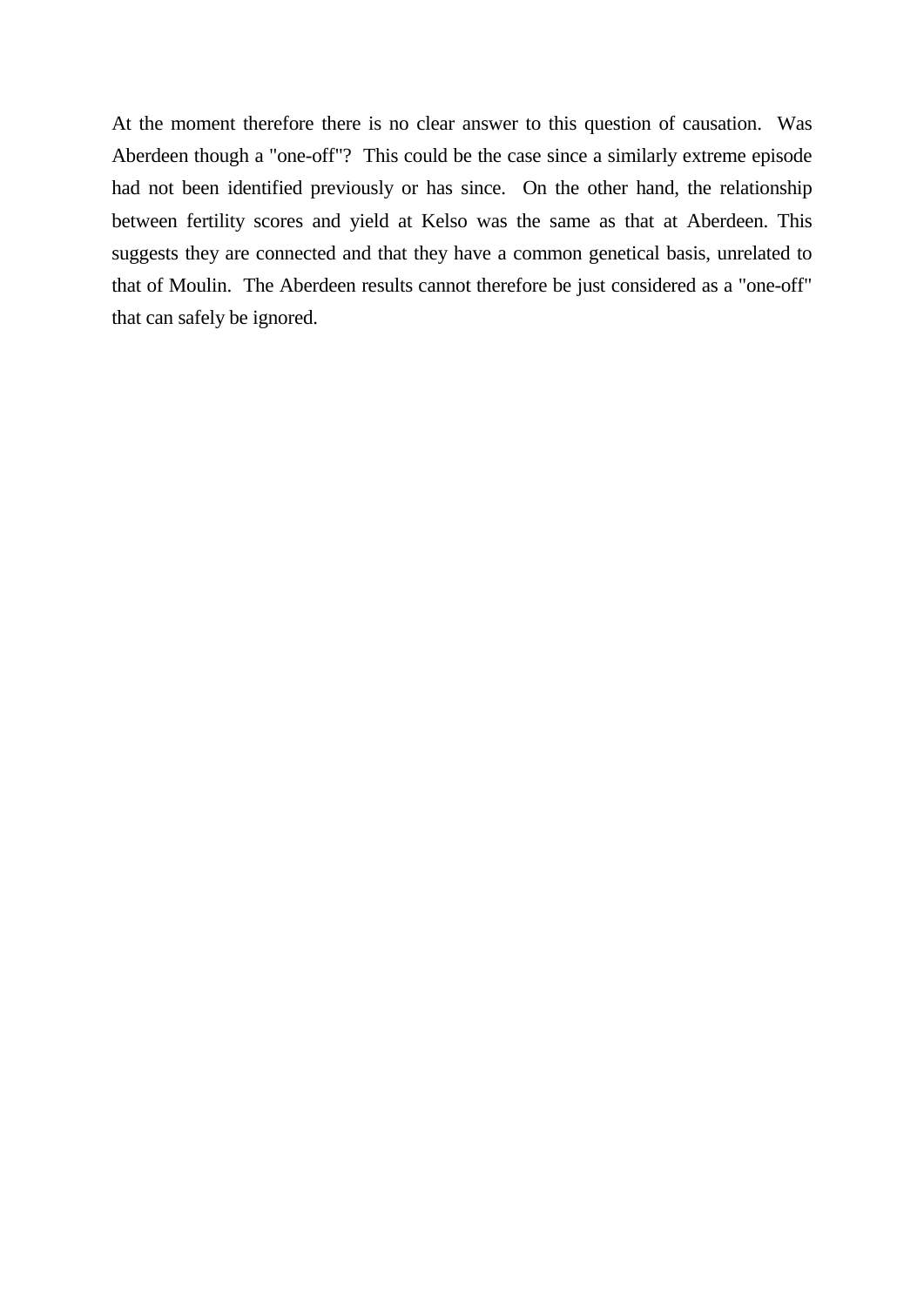At the moment therefore there is no clear answer to this question of causation. Was Aberdeen though a "one-off"? This could be the case since a similarly extreme episode had not been identified previously or has since. On the other hand, the relationship between fertility scores and yield at Kelso was the same as that at Aberdeen. This suggests they are connected and that they have a common genetical basis, unrelated to that of Moulin. The Aberdeen results cannot therefore be just considered as a "one-off" that can safely be ignored.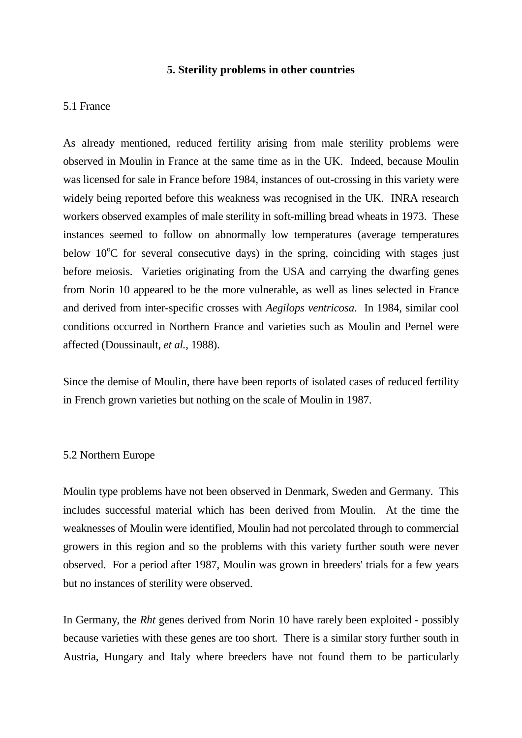## 5. Sterility problems in other countries

### 5.1 France

As already mentioned, reduced fertility arising from male sterility problems were observed in Moulin in France at the same time as in the UK. Indeed, because Moulin was licensed for sale in France before 1984, instances of out-crossing in this variety were widely being reported before this weakness was recognised in the UK. INRA research workers observed examples of male sterility in soft-milling bread wheats in 1973. These instances seemed to follow on abnormally low temperatures (average temperatures below $10^{o}$C for several consecutive days) in the spring, coinciding with stages just before meiosis. Varieties originating from the USA and carrying the dwarfing genes from Norin 10 appeared to be the more vulnerable, as well as lines selected in France and derived from inter-specific crosses with *Aegilops ventricosa*. In 1984, similar cool conditions occurred in Northern France and varieties such as Moulin and Pernel were affected (Doussinault, *et al.*, 1988).

Since the demise of Moulin, there have been reports of isolated cases of reduced fertility in French grown varieties but nothing on the scale of Moulin in 1987.

### 5.2 Northern Europe

Moulin type problems have not been observed in Denmark, Sweden and Germany. This includes successful material which has been derived from Moulin. At the time the weaknesses of Moulin were identified, Moulin had not percolated through to commercial growers in this region and so the problems with this variety further south were never observed. For a period after 1987, Moulin was grown in breeders' trials for a few years but no instances of sterility were observed.

In Germany, the *Rht* genes derived from Norin 10 have rarely been exploited - possibly because varieties with these genes are too short. There is a similar story further south in Austria, Hungary and Italy where breeders have not found them to be particularly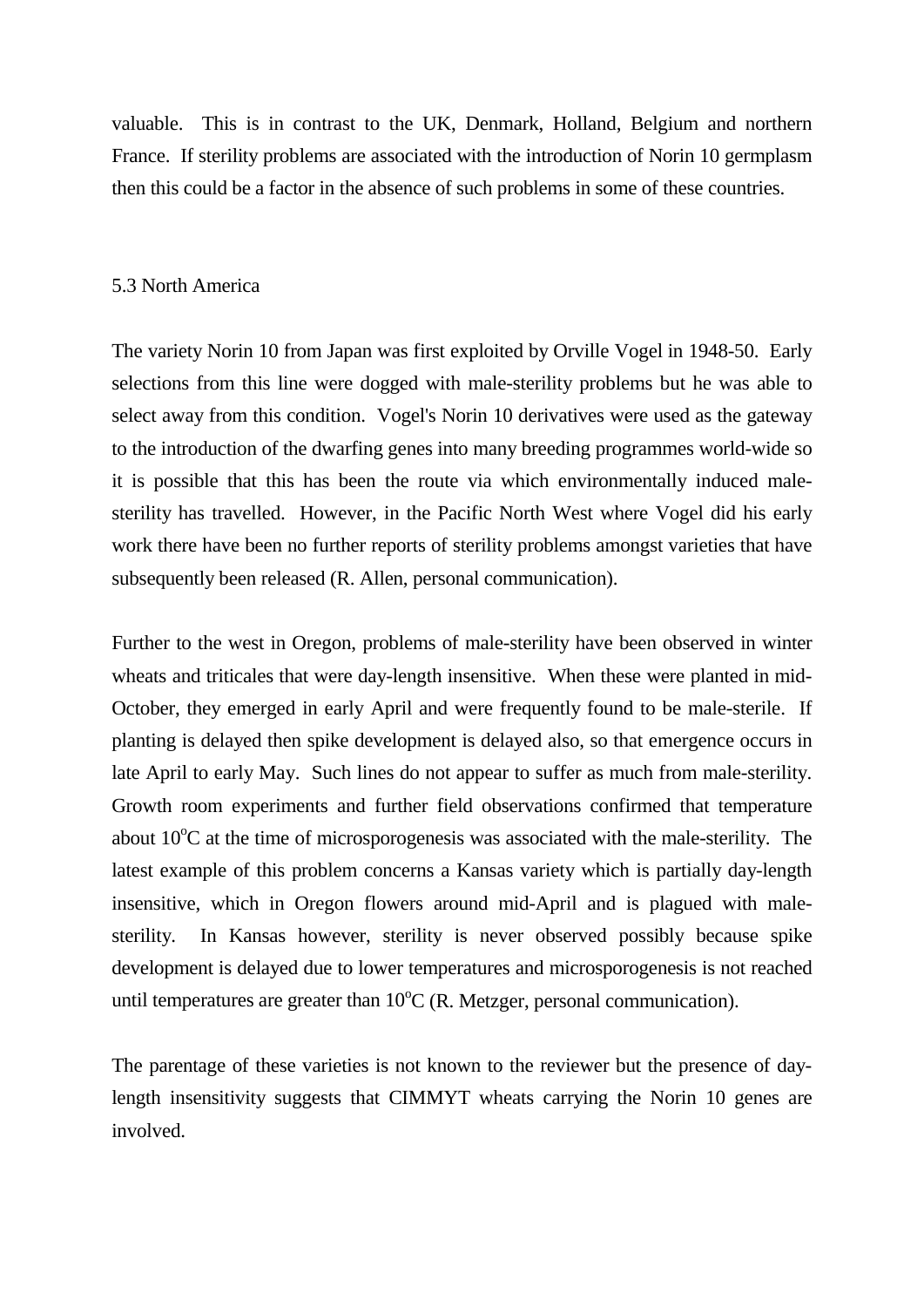valuable. This is in contrast to the UK, Denmark, Holland, Belgium and northern France. If sterility problems are associated with the introduction of Norin 10 germplasm then this could be a factor in the absence of such problems in some of these countries.

## 5.3 North America

The variety Norin 10 from Japan was first exploited by Orville Vogel in 1948-50. Early selections from this line were dogged with male-sterility problems but he was able to select away from this condition. Vogel's Norin 10 derivatives were used as the gateway to the introduction of the dwarfing genes into many breeding programmes world-wide so it is possible that this has been the route via which environmentally induced male-sterility has travelled. However, in the Pacific North West where Vogel did his early work there have been no further reports of sterility problems amongst varieties that have subsequently been released (R. Allen, personal communication).

Further to the west in Oregon, problems of male-sterility have been observed in winter wheats and triticales that were day-length insensitive. When these were planted in mid-October, they emerged in early April and were frequently found to be male-sterile. If planting is delayed then spike development is delayed also, so that emergence occurs in late April to early May. Such lines do not appear to suffer as much from male-sterility. Growth room experiments and further field observations confirmed that temperature about $10^{o}C$ at the time of microsporogenesis was associated with the male-sterility. The latest example of this problem concerns a Kansas variety which is partially day-length insensitive, which in Oregon flowers around mid-April and is plagued with male-sterility. In Kansas however, sterility is never observed possibly because spike development is delayed due to lower temperatures and microsporogenesis is not reached until temperatures are greater than $10^{o}C$ (R. Metzger, personal communication).

The parentage of these varieties is not known to the reviewer but the presence of day-length insensitivity suggests that CIMMYT wheats carrying the Norin 10 genes are involved.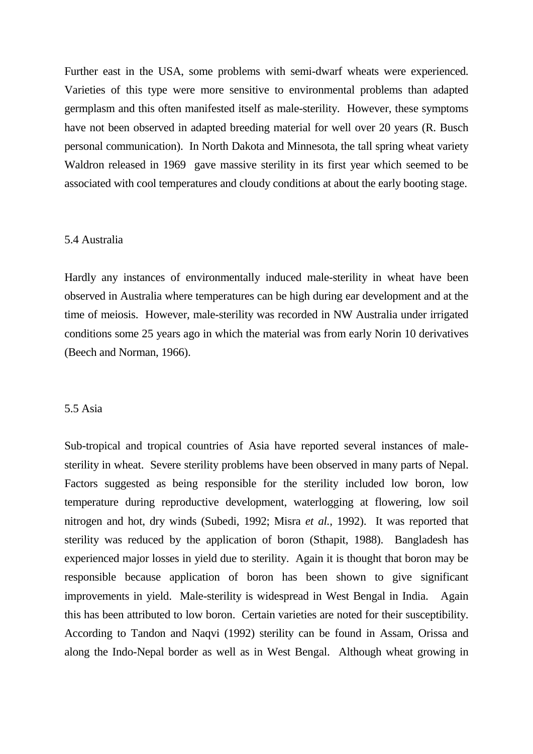Further east in the USA, some problems with semi-dwarf wheats were experienced. Varieties of this type were more sensitive to environmental problems than adapted germplasm and this often manifested itself as male-sterility. However, these symptoms have not been observed in adapted breeding material for well over 20 years (R. Busch personal communication). In North Dakota and Minnesota, the tall spring wheat variety Waldron released in 1969 gave massive sterility in its first year which seemed to be associated with cool temperatures and cloudy conditions at about the early booting stage.

### 5.4 Australia

Hardly any instances of environmentally induced male-sterility in wheat have been observed in Australia where temperatures can be high during ear development and at the time of meiosis. However, male-sterility was recorded in NW Australia under irrigated conditions some 25 years ago in which the material was from early Norin 10 derivatives (Beech and Norman, 1966).

### 5.5 Asia

Sub-tropical and tropical countries of Asia have reported several instances of male-sterility in wheat. Severe sterility problems have been observed in many parts of Nepal. Factors suggested as being responsible for the sterility included low boron, low temperature during reproductive development, waterlogging at flowering, low soil nitrogen and hot, dry winds (Subedi, 1992; Misra *et al.*, 1992). It was reported that sterility was reduced by the application of boron (Sthapit, 1988). Bangladesh has experienced major losses in yield due to sterility. Again it is thought that boron may be responsible because application of boron has been shown to give significant improvements in yield. Male-sterility is widespread in West Bengal in India. Again this has been attributed to low boron. Certain varieties are noted for their susceptibility. According to Tandon and Naqvi (1992) sterility can be found in Assam, Orissa and along the Indo-Nepal border as well as in West Bengal. Although wheat growing in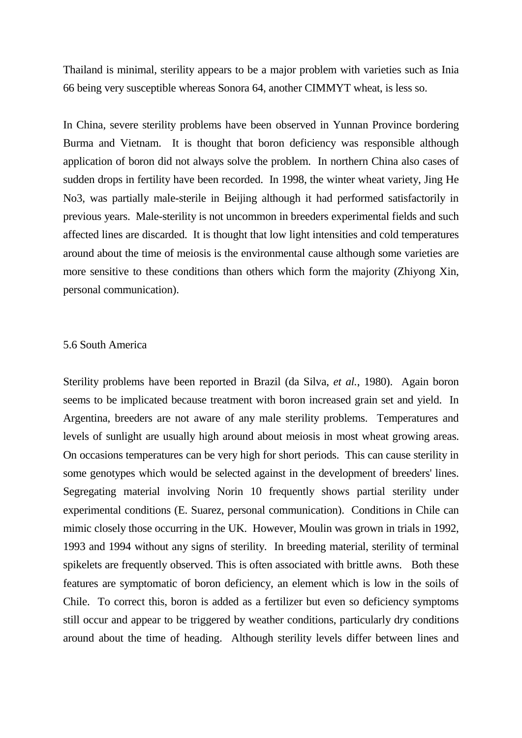Thailand is minimal, sterility appears to be a major problem with varieties such as Inia 66 being very susceptible whereas Sonora 64, another CIMMYT wheat, is less so.

In China, severe sterility problems have been observed in Yunnan Province bordering Burma and Vietnam. It is thought that boron deficiency was responsible although application of boron did not always solve the problem. In northern China also cases of sudden drops in fertility have been recorded. In 1998, the winter wheat variety, Jing He No3, was partially male-sterile in Beijing although it had performed satisfactorily in previous years. Male-sterility is not uncommon in breeders experimental fields and such affected lines are discarded. It is thought that low light intensities and cold temperatures around about the time of meiosis is the environmental cause although some varieties are more sensitive to these conditions than others which form the majority (Zhiyong Xin, personal communication).

## 5.6 South America

Sterility problems have been reported in Brazil (da Silva, *et al.*, 1980). Again boron seems to be implicated because treatment with boron increased grain set and yield. In Argentina, breeders are not aware of any male sterility problems. Temperatures and levels of sunlight are usually high around about meiosis in most wheat growing areas. On occasions temperatures can be very high for short periods. This can cause sterility in some genotypes which would be selected against in the development of breeders' lines. Segregating material involving Norin 10 frequently shows partial sterility under experimental conditions (E. Suarez, personal communication). Conditions in Chile can mimic closely those occurring in the UK. However, Moulin was grown in trials in 1992, 1993 and 1994 without any signs of sterility. In breeding material, sterility of terminal spikelets are frequently observed. This is often associated with brittle awns. Both these features are symptomatic of boron deficiency, an element which is low in the soils of Chile. To correct this, boron is added as a fertilizer but even so deficiency symptoms still occur and appear to be triggered by weather conditions, particularly dry conditions around about the time of heading. Although sterility levels differ between lines and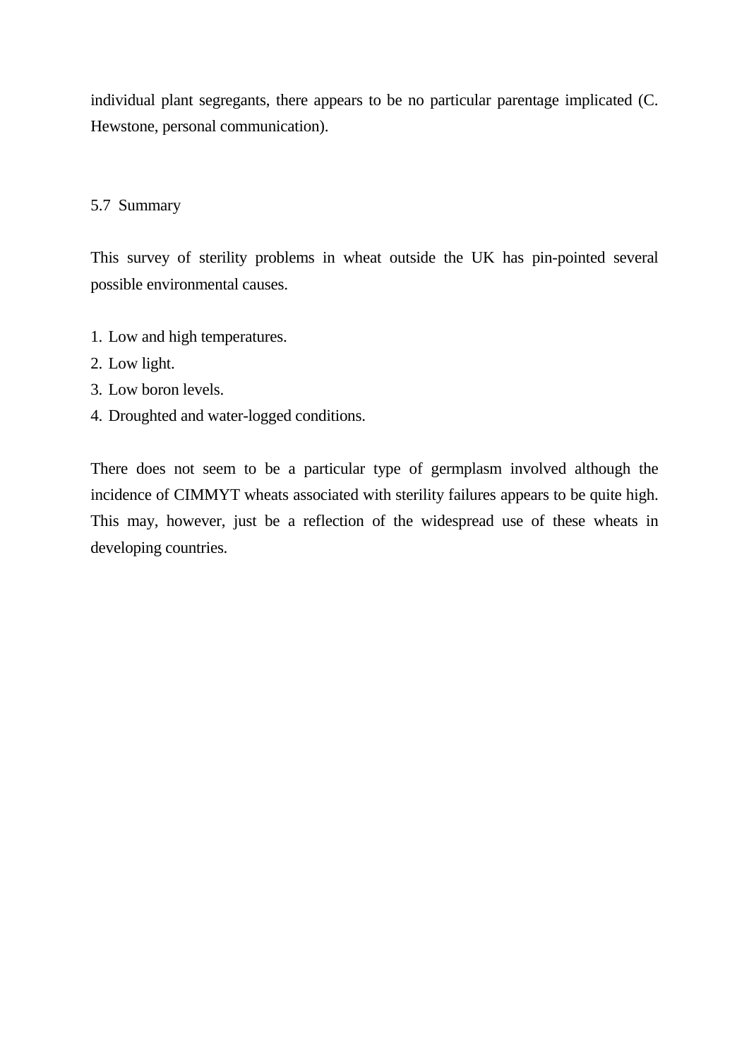individual plant segregants, there appears to be no particular parentage implicated (C. Hewstone, personal communication).

## 5.7 Summary

This survey of sterility problems in wheat outside the UK has pin-pointed several possible environmental causes.

1. Low and high temperatures.
2. Low light.
3. Low boron levels.
4. Droughted and water-logged conditions.

There does not seem to be a particular type of germplasm involved although the incidence of CIMMYT wheats associated with sterility failures appears to be quite high. This may, however, just be a reflection of the widespread use of these wheats in developing countries.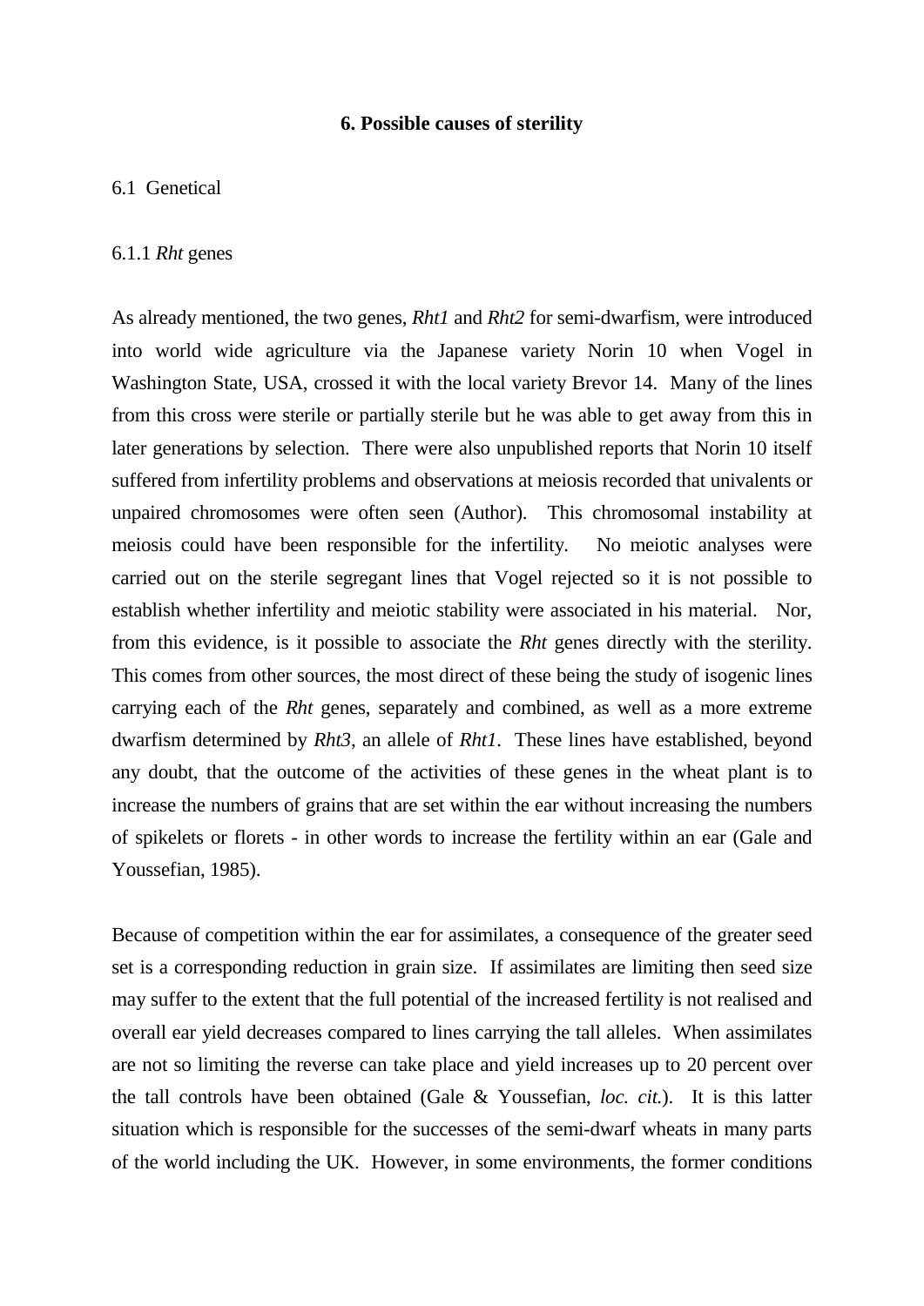## 6. Possible causes of sterility

### 6.1 Genetical

#### 6.1.1 *Rht* genes

As already mentioned, the two genes, *Rht1* and *Rht2* for semi-dwarfism, were introduced into world wide agriculture via the Japanese variety Norin 10 when Vogel in Washington State, USA, crossed it with the local variety Brevor 14. Many of the lines from this cross were sterile or partially sterile but he was able to get away from this in later generations by selection. There were also unpublished reports that Norin 10 itself suffered from infertility problems and observations at meiosis recorded that univalents or unpaired chromosomes were often seen (Author). This chromosomal instability at meiosis could have been responsible for the infertility. No meiotic analyses were carried out on the sterile segregant lines that Vogel rejected so it is not possible to establish whether infertility and meiotic stability were associated in his material. Nor, from this evidence, is it possible to associate the *Rht* genes directly with the sterility. This comes from other sources, the most direct of these being the study of isogenic lines carrying each of the *Rht* genes, separately and combined, as well as a more extreme dwarfism determined by *Rht3*, an allele of *Rht1*. These lines have established, beyond any doubt, that the outcome of the activities of these genes in the wheat plant is to increase the numbers of grains that are set within the ear without increasing the numbers of spikelets or florets - in other words to increase the fertility within an ear (Gale and Youssefian, 1985).

Because of competition within the ear for assimilates, a consequence of the greater seed set is a corresponding reduction in grain size. If assimilates are limiting then seed size may suffer to the extent that the full potential of the increased fertility is not realised and overall ear yield decreases compared to lines carrying the tall alleles. When assimilates are not so limiting the reverse can take place and yield increases up to 20 percent over the tall controls have been obtained (Gale & Youssefian, *loc. cit.*). It is this latter situation which is responsible for the successes of the semi-dwarf wheats in many parts of the world including the UK. However, in some environments, the former conditions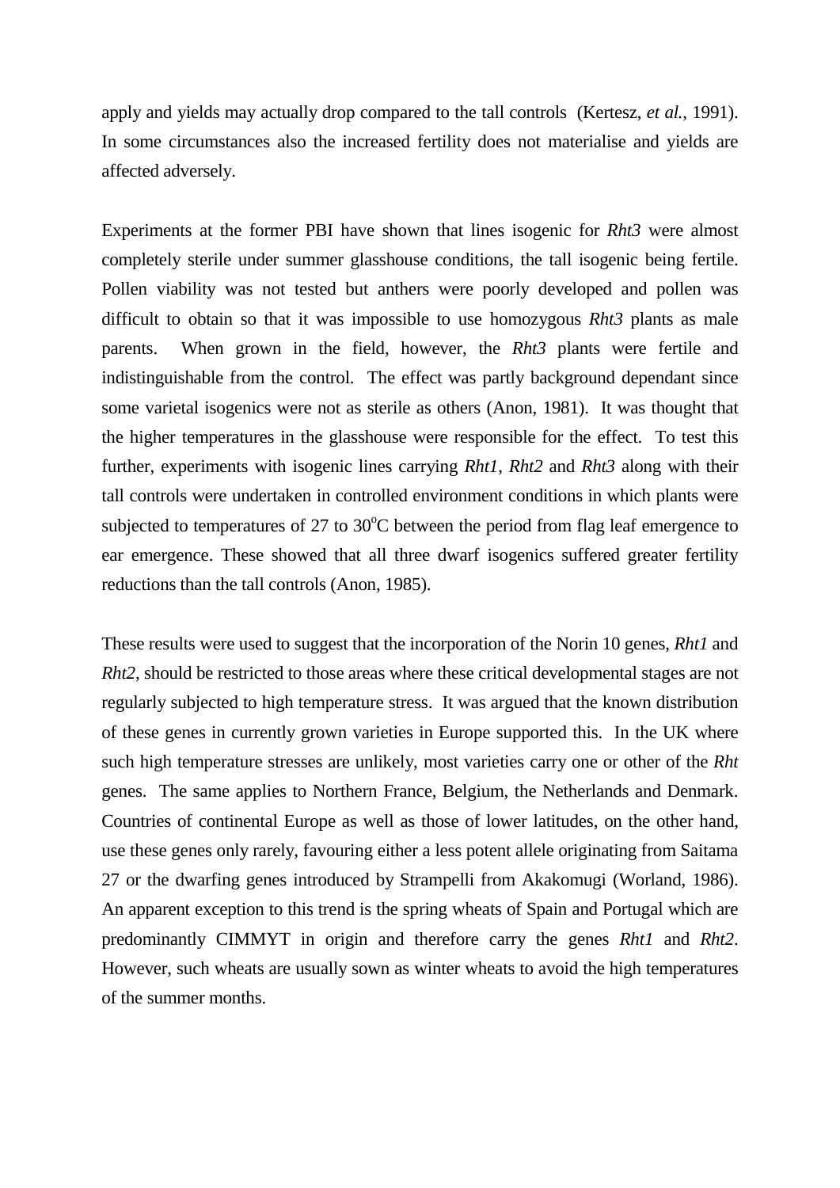apply and yields may actually drop compared to the tall controls (Kertesz, *et al.*, 1991). In some circumstances also the increased fertility does not materialise and yields are affected adversely.

Experiments at the former PBI have shown that lines isogenic for *Rht3* were almost completely sterile under summer glasshouse conditions, the tall isogenic being fertile. Pollen viability was not tested but anthers were poorly developed and pollen was difficult to obtain so that it was impossible to use homozygous *Rht3* plants as male parents. When grown in the field, however, the *Rht3* plants were fertile and indistinguishable from the control. The effect was partly background dependant since some varietal isogenics were not as sterile as others (Anon, 1981). It was thought that the higher temperatures in the glasshouse were responsible for the effect. To test this further, experiments with isogenic lines carrying *Rht1*, *Rht2* and *Rht3* along with their tall controls were undertaken in controlled environment conditions in which plants were subjected to temperatures of 27 to 30$^{o}$C between the period from flag leaf emergence to ear emergence. These showed that all three dwarf isogenics suffered greater fertility reductions than the tall controls (Anon, 1985).

These results were used to suggest that the incorporation of the Norin 10 genes, *Rht1* and *Rht2*, should be restricted to those areas where these critical developmental stages are not regularly subjected to high temperature stress. It was argued that the known distribution of these genes in currently grown varieties in Europe supported this. In the UK where such high temperature stresses are unlikely, most varieties carry one or other of the *Rht* genes. The same applies to Northern France, Belgium, the Netherlands and Denmark. Countries of continental Europe as well as those of lower latitudes, on the other hand, use these genes only rarely, favouring either a less potent allele originating from Saitama 27 or the dwarfing genes introduced by Strampelli from Akakomugi (Worland, 1986). An apparent exception to this trend is the spring wheats of Spain and Portugal which are predominantly CIMMYT in origin and therefore carry the genes *Rht1* and *Rht2*. However, such wheats are usually sown as winter wheats to avoid the high temperatures of the summer months.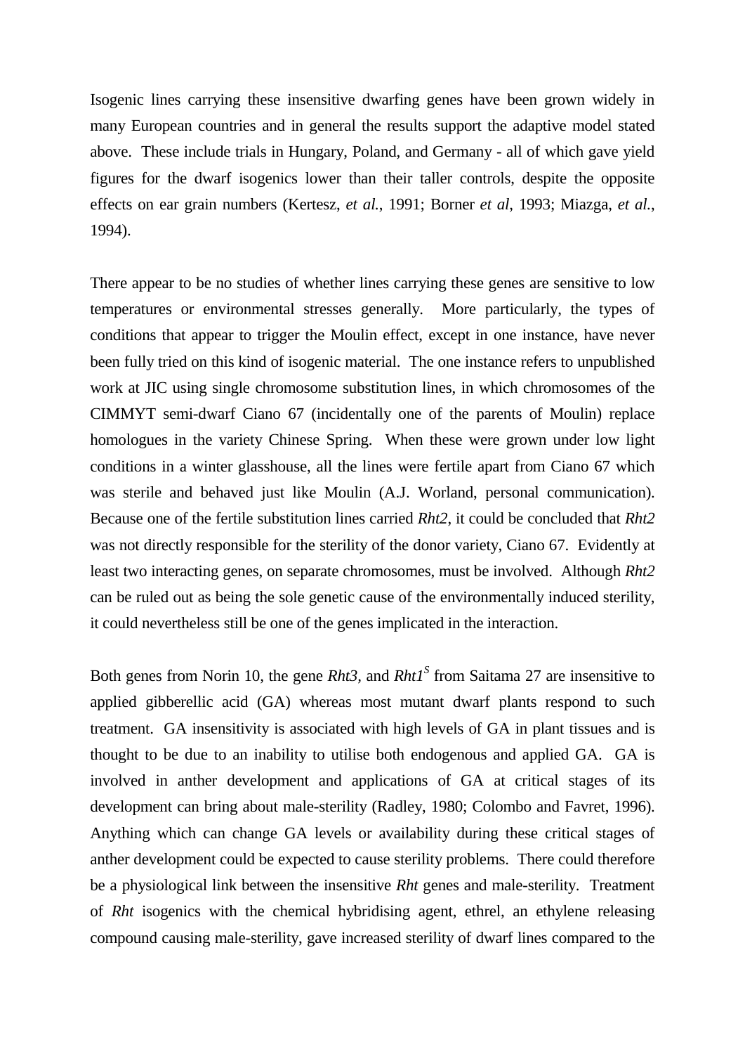Isogenic lines carrying these insensitive dwarfing genes have been grown widely in many European countries and in general the results support the adaptive model stated above. These include trials in Hungary, Poland, and Germany - all of which gave yield figures for the dwarf isogenics lower than their taller controls, despite the opposite effects on ear grain numbers (Kertesz, *et al.*, 1991; Borner *et al*, 1993; Miazga, *et al.*, 1994).

There appear to be no studies of whether lines carrying these genes are sensitive to low temperatures or environmental stresses generally. More particularly, the types of conditions that appear to trigger the Moulin effect, except in one instance, have never been fully tried on this kind of isogenic material. The one instance refers to unpublished work at JIC using single chromosome substitution lines, in which chromosomes of the CIMMYT semi-dwarf Ciano 67 (incidentally one of the parents of Moulin) replace homologues in the variety Chinese Spring. When these were grown under low light conditions in a winter glasshouse, all the lines were fertile apart from Ciano 67 which was sterile and behaved just like Moulin (A.J. Worland, personal communication). Because one of the fertile substitution lines carried *Rht2*, it could be concluded that *Rht2* was not directly responsible for the sterility of the donor variety, Ciano 67. Evidently at least two interacting genes, on separate chromosomes, must be involved. Although *Rht2* can be ruled out as being the sole genetic cause of the environmentally induced sterility, it could nevertheless still be one of the genes implicated in the interaction.

Both genes from Norin 10, the gene *Rht3*, and $Rht1^{S}$ from Saitama 27 are insensitive to applied gibberellic acid (GA) whereas most mutant dwarf plants respond to such treatment. GA insensitivity is associated with high levels of GA in plant tissues and is thought to be due to an inability to utilise both endogenous and applied GA. GA is involved in anther development and applications of GA at critical stages of its development can bring about male-sterility (Radley, 1980; Colombo and Favret, 1996). Anything which can change GA levels or availability during these critical stages of anther development could be expected to cause sterility problems. There could therefore be a physiological link between the insensitive *Rht* genes and male-sterility. Treatment of *Rht* isogenics with the chemical hybridising agent, ethrel, an ethylene releasing compound causing male-sterility, gave increased sterility of dwarf lines compared to the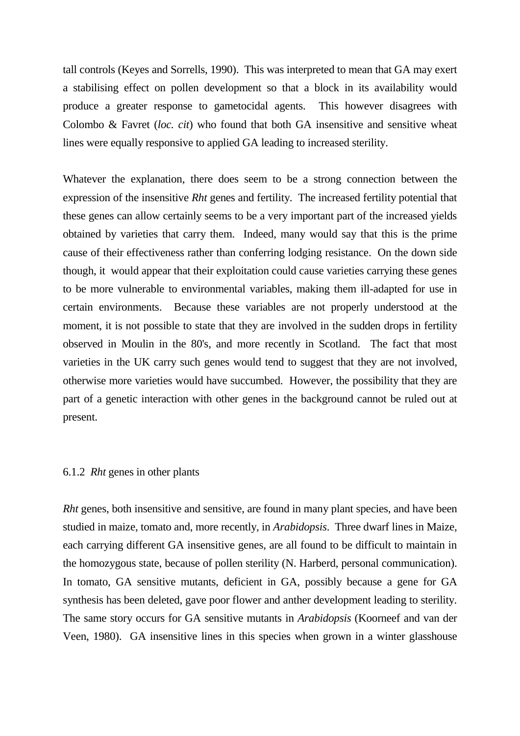tall controls (Keyes and Sorrells, 1990). This was interpreted to mean that GA may exert a stabilising effect on pollen development so that a block in its availability would produce a greater response to gametocidal agents. This however disagrees with Colombo & Favret (*loc. cit*) who found that both GA insensitive and sensitive wheat lines were equally responsive to applied GA leading to increased sterility.

Whatever the explanation, there does seem to be a strong connection between the expression of the insensitive *Rht* genes and fertility. The increased fertility potential that these genes can allow certainly seems to be a very important part of the increased yields obtained by varieties that carry them. Indeed, many would say that this is the prime cause of their effectiveness rather than conferring lodging resistance. On the down side though, it would appear that their exploitation could cause varieties carrying these genes to be more vulnerable to environmental variables, making them ill-adapted for use in certain environments. Because these variables are not properly understood at the moment, it is not possible to state that they are involved in the sudden drops in fertility observed in Moulin in the 80's, and more recently in Scotland. The fact that most varieties in the UK carry such genes would tend to suggest that they are not involved, otherwise more varieties would have succumbed. However, the possibility that they are part of a genetic interaction with other genes in the background cannot be ruled out at present.

### 6.1.2 *Rht* genes in other plants

*Rht* genes, both insensitive and sensitive, are found in many plant species, and have been studied in maize, tomato and, more recently, in *Arabidopsis*. Three dwarf lines in Maize, each carrying different GA insensitive genes, are all found to be difficult to maintain in the homozygous state, because of pollen sterility (N. Harberd, personal communication). In tomato, GA sensitive mutants, deficient in GA, possibly because a gene for GA synthesis has been deleted, gave poor flower and anther development leading to sterility. The same story occurs for GA sensitive mutants in *Arabidopsis* (Koorneef and van der Veen, 1980). GA insensitive lines in this species when grown in a winter glasshouse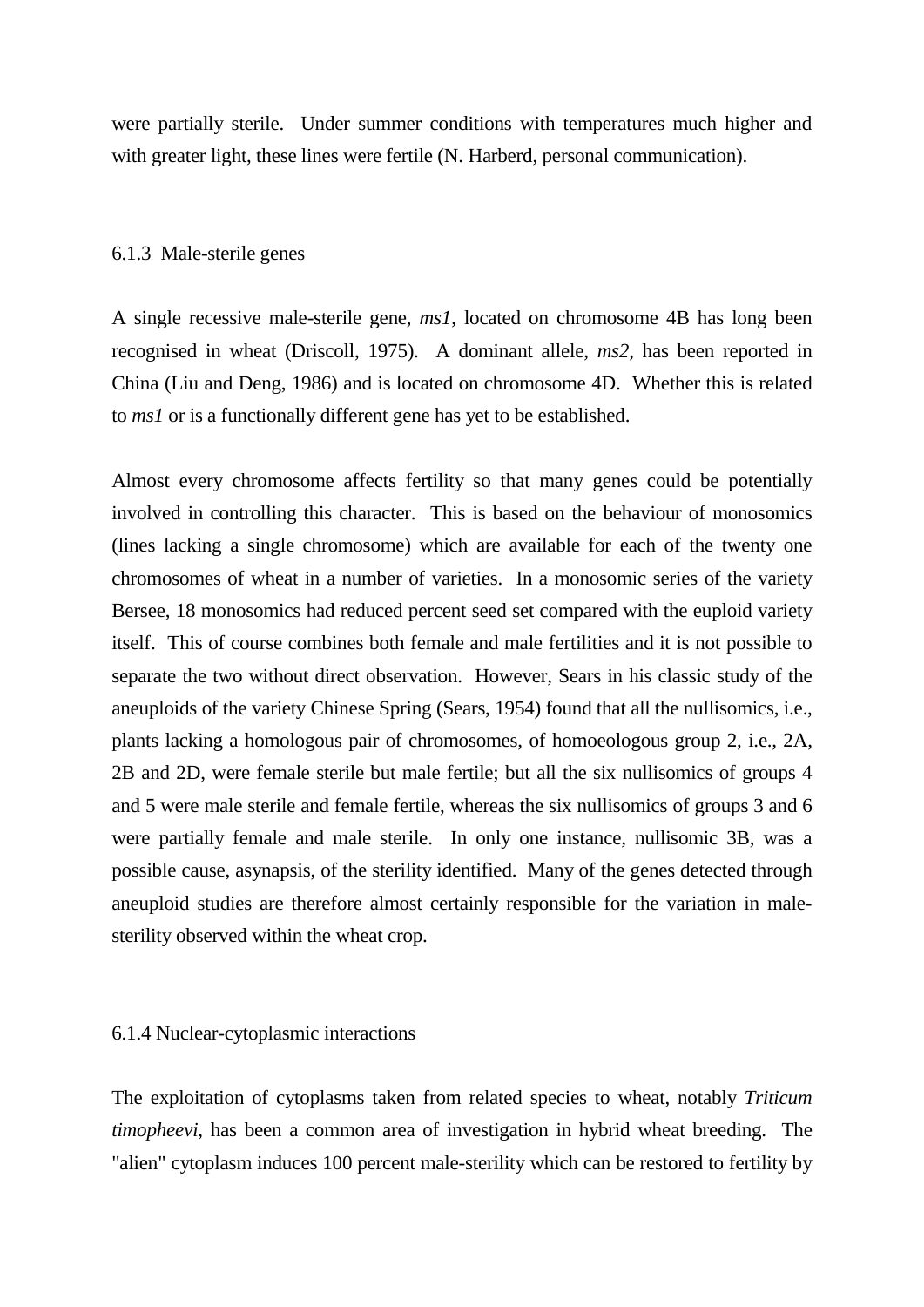were partially sterile. Under summer conditions with temperatures much higher and with greater light, these lines were fertile (N. Harberd, personal communication).

### 6.1.3 Male-sterile genes

A single recessive male-sterile gene, *ms1*, located on chromosome 4B has long been recognised in wheat (Driscoll, 1975). A dominant allele, *ms2*, has been reported in China (Liu and Deng, 1986) and is located on chromosome 4D. Whether this is related to *ms1* or is a functionally different gene has yet to be established.

Almost every chromosome affects fertility so that many genes could be potentially involved in controlling this character. This is based on the behaviour of monosomics (lines lacking a single chromosome) which are available for each of the twenty one chromosomes of wheat in a number of varieties. In a monosomic series of the variety Bersee, 18 monosomics had reduced percent seed set compared with the euploid variety itself. This of course combines both female and male fertilities and it is not possible to separate the two without direct observation. However, Sears in his classic study of the aneuploids of the variety Chinese Spring (Sears, 1954) found that all the nullisomics, i.e., plants lacking a homologous pair of chromosomes, of homoeologous group 2, i.e., 2A, 2B and 2D, were female sterile but male fertile; but all the six nullisomics of groups 4 and 5 were male sterile and female fertile, whereas the six nullisomics of groups 3 and 6 were partially female and male sterile. In only one instance, nullisomic 3B, was a possible cause, asynapsis, of the sterility identified. Many of the genes detected through aneuploid studies are therefore almost certainly responsible for the variation in male-sterility observed within the wheat crop.

### 6.1.4 Nuclear-cytoplasmic interactions

The exploitation of cytoplasms taken from related species to wheat, notably *Triticum timopheevi*, has been a common area of investigation in hybrid wheat breeding. The "alien" cytoplasm induces 100 percent male-sterility which can be restored to fertility by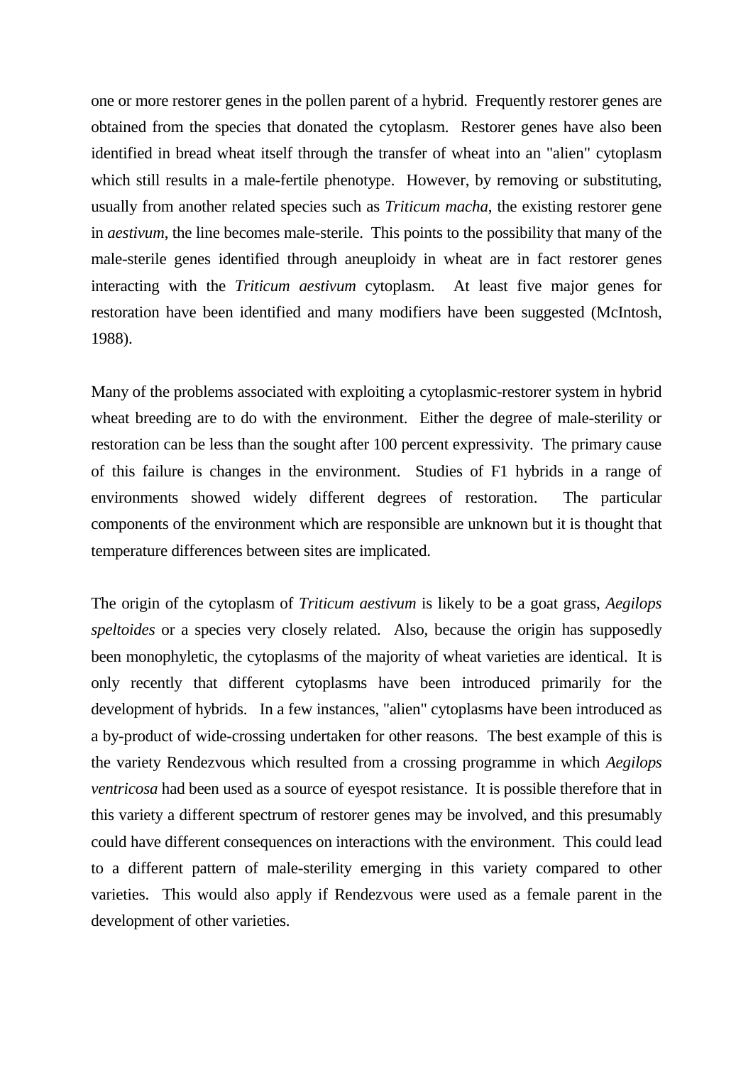one or more restorer genes in the pollen parent of a hybrid. Frequently restorer genes are obtained from the species that donated the cytoplasm. Restorer genes have also been identified in bread wheat itself through the transfer of wheat into an "alien" cytoplasm which still results in a male-fertile phenotype. However, by removing or substituting, usually from another related species such as *Triticum macha*, the existing restorer gene in *aestivum*, the line becomes male-sterile. This points to the possibility that many of the male-sterile genes identified through aneuploidy in wheat are in fact restorer genes interacting with the *Triticum aestivum* cytoplasm. At least five major genes for restoration have been identified and many modifiers have been suggested (McIntosh, 1988).

Many of the problems associated with exploiting a cytoplasmic-restorer system in hybrid wheat breeding are to do with the environment. Either the degree of male-sterility or restoration can be less than the sought after 100 percent expressivity. The primary cause of this failure is changes in the environment. Studies of F1 hybrids in a range of environments showed widely different degrees of restoration. The particular components of the environment which are responsible are unknown but it is thought that temperature differences between sites are implicated.

The origin of the cytoplasm of *Triticum aestivum* is likely to be a goat grass, *Aegilops speltoides* or a species very closely related. Also, because the origin has supposedly been monophyletic, the cytoplasms of the majority of wheat varieties are identical. It is only recently that different cytoplasms have been introduced primarily for the development of hybrids. In a few instances, "alien" cytoplasms have been introduced as a by-product of wide-crossing undertaken for other reasons. The best example of this is the variety Rendezvous which resulted from a crossing programme in which *Aegilops ventricosa* had been used as a source of eyespot resistance. It is possible therefore that in this variety a different spectrum of restorer genes may be involved, and this presumably could have different consequences on interactions with the environment. This could lead to a different pattern of male-sterility emerging in this variety compared to other varieties. This would also apply if Rendezvous were used as a female parent in the development of other varieties.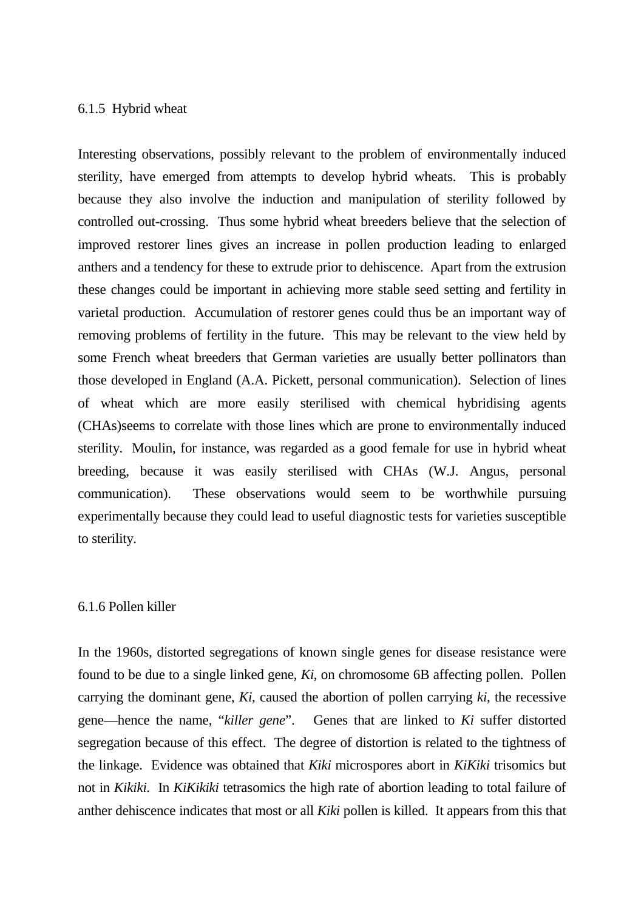### 6.1.5 Hybrid wheat

Interesting observations, possibly relevant to the problem of environmentally induced sterility, have emerged from attempts to develop hybrid wheats. This is probably because they also involve the induction and manipulation of sterility followed by controlled out-crossing. Thus some hybrid wheat breeders believe that the selection of improved restorer lines gives an increase in pollen production leading to enlarged anthers and a tendency for these to extrude prior to dehiscence. Apart from the extrusion these changes could be important in achieving more stable seed setting and fertility in varietal production. Accumulation of restorer genes could thus be an important way of removing problems of fertility in the future. This may be relevant to the view held by some French wheat breeders that German varieties are usually better pollinators than those developed in England (A.A. Pickett, personal communication). Selection of lines of wheat which are more easily sterilised with chemical hybridising agents (CHAs)seems to correlate with those lines which are prone to environmentally induced sterility. Moulin, for instance, was regarded as a good female for use in hybrid wheat breeding, because it was easily sterilised with CHAs (W.J. Angus, personal communication). These observations would seem to be worthwhile pursuing experimentally because they could lead to useful diagnostic tests for varieties susceptible to sterility.

### 6.1.6 Pollen killer

In the 1960s, distorted segregations of known single genes for disease resistance were found to be due to a single linked gene, *Ki*, on chromosome 6B affecting pollen. Pollen carrying the dominant gene, *Ki*, caused the abortion of pollen carrying *ki*, the recessive gene—hence the name, "*killer gene*". Genes that are linked to *Ki* suffer distorted segregation because of this effect. The degree of distortion is related to the tightness of the linkage. Evidence was obtained that *Kiki* microspores abort in *KiKiki* trisomics but not in *Kikiki*. In *KiKikiki* tetrasomics the high rate of abortion leading to total failure of anther dehiscence indicates that most or all *Kiki* pollen is killed. It appears from this that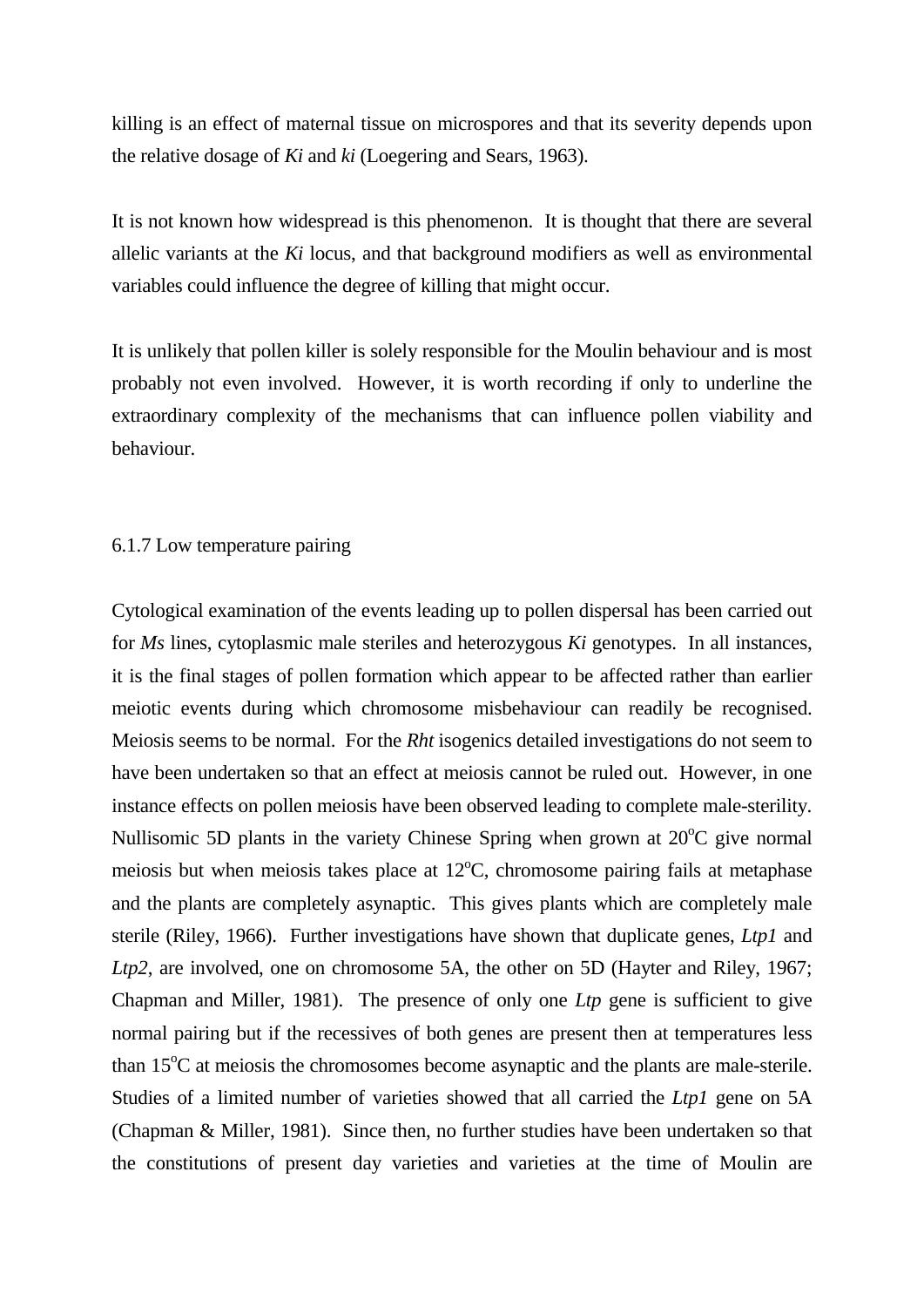killing is an effect of maternal tissue on microspores and that its severity depends upon the relative dosage of *Ki* and *ki* (Loegering and Sears, 1963).

It is not known how widespread is this phenomenon. It is thought that there are several allelic variants at the *Ki* locus, and that background modifiers as well as environmental variables could influence the degree of killing that might occur.

It is unlikely that pollen killer is solely responsible for the Moulin behaviour and is most probably not even involved. However, it is worth recording if only to underline the extraordinary complexity of the mechanisms that can influence pollen viability and behaviour.

### 6.1.7 Low temperature pairing

Cytological examination of the events leading up to pollen dispersal has been carried out for *Ms* lines, cytoplasmic male steriles and heterozygous *Ki* genotypes. In all instances, it is the final stages of pollen formation which appear to be affected rather than earlier meiotic events during which chromosome misbehaviour can readily be recognised. Meiosis seems to be normal. For the *Rht* isogenics detailed investigations do not seem to have been undertaken so that an effect at meiosis cannot be ruled out. However, in one instance effects on pollen meiosis have been observed leading to complete male-sterility. Nullisomic 5D plants in the variety Chinese Spring when grown at 20$^{o}$C give normal meiosis but when meiosis takes place at 12$^{o}$C, chromosome pairing fails at metaphase and the plants are completely asynaptic. This gives plants which are completely male sterile (Riley, 1966). Further investigations have shown that duplicate genes, *Ltp1* and *Ltp2*, are involved, one on chromosome 5A, the other on 5D (Hayter and Riley, 1967; Chapman and Miller, 1981). The presence of only one *Ltp* gene is sufficient to give normal pairing but if the recessives of both genes are present then at temperatures less than 15$^{o}$C at meiosis the chromosomes become asynaptic and the plants are male-sterile. Studies of a limited number of varieties showed that all carried the *Ltp1* gene on 5A (Chapman & Miller, 1981). Since then, no further studies have been undertaken so that the constitutions of present day varieties and varieties at the time of Moulin are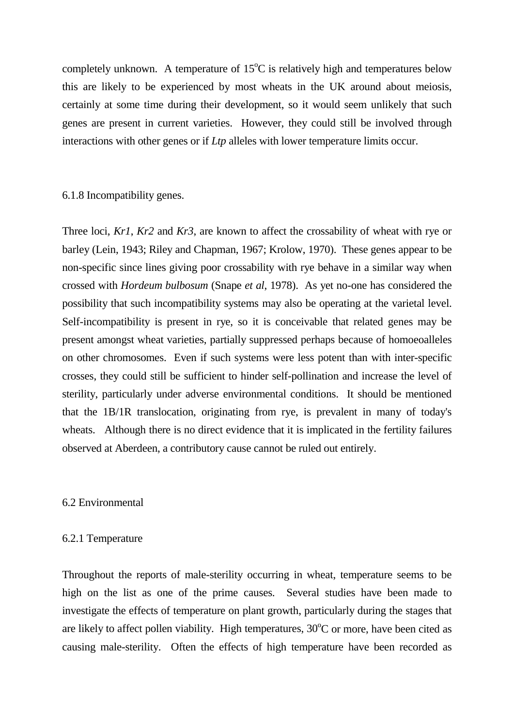completely unknown. A temperature of 15°C is relatively high and temperatures below this are likely to be experienced by most wheats in the UK around about meiosis, certainly at some time during their development, so it would seem unlikely that such genes are present in current varieties. However, they could still be involved through interactions with other genes or if *Ltp* alleles with lower temperature limits occur.

### 6.1.8 Incompatibility genes.

Three loci, *Kr1*, *Kr2* and *Kr3*, are known to affect the crossability of wheat with rye or barley (Lein, 1943; Riley and Chapman, 1967; Krolow, 1970). These genes appear to be non-specific since lines giving poor crossability with rye behave in a similar way when crossed with *Hordeum bulbosum* (Snape *et al*, 1978). As yet no-one has considered the possibility that such incompatibility systems may also be operating at the varietal level. Self-incompatibility is present in rye, so it is conceivable that related genes may be present amongst wheat varieties, partially suppressed perhaps because of homoeoalleles on other chromosomes. Even if such systems were less potent than with inter-specific crosses, they could still be sufficient to hinder self-pollination and increase the level of sterility, particularly under adverse environmental conditions. It should be mentioned that the 1B/1R translocation, originating from rye, is prevalent in many of today's wheats. Although there is no direct evidence that it is implicated in the fertility failures observed at Aberdeen, a contributory cause cannot be ruled out entirely.

## 6.2 Environmental

### 6.2.1 Temperature

Throughout the reports of male-sterility occurring in wheat, temperature seems to be high on the list as one of the prime causes. Several studies have been made to investigate the effects of temperature on plant growth, particularly during the stages that are likely to affect pollen viability. High temperatures, 30°C or more, have been cited as causing male-sterility. Often the effects of high temperature have been recorded as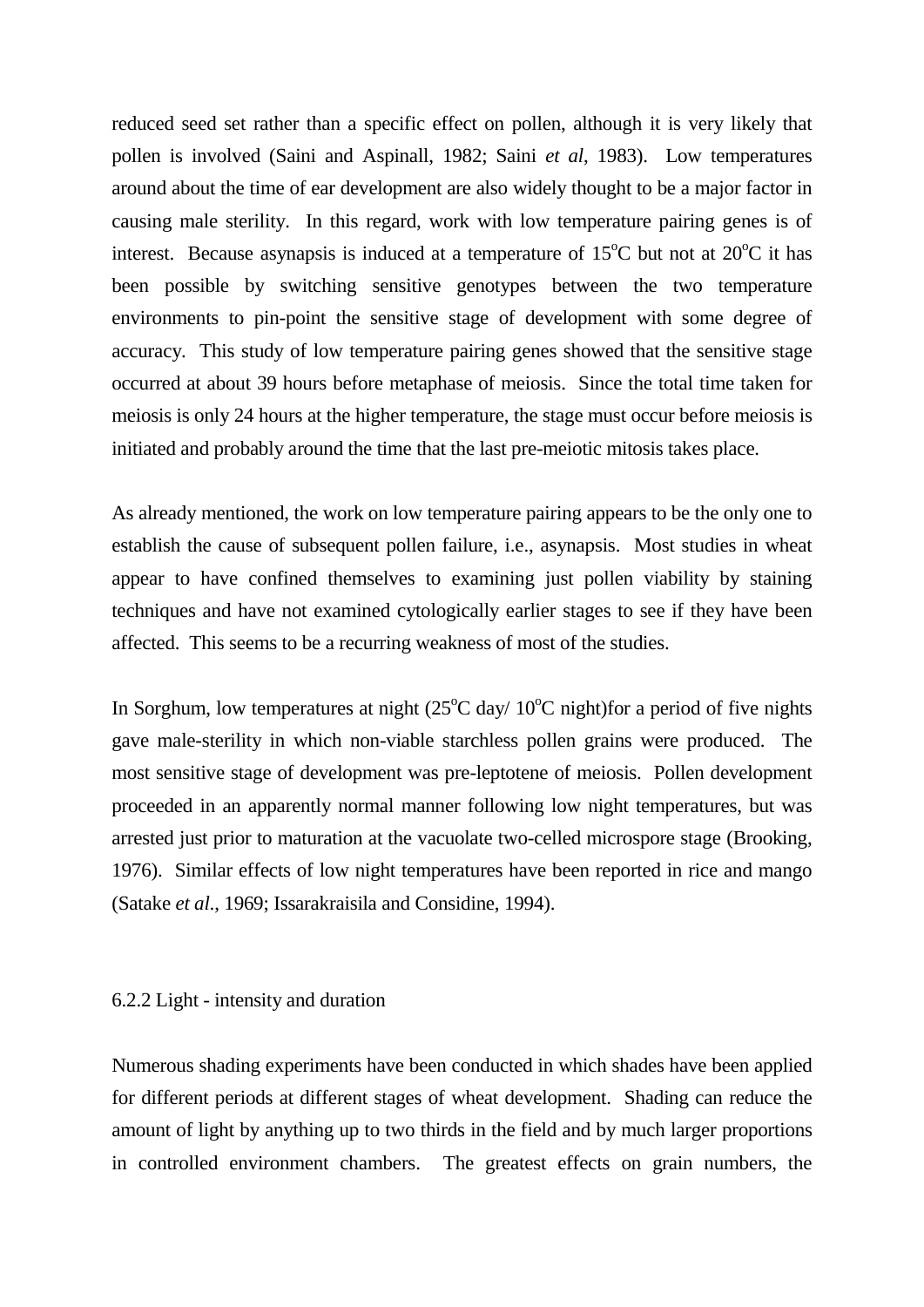reduced seed set rather than a specific effect on pollen, although it is very likely that pollen is involved (Saini and Aspinall, 1982; Saini *et al*, 1983). Low temperatures around about the time of ear development are also widely thought to be a major factor in causing male sterility. In this regard, work with low temperature pairing genes is of interest. Because asynapsis is induced at a temperature of 15$^{o}$C but not at 20$^{o}$C it has been possible by switching sensitive genotypes between the two temperature environments to pin-point the sensitive stage of development with some degree of accuracy. This study of low temperature pairing genes showed that the sensitive stage occurred at about 39 hours before metaphase of meiosis. Since the total time taken for meiosis is only 24 hours at the higher temperature, the stage must occur before meiosis is initiated and probably around the time that the last pre-meiotic mitosis takes place.

As already mentioned, the work on low temperature pairing appears to be the only one to establish the cause of subsequent pollen failure, i.e., asynapsis. Most studies in wheat appear to have confined themselves to examining just pollen viability by staining techniques and have not examined cytologically earlier stages to see if they have been affected. This seems to be a recurring weakness of most of the studies.

In Sorghum, low temperatures at night (25$^{o}$C day/ 10$^{o}$C night)for a period of five nights gave male-sterility in which non-viable starchless pollen grains were produced. The most sensitive stage of development was pre-leptotene of meiosis. Pollen development proceeded in an apparently normal manner following low night temperatures, but was arrested just prior to maturation at the vacuolate two-celled microspore stage (Brooking, 1976). Similar effects of low night temperatures have been reported in rice and mango (Satake *et al*., 1969; Issarakraisila and Considine, 1994).

### 6.2.2 Light - intensity and duration

Numerous shading experiments have been conducted in which shades have been applied for different periods at different stages of wheat development. Shading can reduce the amount of light by anything up to two thirds in the field and by much larger proportions in controlled environment chambers. The greatest effects on grain numbers, the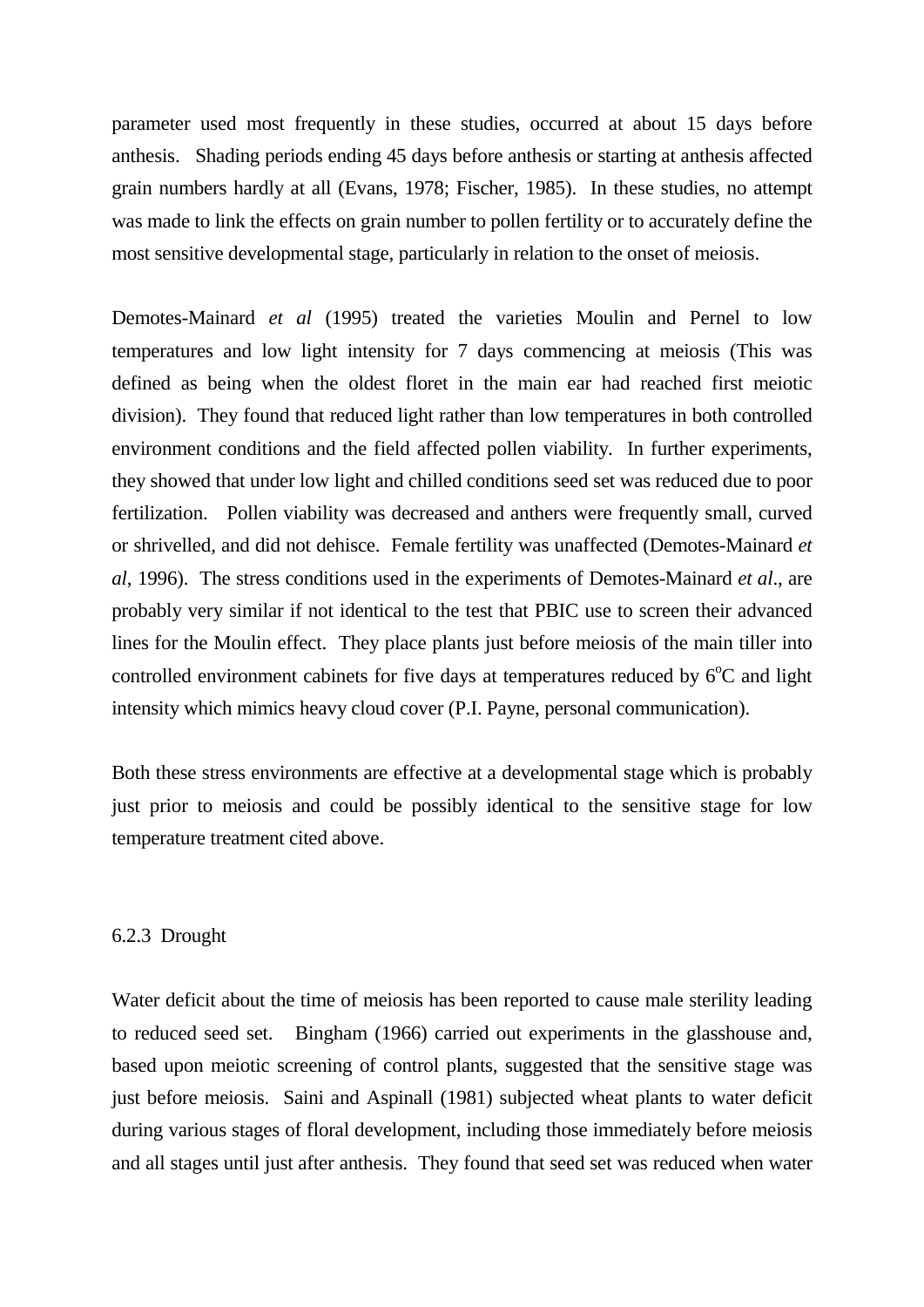parameter used most frequently in these studies, occurred at about 15 days before anthesis. Shading periods ending 45 days before anthesis or starting at anthesis affected grain numbers hardly at all (Evans, 1978; Fischer, 1985). In these studies, no attempt was made to link the effects on grain number to pollen fertility or to accurately define the most sensitive developmental stage, particularly in relation to the onset of meiosis.

Demotes-Mainard *et al* (1995) treated the varieties Moulin and Pernel to low temperatures and low light intensity for 7 days commencing at meiosis (This was defined as being when the oldest floret in the main ear had reached first meiotic division). They found that reduced light rather than low temperatures in both controlled environment conditions and the field affected pollen viability. In further experiments, they showed that under low light and chilled conditions seed set was reduced due to poor fertilization. Pollen viability was decreased and anthers were frequently small, curved or shrivelled, and did not dehisce. Female fertility was unaffected (Demotes-Mainard *et al*, 1996). The stress conditions used in the experiments of Demotes-Mainard *et al*., are probably very similar if not identical to the test that PBIC use to screen their advanced lines for the Moulin effect. They place plants just before meiosis of the main tiller into controlled environment cabinets for five days at temperatures reduced by 6$^{o}$C and light intensity which mimics heavy cloud cover (P.I. Payne, personal communication).

Both these stress environments are effective at a developmental stage which is probably just prior to meiosis and could be possibly identical to the sensitive stage for low temperature treatment cited above.

### 6.2.3 Drought

Water deficit about the time of meiosis has been reported to cause male sterility leading to reduced seed set. Bingham (1966) carried out experiments in the glasshouse and, based upon meiotic screening of control plants, suggested that the sensitive stage was just before meiosis. Saini and Aspinall (1981) subjected wheat plants to water deficit during various stages of floral development, including those immediately before meiosis and all stages until just after anthesis. They found that seed set was reduced when water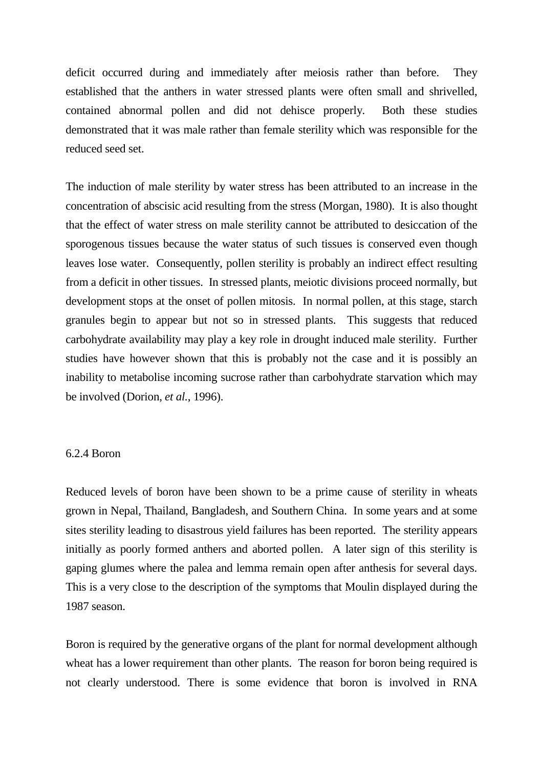deficit occurred during and immediately after meiosis rather than before. They established that the anthers in water stressed plants were often small and shrivelled, contained abnormal pollen and did not dehisce properly. Both these studies demonstrated that it was male rather than female sterility which was responsible for the reduced seed set.

The induction of male sterility by water stress has been attributed to an increase in the concentration of abscisic acid resulting from the stress (Morgan, 1980). It is also thought that the effect of water stress on male sterility cannot be attributed to desiccation of the sporogenous tissues because the water status of such tissues is conserved even though leaves lose water. Consequently, pollen sterility is probably an indirect effect resulting from a deficit in other tissues. In stressed plants, meiotic divisions proceed normally, but development stops at the onset of pollen mitosis. In normal pollen, at this stage, starch granules begin to appear but not so in stressed plants. This suggests that reduced carbohydrate availability may play a key role in drought induced male sterility. Further studies have however shown that this is probably not the case and it is possibly an inability to metabolise incoming sucrose rather than carbohydrate starvation which may be involved (Dorion, *et al.*, 1996).

### 6.2.4 Boron

Reduced levels of boron have been shown to be a prime cause of sterility in wheats grown in Nepal, Thailand, Bangladesh, and Southern China. In some years and at some sites sterility leading to disastrous yield failures has been reported. The sterility appears initially as poorly formed anthers and aborted pollen. A later sign of this sterility is gaping glumes where the palea and lemma remain open after anthesis for several days. This is a very close to the description of the symptoms that Moulin displayed during the 1987 season.

Boron is required by the generative organs of the plant for normal development although wheat has a lower requirement than other plants. The reason for boron being required is not clearly understood. There is some evidence that boron is involved in RNA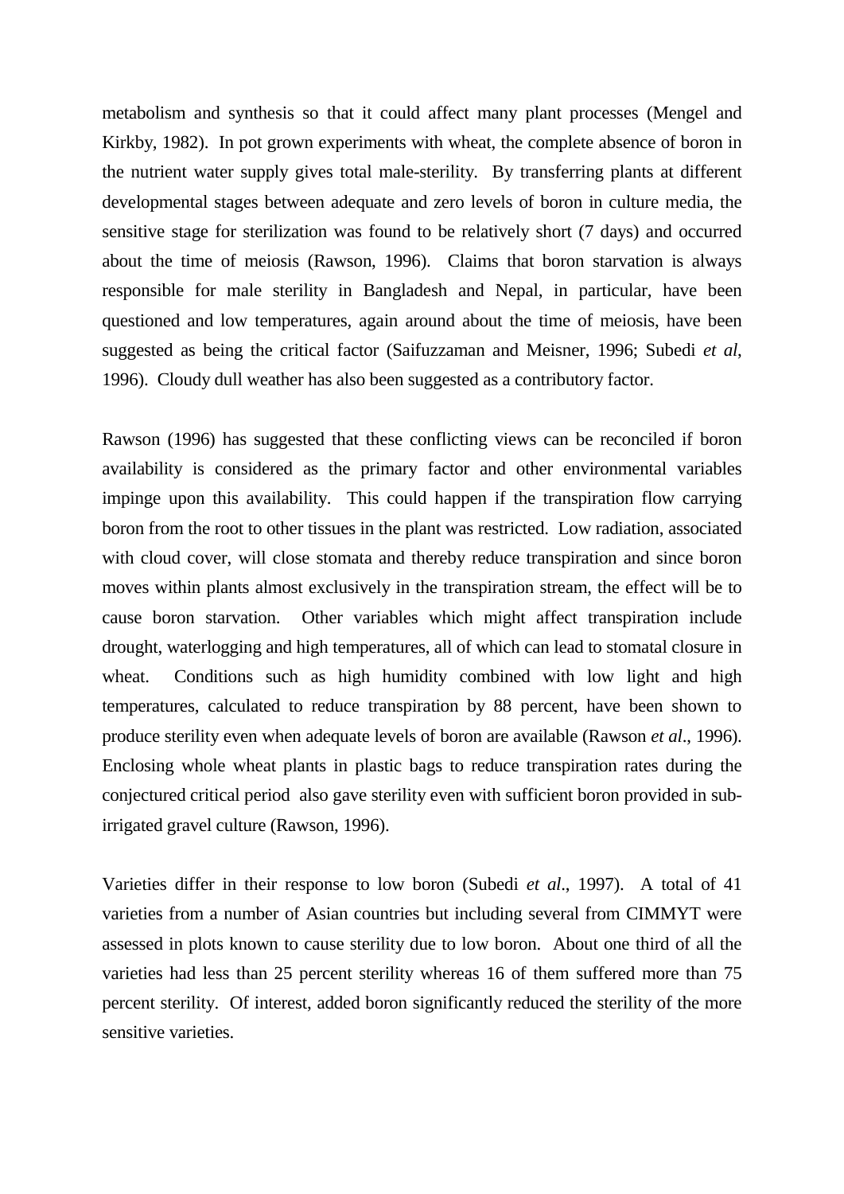metabolism and synthesis so that it could affect many plant processes (Mengel and Kirkby, 1982). In pot grown experiments with wheat, the complete absence of boron in the nutrient water supply gives total male-sterility. By transferring plants at different developmental stages between adequate and zero levels of boron in culture media, the sensitive stage for sterilization was found to be relatively short (7 days) and occurred about the time of meiosis (Rawson, 1996). Claims that boron starvation is always responsible for male sterility in Bangladesh and Nepal, in particular, have been questioned and low temperatures, again around about the time of meiosis, have been suggested as being the critical factor (Saifuzzaman and Meisner, 1996; Subedi *et al*, 1996). Cloudy dull weather has also been suggested as a contributory factor.

Rawson (1996) has suggested that these conflicting views can be reconciled if boron availability is considered as the primary factor and other environmental variables impinge upon this availability. This could happen if the transpiration flow carrying boron from the root to other tissues in the plant was restricted. Low radiation, associated with cloud cover, will close stomata and thereby reduce transpiration and since boron moves within plants almost exclusively in the transpiration stream, the effect will be to cause boron starvation. Other variables which might affect transpiration include drought, waterlogging and high temperatures, all of which can lead to stomatal closure in wheat. Conditions such as high humidity combined with low light and high temperatures, calculated to reduce transpiration by 88 percent, have been shown to produce sterility even when adequate levels of boron are available (Rawson *et al*., 1996). Enclosing whole wheat plants in plastic bags to reduce transpiration rates during the conjectured critical period also gave sterility even with sufficient boron provided in sub-irrigated gravel culture (Rawson, 1996).

Varieties differ in their response to low boron (Subedi *et al*., 1997). A total of 41 varieties from a number of Asian countries but including several from CIMMYT were assessed in plots known to cause sterility due to low boron. About one third of all the varieties had less than 25 percent sterility whereas 16 of them suffered more than 75 percent sterility. Of interest, added boron significantly reduced the sterility of the more sensitive varieties.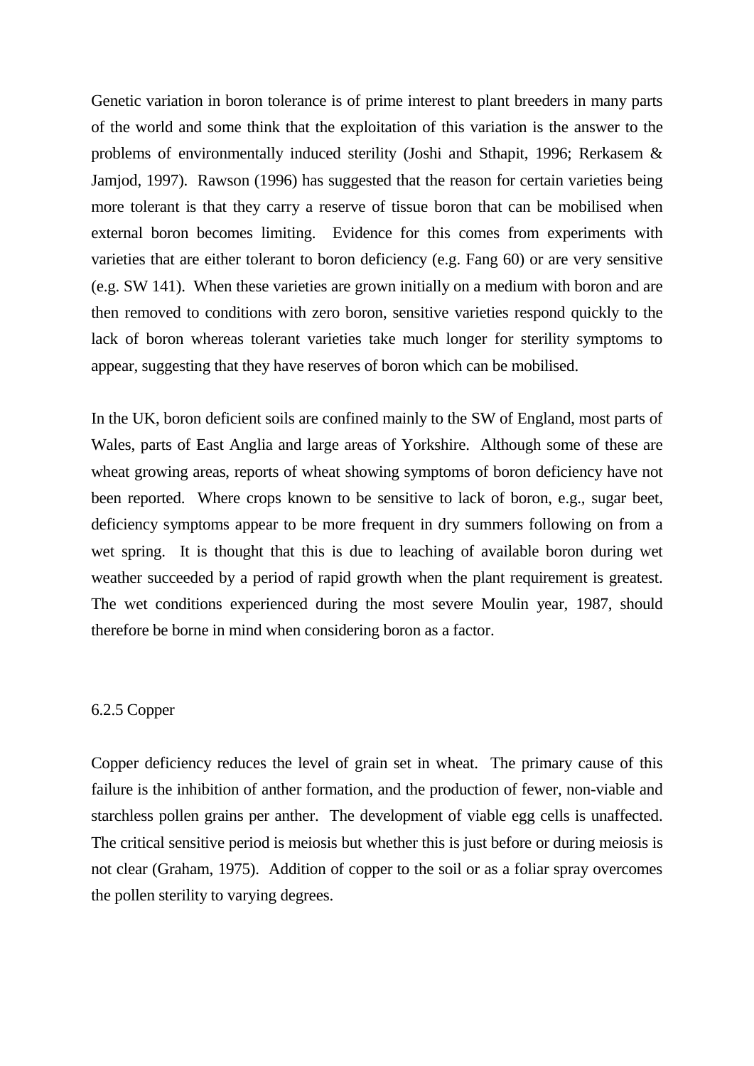Genetic variation in boron tolerance is of prime interest to plant breeders in many parts of the world and some think that the exploitation of this variation is the answer to the problems of environmentally induced sterility (Joshi and Sthapit, 1996; Rerkasem & Jamjod, 1997). Rawson (1996) has suggested that the reason for certain varieties being more tolerant is that they carry a reserve of tissue boron that can be mobilised when external boron becomes limiting. Evidence for this comes from experiments with varieties that are either tolerant to boron deficiency (e.g. Fang 60) or are very sensitive (e.g. SW 141). When these varieties are grown initially on a medium with boron and are then removed to conditions with zero boron, sensitive varieties respond quickly to the lack of boron whereas tolerant varieties take much longer for sterility symptoms to appear, suggesting that they have reserves of boron which can be mobilised.

In the UK, boron deficient soils are confined mainly to the SW of England, most parts of Wales, parts of East Anglia and large areas of Yorkshire. Although some of these are wheat growing areas, reports of wheat showing symptoms of boron deficiency have not been reported. Where crops known to be sensitive to lack of boron, e.g., sugar beet, deficiency symptoms appear to be more frequent in dry summers following on from a wet spring. It is thought that this is due to leaching of available boron during wet weather succeeded by a period of rapid growth when the plant requirement is greatest. The wet conditions experienced during the most severe Moulin year, 1987, should therefore be borne in mind when considering boron as a factor.

### 6.2.5 Copper

Copper deficiency reduces the level of grain set in wheat. The primary cause of this failure is the inhibition of anther formation, and the production of fewer, non-viable and starchless pollen grains per anther. The development of viable egg cells is unaffected. The critical sensitive period is meiosis but whether this is just before or during meiosis is not clear (Graham, 1975). Addition of copper to the soil or as a foliar spray overcomes the pollen sterility to varying degrees.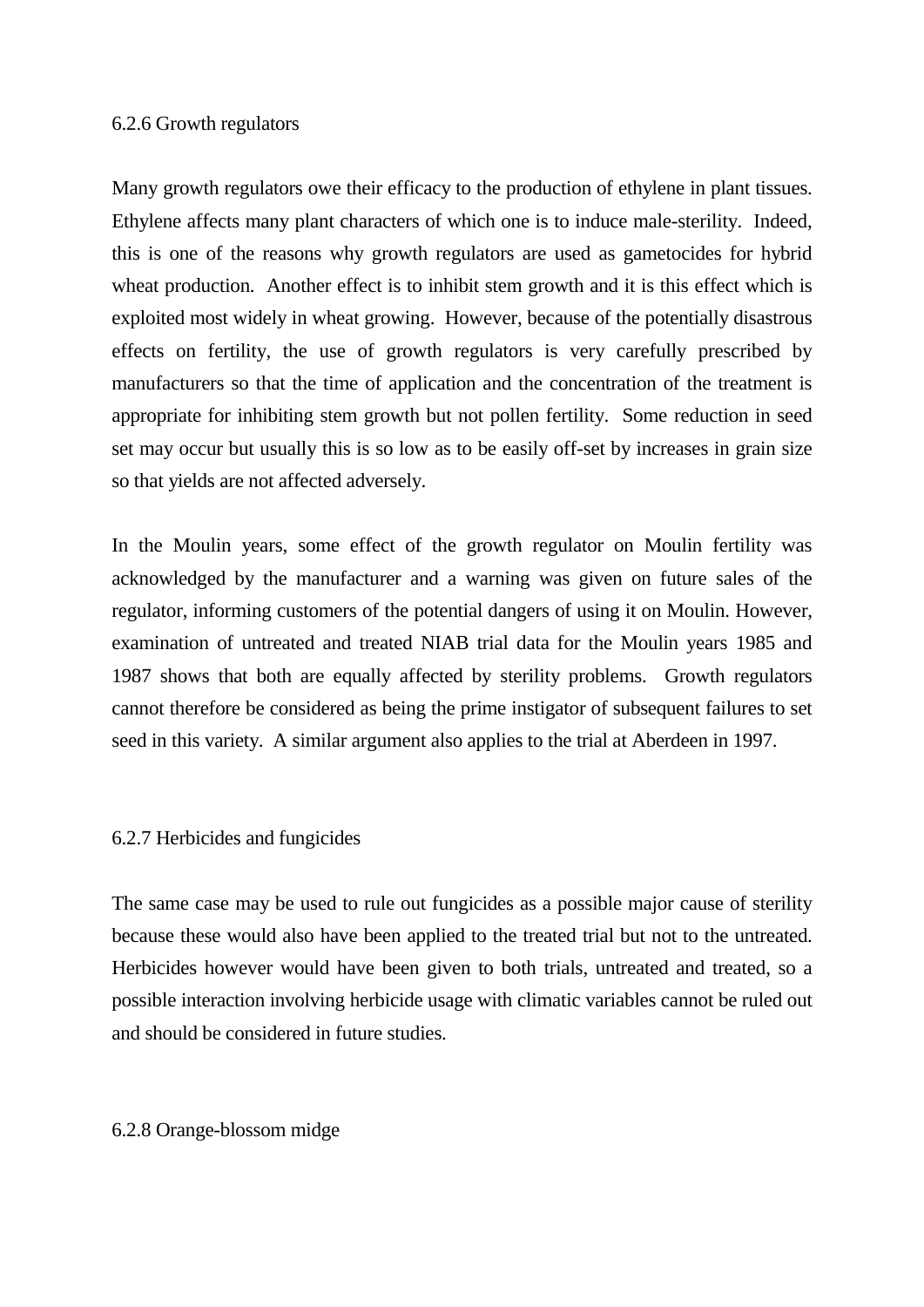### 6.2.6 Growth regulators

Many growth regulators owe their efficacy to the production of ethylene in plant tissues. Ethylene affects many plant characters of which one is to induce male-sterility. Indeed, this is one of the reasons why growth regulators are used as gametocides for hybrid wheat production. Another effect is to inhibit stem growth and it is this effect which is exploited most widely in wheat growing. However, because of the potentially disastrous effects on fertility, the use of growth regulators is very carefully prescribed by manufacturers so that the time of application and the concentration of the treatment is appropriate for inhibiting stem growth but not pollen fertility. Some reduction in seed set may occur but usually this is so low as to be easily off-set by increases in grain size so that yields are not affected adversely.

In the Moulin years, some effect of the growth regulator on Moulin fertility was acknowledged by the manufacturer and a warning was given on future sales of the regulator, informing customers of the potential dangers of using it on Moulin. However, examination of untreated and treated NIAB trial data for the Moulin years 1985 and 1987 shows that both are equally affected by sterility problems. Growth regulators cannot therefore be considered as being the prime instigator of subsequent failures to set seed in this variety. A similar argument also applies to the trial at Aberdeen in 1997.

### 6.2.7 Herbicides and fungicides

The same case may be used to rule out fungicides as a possible major cause of sterility because these would also have been applied to the treated trial but not to the untreated. Herbicides however would have been given to both trials, untreated and treated, so a possible interaction involving herbicide usage with climatic variables cannot be ruled out and should be considered in future studies.

### 6.2.8 Orange-blossom midge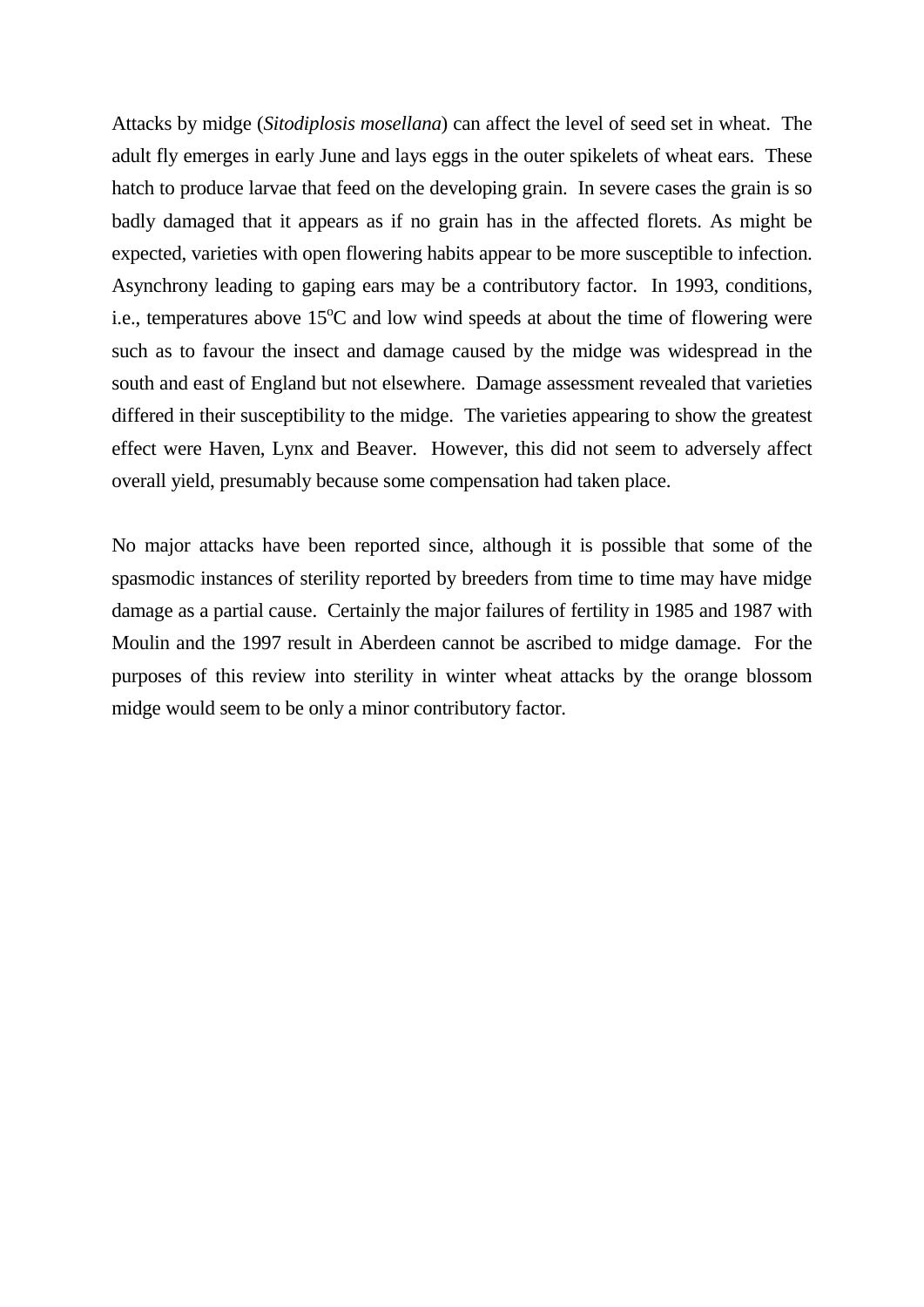Attacks by midge (*Sitodiplosis mosellana*) can affect the level of seed set in wheat. The adult fly emerges in early June and lays eggs in the outer spikelets of wheat ears. These hatch to produce larvae that feed on the developing grain. In severe cases the grain is so badly damaged that it appears as if no grain has in the affected florets. As might be expected, varieties with open flowering habits appear to be more susceptible to infection. Asynchrony leading to gaping ears may be a contributory factor. In 1993, conditions, i.e., temperatures above 15$^{o}$C and low wind speeds at about the time of flowering were such as to favour the insect and damage caused by the midge was widespread in the south and east of England but not elsewhere. Damage assessment revealed that varieties differed in their susceptibility to the midge. The varieties appearing to show the greatest effect were Haven, Lynx and Beaver. However, this did not seem to adversely affect overall yield, presumably because some compensation had taken place.

No major attacks have been reported since, although it is possible that some of the spasmodic instances of sterility reported by breeders from time to time may have midge damage as a partial cause. Certainly the major failures of fertility in 1985 and 1987 with Moulin and the 1997 result in Aberdeen cannot be ascribed to midge damage. For the purposes of this review into sterility in winter wheat attacks by the orange blossom midge would seem to be only a minor contributory factor.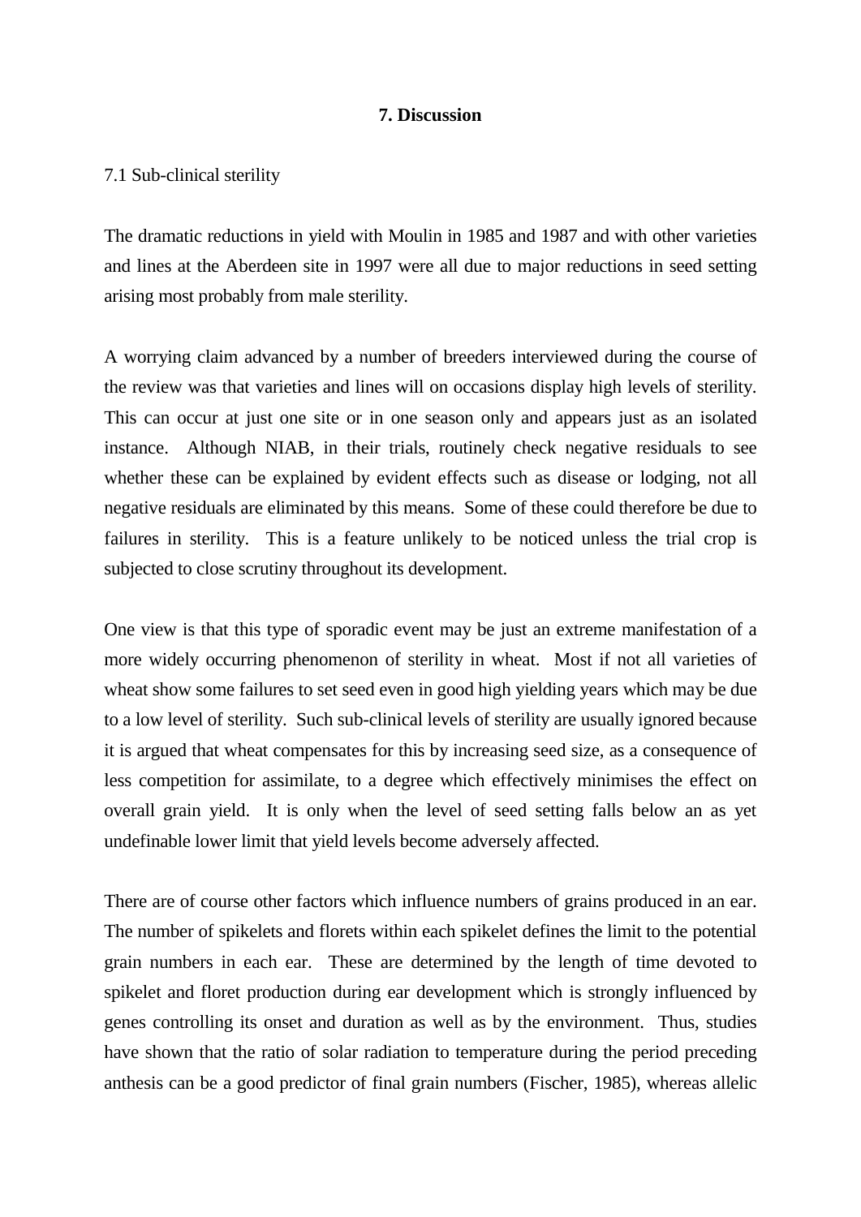# 7. Discussion

## 7.1 Sub-clinical sterility

The dramatic reductions in yield with Moulin in 1985 and 1987 and with other varieties and lines at the Aberdeen site in 1997 were all due to major reductions in seed setting arising most probably from male sterility.

A worrying claim advanced by a number of breeders interviewed during the course of the review was that varieties and lines will on occasions display high levels of sterility. This can occur at just one site or in one season only and appears just as an isolated instance. Although NIAB, in their trials, routinely check negative residuals to see whether these can be explained by evident effects such as disease or lodging, not all negative residuals are eliminated by this means. Some of these could therefore be due to failures in sterility. This is a feature unlikely to be noticed unless the trial crop is subjected to close scrutiny throughout its development.

One view is that this type of sporadic event may be just an extreme manifestation of a more widely occurring phenomenon of sterility in wheat. Most if not all varieties of wheat show some failures to set seed even in good high yielding years which may be due to a low level of sterility. Such sub-clinical levels of sterility are usually ignored because it is argued that wheat compensates for this by increasing seed size, as a consequence of less competition for assimilate, to a degree which effectively minimises the effect on overall grain yield. It is only when the level of seed setting falls below an as yet undefinable lower limit that yield levels become adversely affected.

There are of course other factors which influence numbers of grains produced in an ear. The number of spikelets and florets within each spikelet defines the limit to the potential grain numbers in each ear. These are determined by the length of time devoted to spikelet and floret production during ear development which is strongly influenced by genes controlling its onset and duration as well as by the environment. Thus, studies have shown that the ratio of solar radiation to temperature during the period preceding anthesis can be a good predictor of final grain numbers (Fischer, 1985), whereas allelic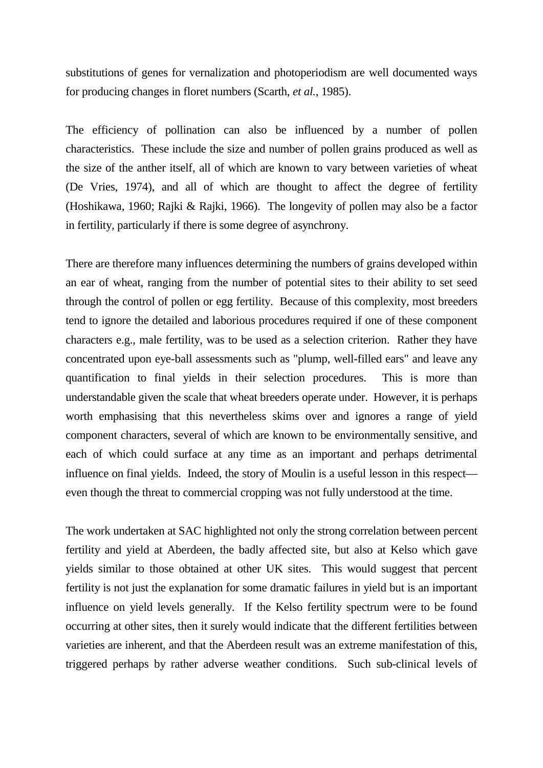substitutions of genes for vernalization and photoperiodism are well documented ways for producing changes in floret numbers (Scarth, *et al.*, 1985).

The efficiency of pollination can also be influenced by a number of pollen characteristics. These include the size and number of pollen grains produced as well as the size of the anther itself, all of which are known to vary between varieties of wheat (De Vries, 1974), and all of which are thought to affect the degree of fertility (Hoshikawa, 1960; Rajki & Rajki, 1966). The longevity of pollen may also be a factor in fertility, particularly if there is some degree of asynchrony.

There are therefore many influences determining the numbers of grains developed within an ear of wheat, ranging from the number of potential sites to their ability to set seed through the control of pollen or egg fertility. Because of this complexity, most breeders tend to ignore the detailed and laborious procedures required if one of these component characters e.g., male fertility, was to be used as a selection criterion. Rather they have concentrated upon eye-ball assessments such as "plump, well-filled ears" and leave any quantification to final yields in their selection procedures. This is more than understandable given the scale that wheat breeders operate under. However, it is perhaps worth emphasising that this nevertheless skims over and ignores a range of yield component characters, several of which are known to be environmentally sensitive, and each of which could surface at any time as an important and perhaps detrimental influence on final yields. Indeed, the story of Moulin is a useful lesson in this respect—even though the threat to commercial cropping was not fully understood at the time.

The work undertaken at SAC highlighted not only the strong correlation between percent fertility and yield at Aberdeen, the badly affected site, but also at Kelso which gave yields similar to those obtained at other UK sites. This would suggest that percent fertility is not just the explanation for some dramatic failures in yield but is an important influence on yield levels generally. If the Kelso fertility spectrum were to be found occurring at other sites, then it surely would indicate that the different fertilities between varieties are inherent, and that the Aberdeen result was an extreme manifestation of this, triggered perhaps by rather adverse weather conditions. Such sub-clinical levels of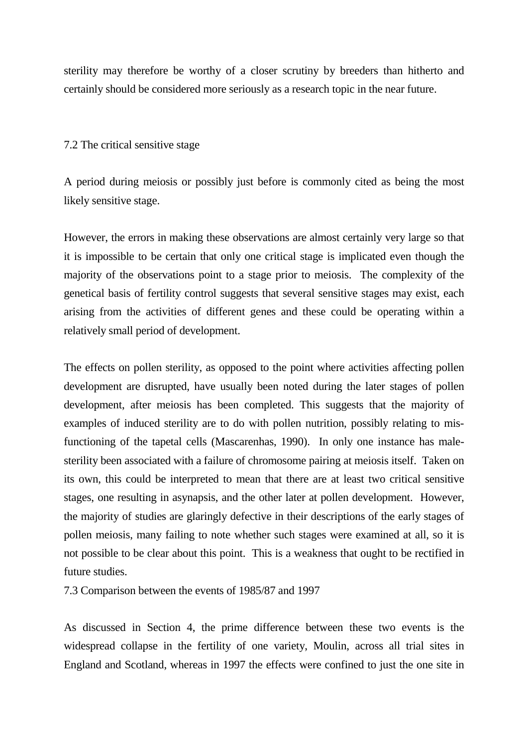sterility may therefore be worthy of a closer scrutiny by breeders than hitherto and certainly should be considered more seriously as a research topic in the near future.

### 7.2 The critical sensitive stage

A period during meiosis or possibly just before is commonly cited as being the most likely sensitive stage.

However, the errors in making these observations are almost certainly very large so that it is impossible to be certain that only one critical stage is implicated even though the majority of the observations point to a stage prior to meiosis. The complexity of the genetical basis of fertility control suggests that several sensitive stages may exist, each arising from the activities of different genes and these could be operating within a relatively small period of development.

The effects on pollen sterility, as opposed to the point where activities affecting pollen development are disrupted, have usually been noted during the later stages of pollen development, after meiosis has been completed. This suggests that the majority of examples of induced sterility are to do with pollen nutrition, possibly relating to mis-functioning of the tapetal cells (Mascarenhas, 1990). In only one instance has male-sterility been associated with a failure of chromosome pairing at meiosis itself. Taken on its own, this could be interpreted to mean that there are at least two critical sensitive stages, one resulting in asynapsis, and the other later at pollen development. However, the majority of studies are glaringly defective in their descriptions of the early stages of pollen meiosis, many failing to note whether such stages were examined at all, so it is not possible to be clear about this point. This is a weakness that ought to be rectified in future studies.

### 7.3 Comparison between the events of 1985/87 and 1997

As discussed in Section 4, the prime difference between these two events is the widespread collapse in the fertility of one variety, Moulin, across all trial sites in England and Scotland, whereas in 1997 the effects were confined to just the one site in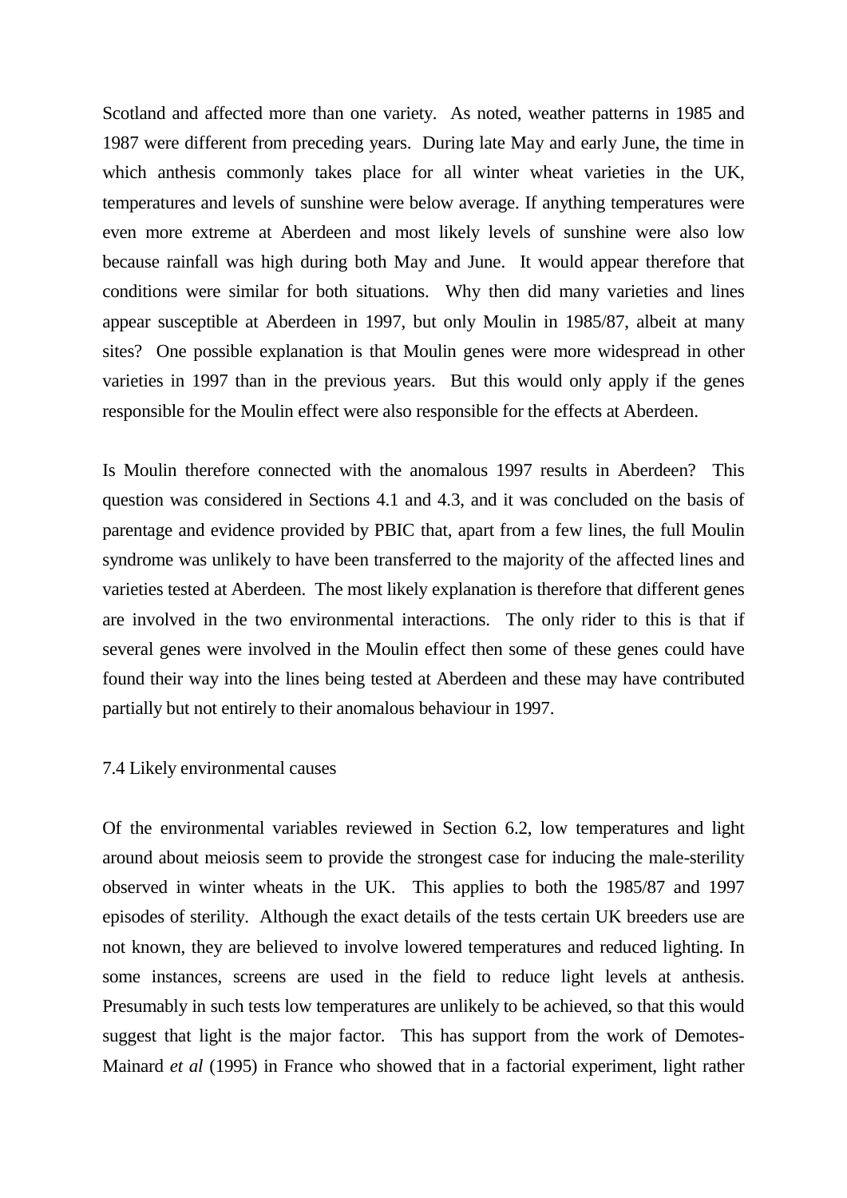Scotland and affected more than one variety. As noted, weather patterns in 1985 and 1987 were different from preceding years. During late May and early June, the time in which anthesis commonly takes place for all winter wheat varieties in the UK, temperatures and levels of sunshine were below average. If anything temperatures were even more extreme at Aberdeen and most likely levels of sunshine were also low because rainfall was high during both May and June. It would appear therefore that conditions were similar for both situations. Why then did many varieties and lines appear susceptible at Aberdeen in 1997, but only Moulin in 1985/87, albeit at many sites? One possible explanation is that Moulin genes were more widespread in other varieties in 1997 than in the previous years. But this would only apply if the genes responsible for the Moulin effect were also responsible for the effects at Aberdeen.

Is Moulin therefore connected with the anomalous 1997 results in Aberdeen? This question was considered in Sections 4.1 and 4.3, and it was concluded on the basis of parentage and evidence provided by PBIC that, apart from a few lines, the full Moulin syndrome was unlikely to have been transferred to the majority of the affected lines and varieties tested at Aberdeen. The most likely explanation is therefore that different genes are involved in the two environmental interactions. The only rider to this is that if several genes were involved in the Moulin effect then some of these genes could have found their way into the lines being tested at Aberdeen and these may have contributed partially but not entirely to their anomalous behaviour in 1997.

### 7.4 Likely environmental causes

Of the environmental variables reviewed in Section 6.2, low temperatures and light around about meiosis seem to provide the strongest case for inducing the male-sterility observed in winter wheats in the UK. This applies to both the 1985/87 and 1997 episodes of sterility. Although the exact details of the tests certain UK breeders use are not known, they are believed to involve lowered temperatures and reduced lighting. In some instances, screens are used in the field to reduce light levels at anthesis. Presumably in such tests low temperatures are unlikely to be achieved, so that this would suggest that light is the major factor. This has support from the work of Demotes-Mainard *et al* (1995) in France who showed that in a factorial experiment, light rather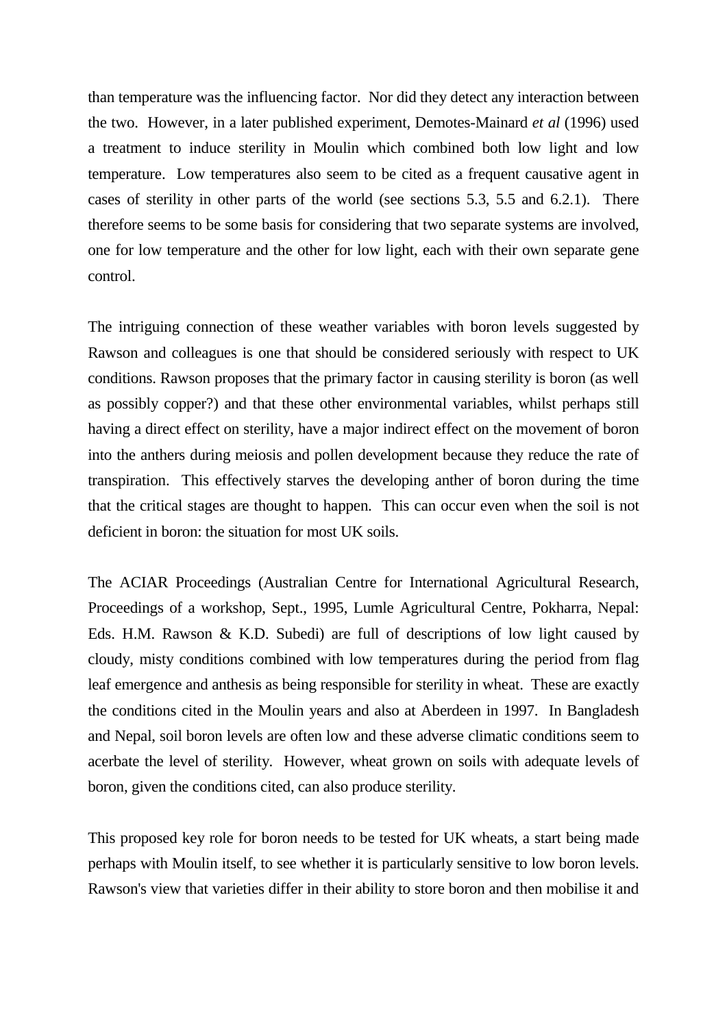than temperature was the influencing factor. Nor did they detect any interaction between the two. However, in a later published experiment, Demotes-Mainard *et al* (1996) used a treatment to induce sterility in Moulin which combined both low light and low temperature. Low temperatures also seem to be cited as a frequent causative agent in cases of sterility in other parts of the world (see sections 5.3, 5.5 and 6.2.1). There therefore seems to be some basis for considering that two separate systems are involved, one for low temperature and the other for low light, each with their own separate gene control.

The intriguing connection of these weather variables with boron levels suggested by Rawson and colleagues is one that should be considered seriously with respect to UK conditions. Rawson proposes that the primary factor in causing sterility is boron (as well as possibly copper?) and that these other environmental variables, whilst perhaps still having a direct effect on sterility, have a major indirect effect on the movement of boron into the anthers during meiosis and pollen development because they reduce the rate of transpiration. This effectively starves the developing anther of boron during the time that the critical stages are thought to happen. This can occur even when the soil is not deficient in boron: the situation for most UK soils.

The ACIAR Proceedings (Australian Centre for International Agricultural Research, Proceedings of a workshop, Sept., 1995, Lumle Agricultural Centre, Pokharra, Nepal: Eds. H.M. Rawson & K.D. Subedi) are full of descriptions of low light caused by cloudy, misty conditions combined with low temperatures during the period from flag leaf emergence and anthesis as being responsible for sterility in wheat. These are exactly the conditions cited in the Moulin years and also at Aberdeen in 1997. In Bangladesh and Nepal, soil boron levels are often low and these adverse climatic conditions seem to acerbate the level of sterility. However, wheat grown on soils with adequate levels of boron, given the conditions cited, can also produce sterility.

This proposed key role for boron needs to be tested for UK wheats, a start being made perhaps with Moulin itself, to see whether it is particularly sensitive to low boron levels. Rawson's view that varieties differ in their ability to store boron and then mobilise it and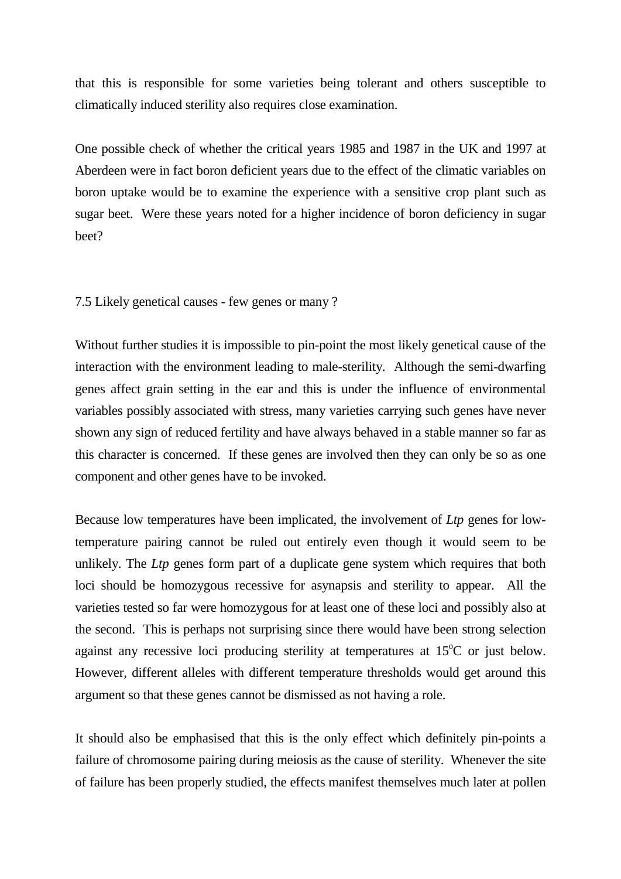that this is responsible for some varieties being tolerant and others susceptible to climatically induced sterility also requires close examination.

One possible check of whether the critical years 1985 and 1987 in the UK and 1997 at Aberdeen were in fact boron deficient years due to the effect of the climatic variables on boron uptake would be to examine the experience with a sensitive crop plant such as sugar beet. Were these years noted for a higher incidence of boron deficiency in sugar beet?

### 7.5 Likely genetical causes - few genes or many ?

Without further studies it is impossible to pin-point the most likely genetical cause of the interaction with the environment leading to male-sterility. Although the semi-dwarfing genes affect grain setting in the ear and this is under the influence of environmental variables possibly associated with stress, many varieties carrying such genes have never shown any sign of reduced fertility and have always behaved in a stable manner so far as this character is concerned. If these genes are involved then they can only be so as one component and other genes have to be invoked.

Because low temperatures have been implicated, the involvement of *Ltp* genes for low-temperature pairing cannot be ruled out entirely even though it would seem to be unlikely. The *Ltp* genes form part of a duplicate gene system which requires that both loci should be homozygous recessive for asynapsis and sterility to appear. All the varieties tested so far were homozygous for at least one of these loci and possibly also at the second. This is perhaps not surprising since there would have been strong selection against any recessive loci producing sterility at temperatures at $15^{o}C$ or just below. However, different alleles with different temperature thresholds would get around this argument so that these genes cannot be dismissed as not having a role.

It should also be emphasised that this is the only effect which definitely pin-points a failure of chromosome pairing during meiosis as the cause of sterility. Whenever the site of failure has been properly studied, the effects manifest themselves much later at pollen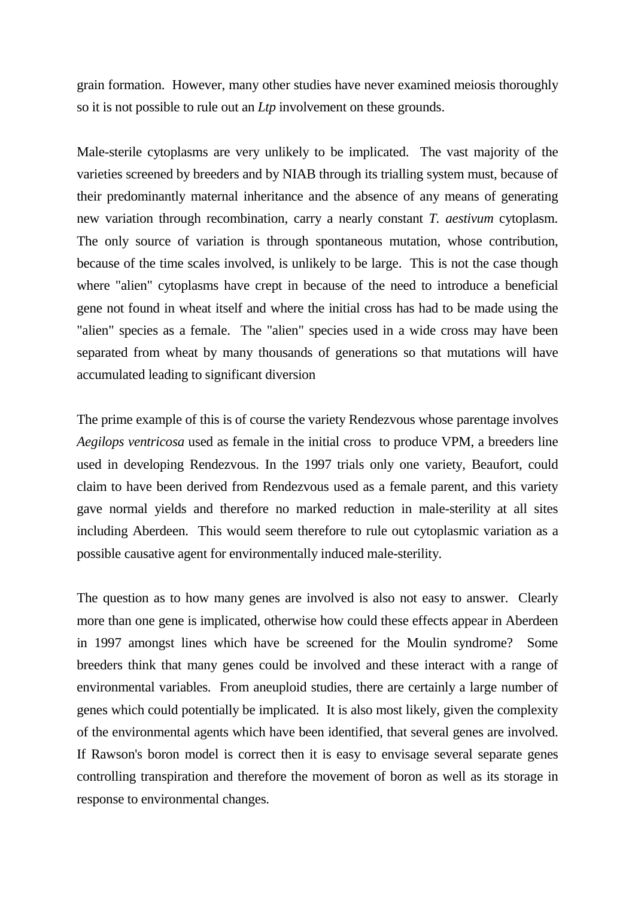grain formation. However, many other studies have never examined meiosis thoroughly so it is not possible to rule out an *Ltp* involvement on these grounds.

Male-sterile cytoplasms are very unlikely to be implicated. The vast majority of the varieties screened by breeders and by NIAB through its trialling system must, because of their predominantly maternal inheritance and the absence of any means of generating new variation through recombination, carry a nearly constant *T. aestivum* cytoplasm. The only source of variation is through spontaneous mutation, whose contribution, because of the time scales involved, is unlikely to be large. This is not the case though where "alien" cytoplasms have crept in because of the need to introduce a beneficial gene not found in wheat itself and where the initial cross has had to be made using the "alien" species as a female. The "alien" species used in a wide cross may have been separated from wheat by many thousands of generations so that mutations will have accumulated leading to significant diversion

The prime example of this is of course the variety Rendezvous whose parentage involves *Aegilops ventricosa* used as female in the initial cross to produce VPM, a breeders line used in developing Rendezvous. In the 1997 trials only one variety, Beaufort, could claim to have been derived from Rendezvous used as a female parent, and this variety gave normal yields and therefore no marked reduction in male-sterility at all sites including Aberdeen. This would seem therefore to rule out cytoplasmic variation as a possible causative agent for environmentally induced male-sterility.

The question as to how many genes are involved is also not easy to answer. Clearly more than one gene is implicated, otherwise how could these effects appear in Aberdeen in 1997 amongst lines which have be screened for the Moulin syndrome? Some breeders think that many genes could be involved and these interact with a range of environmental variables. From aneuploid studies, there are certainly a large number of genes which could potentially be implicated. It is also most likely, given the complexity of the environmental agents which have been identified, that several genes are involved. If Rawson's boron model is correct then it is easy to envisage several separate genes controlling transpiration and therefore the movement of boron as well as its storage in response to environmental changes.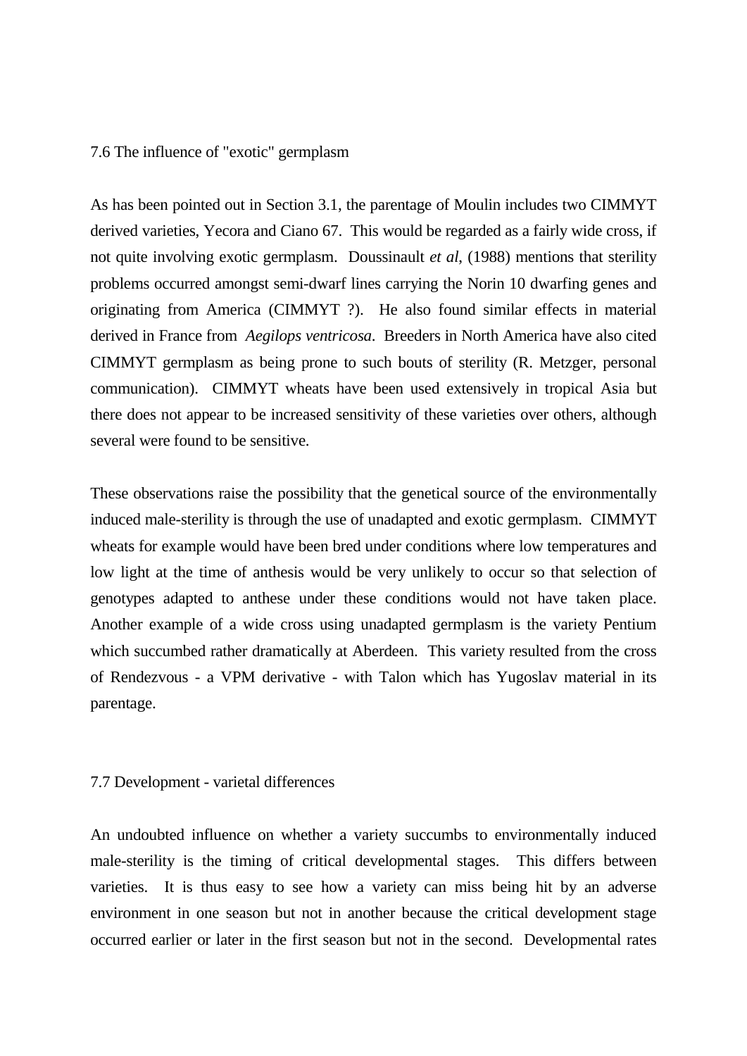## 7.6 The influence of "exotic" germplasm

As has been pointed out in Section 3.1, the parentage of Moulin includes two CIMMYT derived varieties, Yecora and Ciano 67. This would be regarded as a fairly wide cross, if not quite involving exotic germplasm. Doussinault *et al*, (1988) mentions that sterility problems occurred amongst semi-dwarf lines carrying the Norin 10 dwarfing genes and originating from America (CIMMYT ?). He also found similar effects in material derived in France from *Aegilops ventricosa*. Breeders in North America have also cited CIMMYT germplasm as being prone to such bouts of sterility (R. Metzger, personal communication). CIMMYT wheats have been used extensively in tropical Asia but there does not appear to be increased sensitivity of these varieties over others, although several were found to be sensitive.

These observations raise the possibility that the genetical source of the environmentally induced male-sterility is through the use of unadapted and exotic germplasm. CIMMYT wheats for example would have been bred under conditions where low temperatures and low light at the time of anthesis would be very unlikely to occur so that selection of genotypes adapted to anthese under these conditions would not have taken place. Another example of a wide cross using unadapted germplasm is the variety Pentium which succumbed rather dramatically at Aberdeen. This variety resulted from the cross of Rendezvous - a VPM derivative - with Talon which has Yugoslav material in its parentage.

## 7.7 Development - varietal differences

An undoubted influence on whether a variety succumbs to environmentally induced male-sterility is the timing of critical developmental stages. This differs between varieties. It is thus easy to see how a variety can miss being hit by an adverse environment in one season but not in another because the critical development stage occurred earlier or later in the first season but not in the second. Developmental rates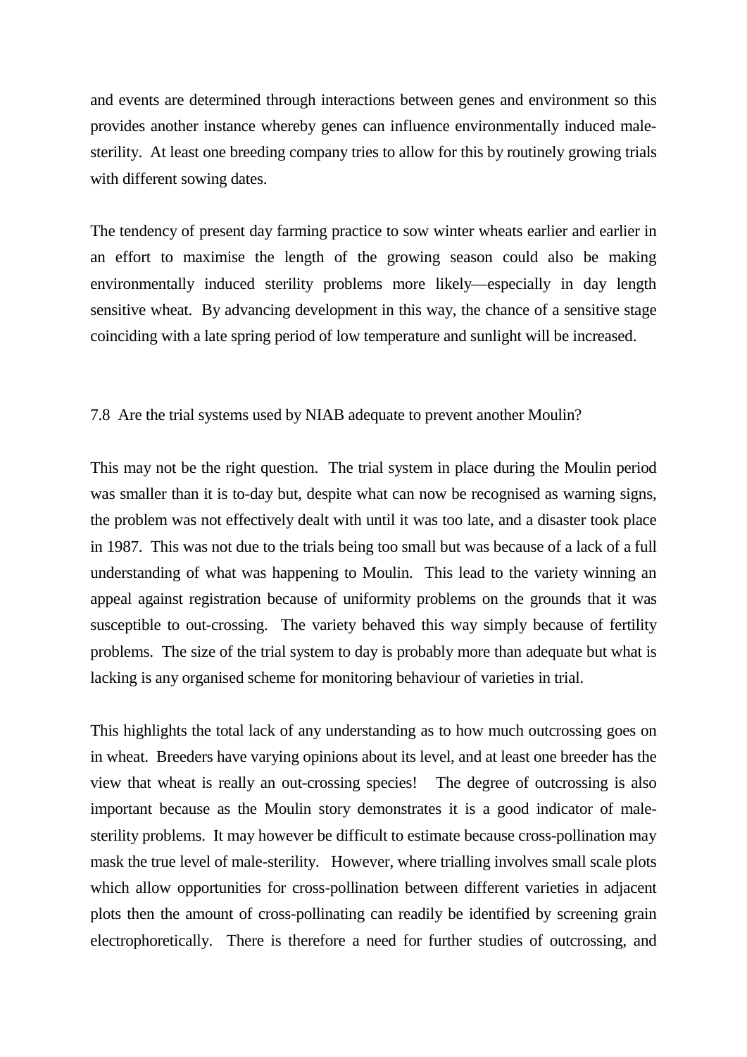and events are determined through interactions between genes and environment so this provides another instance whereby genes can influence environmentally induced male-sterility. At least one breeding company tries to allow for this by routinely growing trials with different sowing dates.

The tendency of present day farming practice to sow winter wheats earlier and earlier in an effort to maximise the length of the growing season could also be making environmentally induced sterility problems more likely—especially in day length sensitive wheat. By advancing development in this way, the chance of a sensitive stage coinciding with a late spring period of low temperature and sunlight will be increased.

### 7.8 Are the trial systems used by NIAB adequate to prevent another Moulin?

This may not be the right question. The trial system in place during the Moulin period was smaller than it is to-day but, despite what can now be recognised as warning signs, the problem was not effectively dealt with until it was too late, and a disaster took place in 1987. This was not due to the trials being too small but was because of a lack of a full understanding of what was happening to Moulin. This lead to the variety winning an appeal against registration because of uniformity problems on the grounds that it was susceptible to out-crossing. The variety behaved this way simply because of fertility problems. The size of the trial system to day is probably more than adequate but what is lacking is any organised scheme for monitoring behaviour of varieties in trial.

This highlights the total lack of any understanding as to how much outcrossing goes on in wheat. Breeders have varying opinions about its level, and at least one breeder has the view that wheat is really an out-crossing species! The degree of outcrossing is also important because as the Moulin story demonstrates it is a good indicator of male-sterility problems. It may however be difficult to estimate because cross-pollination may mask the true level of male-sterility. However, where trialling involves small scale plots which allow opportunities for cross-pollination between different varieties in adjacent plots then the amount of cross-pollinating can readily be identified by screening grain electrophoretically. There is therefore a need for further studies of outcrossing, and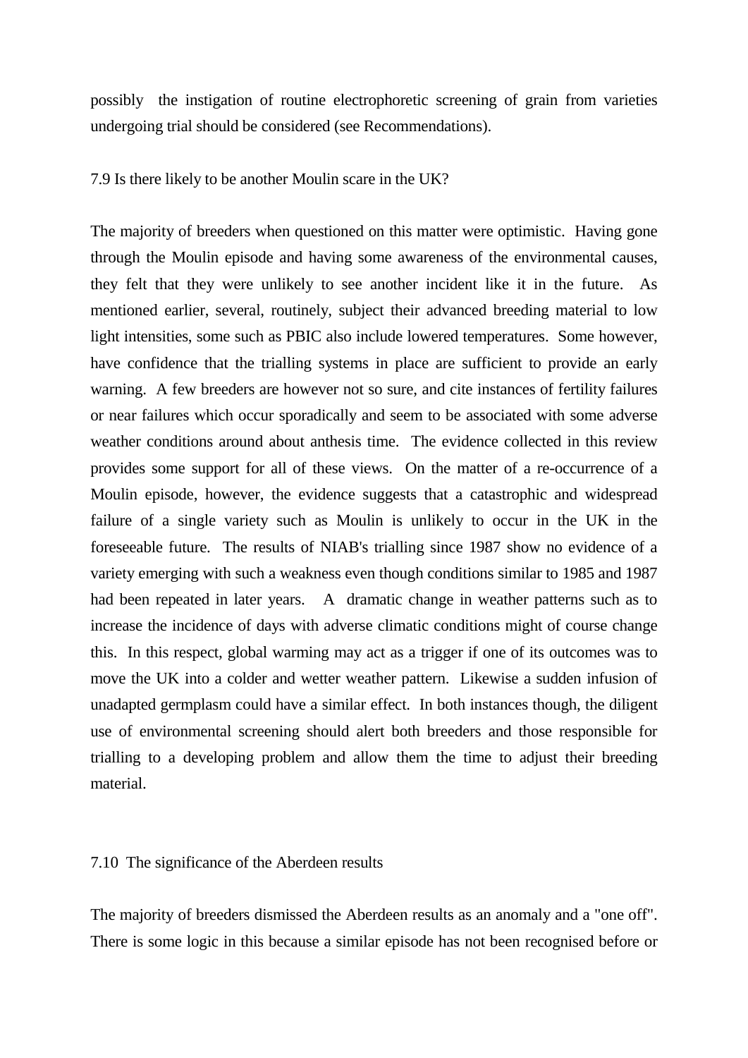possibly the instigation of routine electrophoretic screening of grain from varieties undergoing trial should be considered (see Recommendations).

### 7.9 Is there likely to be another Moulin scare in the UK?

The majority of breeders when questioned on this matter were optimistic. Having gone through the Moulin episode and having some awareness of the environmental causes, they felt that they were unlikely to see another incident like it in the future. As mentioned earlier, several, routinely, subject their advanced breeding material to low light intensities, some such as PBIC also include lowered temperatures. Some however, have confidence that the trialling systems in place are sufficient to provide an early warning. A few breeders are however not so sure, and cite instances of fertility failures or near failures which occur sporadically and seem to be associated with some adverse weather conditions around about anthesis time. The evidence collected in this review provides some support for all of these views. On the matter of a re-occurrence of a Moulin episode, however, the evidence suggests that a catastrophic and widespread failure of a single variety such as Moulin is unlikely to occur in the UK in the foreseeable future. The results of NIAB's trialling since 1987 show no evidence of a variety emerging with such a weakness even though conditions similar to 1985 and 1987 had been repeated in later years. A dramatic change in weather patterns such as to increase the incidence of days with adverse climatic conditions might of course change this. In this respect, global warming may act as a trigger if one of its outcomes was to move the UK into a colder and wetter weather pattern. Likewise a sudden infusion of unadapted germplasm could have a similar effect. In both instances though, the diligent use of environmental screening should alert both breeders and those responsible for trialling to a developing problem and allow them the time to adjust their breeding material.

### 7.10 The significance of the Aberdeen results

The majority of breeders dismissed the Aberdeen results as an anomaly and a "one off". There is some logic in this because a similar episode has not been recognised before or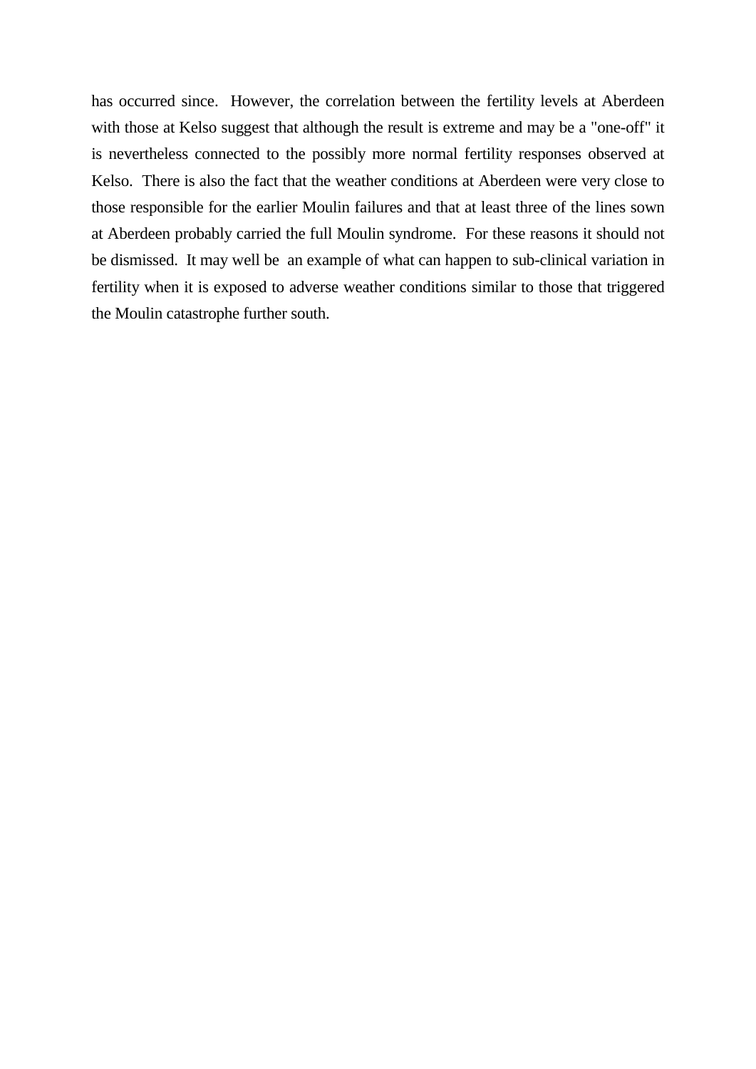has occurred since. However, the correlation between the fertility levels at Aberdeen with those at Kelso suggest that although the result is extreme and may be a "one-off" it is nevertheless connected to the possibly more normal fertility responses observed at Kelso. There is also the fact that the weather conditions at Aberdeen were very close to those responsible for the earlier Moulin failures and that at least three of the lines sown at Aberdeen probably carried the full Moulin syndrome. For these reasons it should not be dismissed. It may well be an example of what can happen to sub-clinical variation in fertility when it is exposed to adverse weather conditions similar to those that triggered the Moulin catastrophe further south.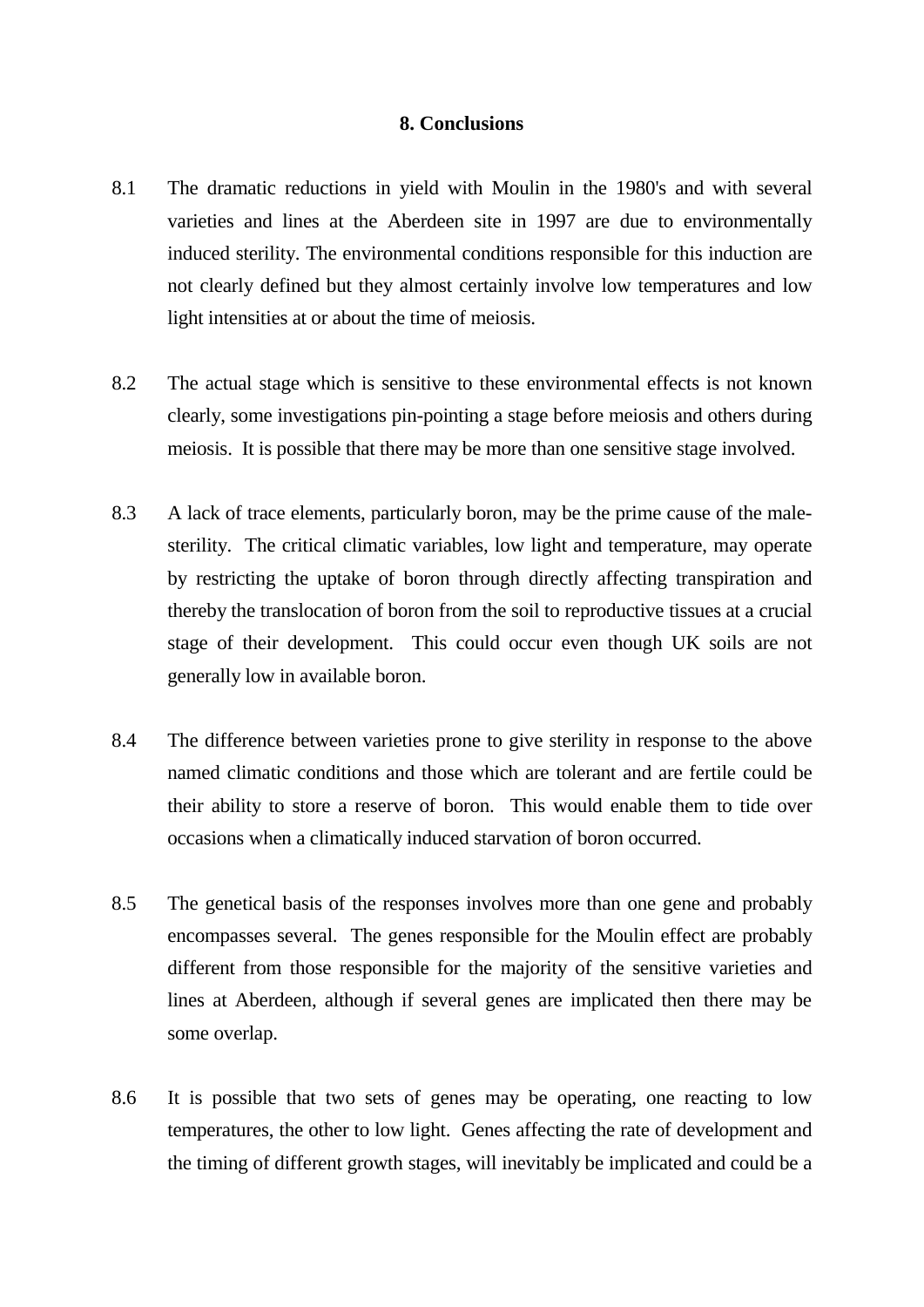## 8. Conclusions

8.1 The dramatic reductions in yield with Moulin in the 1980's and with several varieties and lines at the Aberdeen site in 1997 are due to environmentally induced sterility. The environmental conditions responsible for this induction are not clearly defined but they almost certainly involve low temperatures and low light intensities at or about the time of meiosis.

8.2 The actual stage which is sensitive to these environmental effects is not known clearly, some investigations pin-pointing a stage before meiosis and others during meiosis. It is possible that there may be more than one sensitive stage involved.

8.3 A lack of trace elements, particularly boron, may be the prime cause of the male-sterility. The critical climatic variables, low light and temperature, may operate by restricting the uptake of boron through directly affecting transpiration and thereby the translocation of boron from the soil to reproductive tissues at a crucial stage of their development. This could occur even though UK soils are not generally low in available boron.

8.4 The difference between varieties prone to give sterility in response to the above named climatic conditions and those which are tolerant and are fertile could be their ability to store a reserve of boron. This would enable them to tide over occasions when a climatically induced starvation of boron occurred.

8.5 The genetical basis of the responses involves more than one gene and probably encompasses several. The genes responsible for the Moulin effect are probably different from those responsible for the majority of the sensitive varieties and lines at Aberdeen, although if several genes are implicated then there may be some overlap.

8.6 It is possible that two sets of genes may be operating, one reacting to low temperatures, the other to low light. Genes affecting the rate of development and the timing of different growth stages, will inevitably be implicated and could be a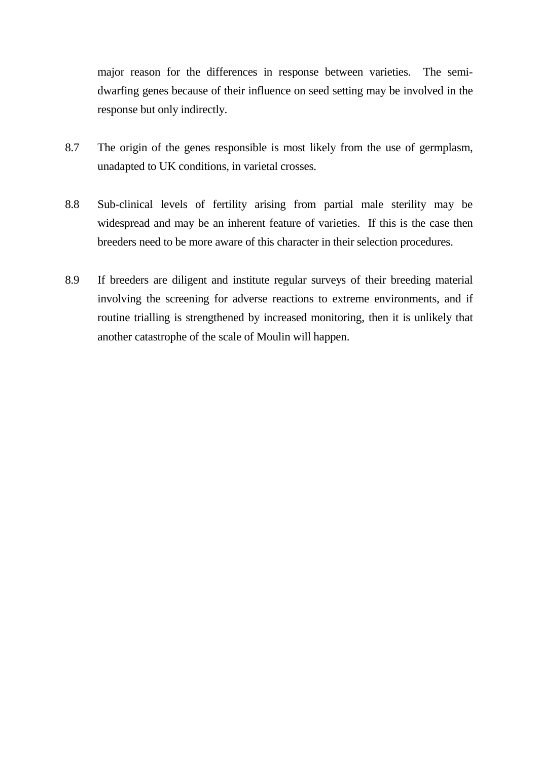major reason for the differences in response between varieties. The semi-dwarfing genes because of their influence on seed setting may be involved in the response but only indirectly.

8.7 The origin of the genes responsible is most likely from the use of germplasm, unadapted to UK conditions, in varietal crosses.

8.8 Sub-clinical levels of fertility arising from partial male sterility may be widespread and may be an inherent feature of varieties. If this is the case then breeders need to be more aware of this character in their selection procedures.

8.9 If breeders are diligent and institute regular surveys of their breeding material involving the screening for adverse reactions to extreme environments, and if routine trialling is strengthened by increased monitoring, then it is unlikely that another catastrophe of the scale of Moulin will happen.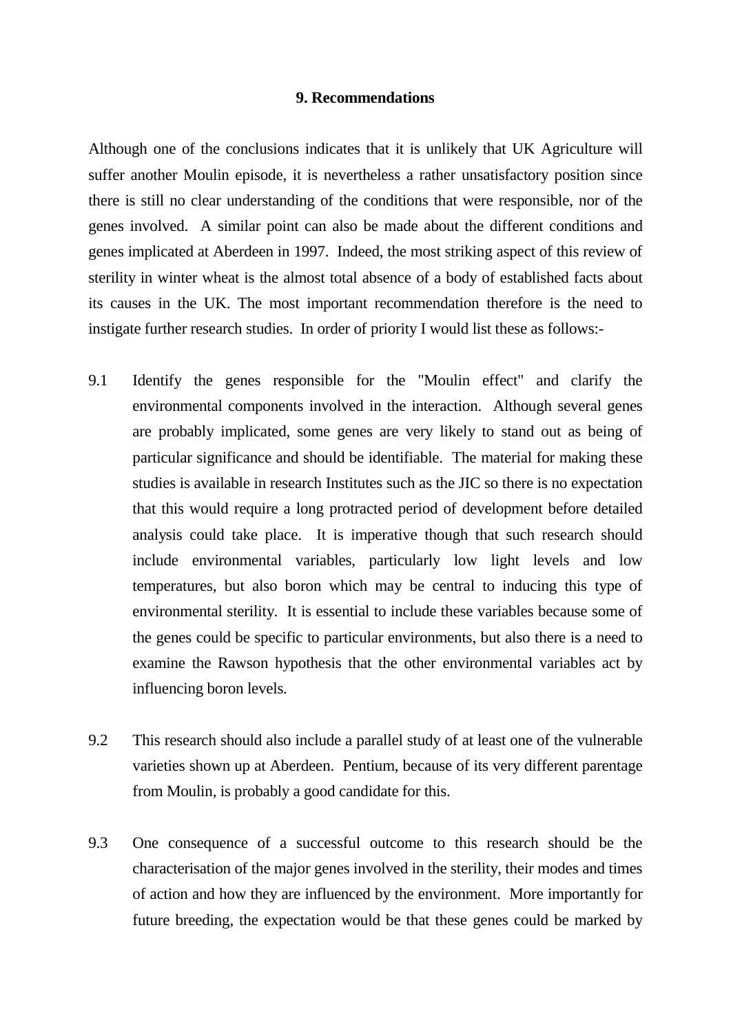## 9. Recommendations

Although one of the conclusions indicates that it is unlikely that UK Agriculture will suffer another Moulin episode, it is nevertheless a rather unsatisfactory position since there is still no clear understanding of the conditions that were responsible, nor of the genes involved. A similar point can also be made about the different conditions and genes implicated at Aberdeen in 1997. Indeed, the most striking aspect of this review of sterility in winter wheat is the almost total absence of a body of established facts about its causes in the UK. The most important recommendation therefore is the need to instigate further research studies. In order of priority I would list these as follows:-

9.1 Identify the genes responsible for the "Moulin effect" and clarify the environmental components involved in the interaction. Although several genes are probably implicated, some genes are very likely to stand out as being of particular significance and should be identifiable. The material for making these studies is available in research Institutes such as the JIC so there is no expectation that this would require a long protracted period of development before detailed analysis could take place. It is imperative though that such research should include environmental variables, particularly low light levels and low temperatures, but also boron which may be central to inducing this type of environmental sterility. It is essential to include these variables because some of the genes could be specific to particular environments, but also there is a need to examine the Rawson hypothesis that the other environmental variables act by influencing boron levels.

9.2 This research should also include a parallel study of at least one of the vulnerable varieties shown up at Aberdeen. Pentium, because of its very different parentage from Moulin, is probably a good candidate for this.

9.3 One consequence of a successful outcome to this research should be the characterisation of the major genes involved in the sterility, their modes and times of action and how they are influenced by the environment. More importantly for future breeding, the expectation would be that these genes could be marked by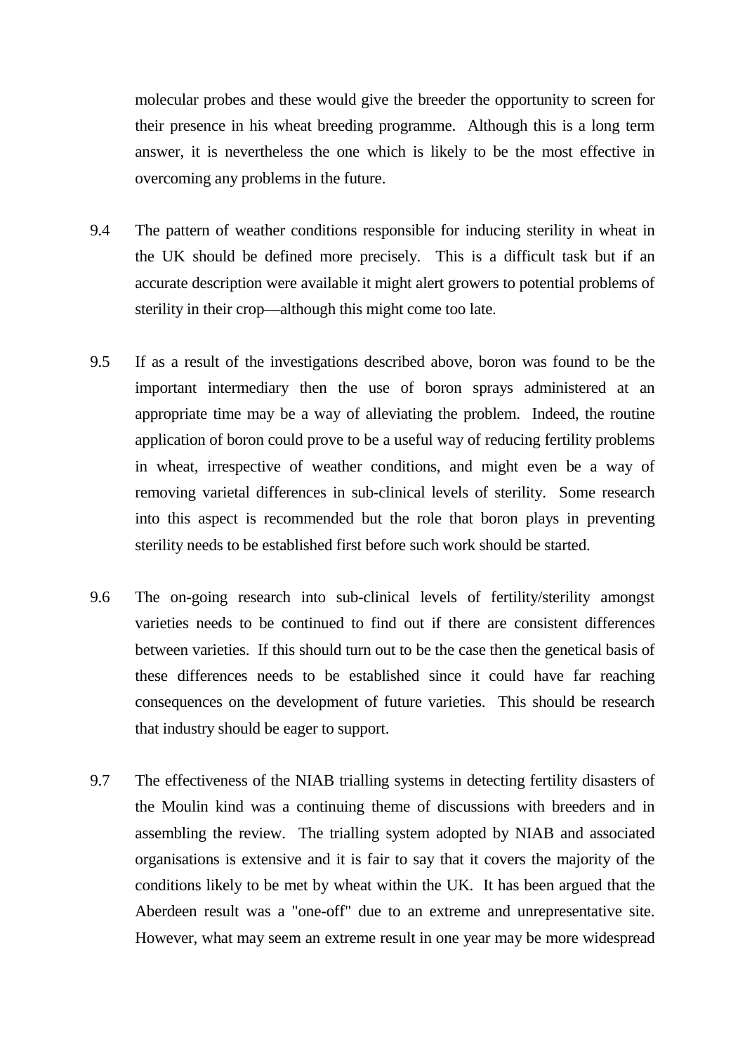molecular probes and these would give the breeder the opportunity to screen for their presence in his wheat breeding programme. Although this is a long term answer, it is nevertheless the one which is likely to be the most effective in overcoming any problems in the future.

9.4 The pattern of weather conditions responsible for inducing sterility in wheat in the UK should be defined more precisely. This is a difficult task but if an accurate description were available it might alert growers to potential problems of sterility in their crop—although this might come too late.

9.5 If as a result of the investigations described above, boron was found to be the important intermediary then the use of boron sprays administered at an appropriate time may be a way of alleviating the problem. Indeed, the routine application of boron could prove to be a useful way of reducing fertility problems in wheat, irrespective of weather conditions, and might even be a way of removing varietal differences in sub-clinical levels of sterility. Some research into this aspect is recommended but the role that boron plays in preventing sterility needs to be established first before such work should be started.

9.6 The on-going research into sub-clinical levels of fertility/sterility amongst varieties needs to be continued to find out if there are consistent differences between varieties. If this should turn out to be the case then the genetical basis of these differences needs to be established since it could have far reaching consequences on the development of future varieties. This should be research that industry should be eager to support.

9.7 The effectiveness of the NIAB trialling systems in detecting fertility disasters of the Moulin kind was a continuing theme of discussions with breeders and in assembling the review. The trialling system adopted by NIAB and associated organisations is extensive and it is fair to say that it covers the majority of the conditions likely to be met by wheat within the UK. It has been argued that the Aberdeen result was a "one-off" due to an extreme and unrepresentative site. However, what may seem an extreme result in one year may be more widespread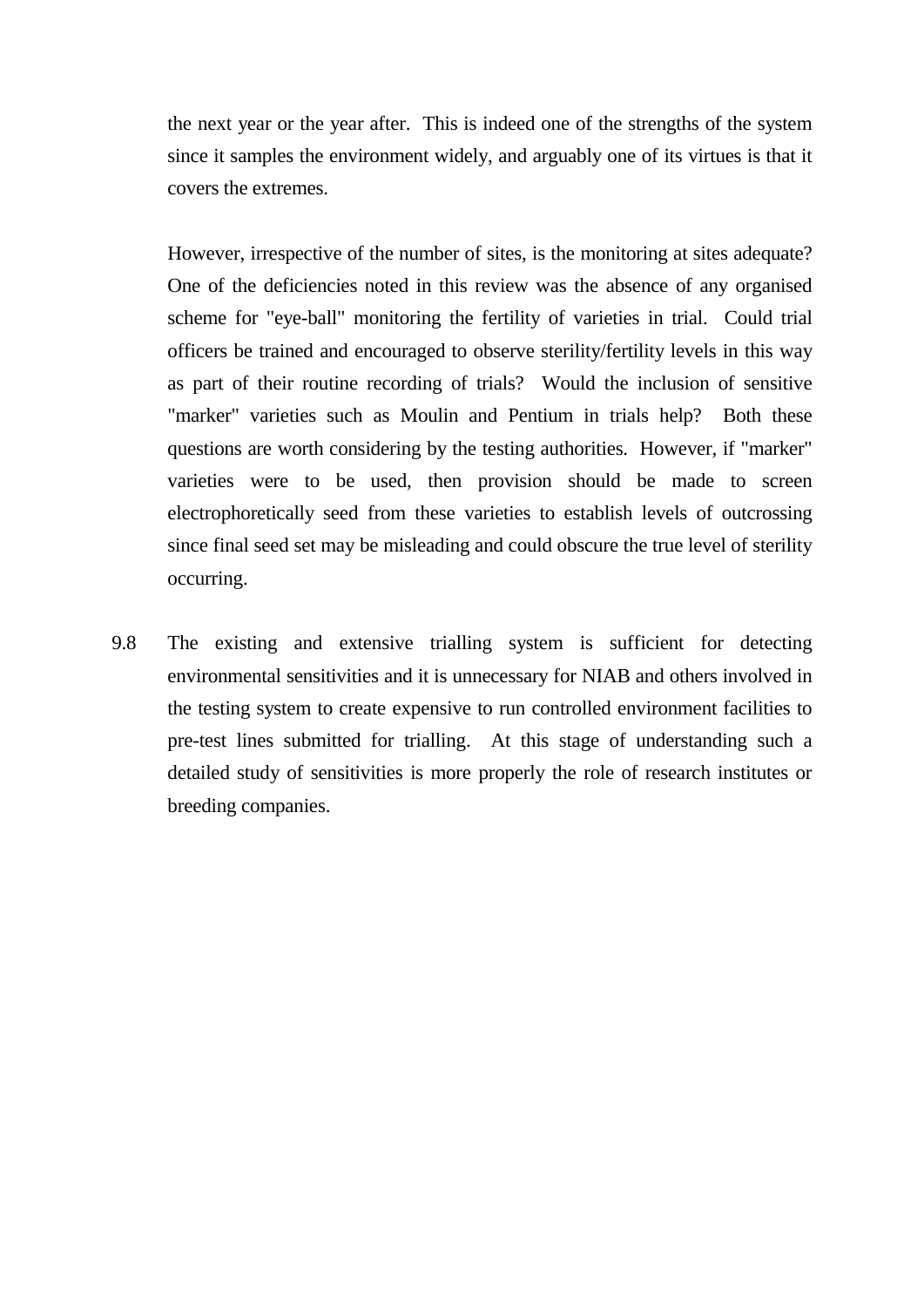the next year or the year after. This is indeed one of the strengths of the system since it samples the environment widely, and arguably one of its virtues is that it covers the extremes.

However, irrespective of the number of sites, is the monitoring at sites adequate? One of the deficiencies noted in this review was the absence of any organised scheme for "eye-ball" monitoring the fertility of varieties in trial. Could trial officers be trained and encouraged to observe sterility/fertility levels in this way as part of their routine recording of trials? Would the inclusion of sensitive "marker" varieties such as Moulin and Pentium in trials help? Both these questions are worth considering by the testing authorities. However, if "marker" varieties were to be used, then provision should be made to screen electrophoretically seed from these varieties to establish levels of outcrossing since final seed set may be misleading and could obscure the true level of sterility occurring.

9.8 The existing and extensive trialling system is sufficient for detecting environmental sensitivities and it is unnecessary for NIAB and others involved in the testing system to create expensive to run controlled environment facilities to pre-test lines submitted for trialling. At this stage of understanding such a detailed study of sensitivities is more properly the role of research institutes or breeding companies.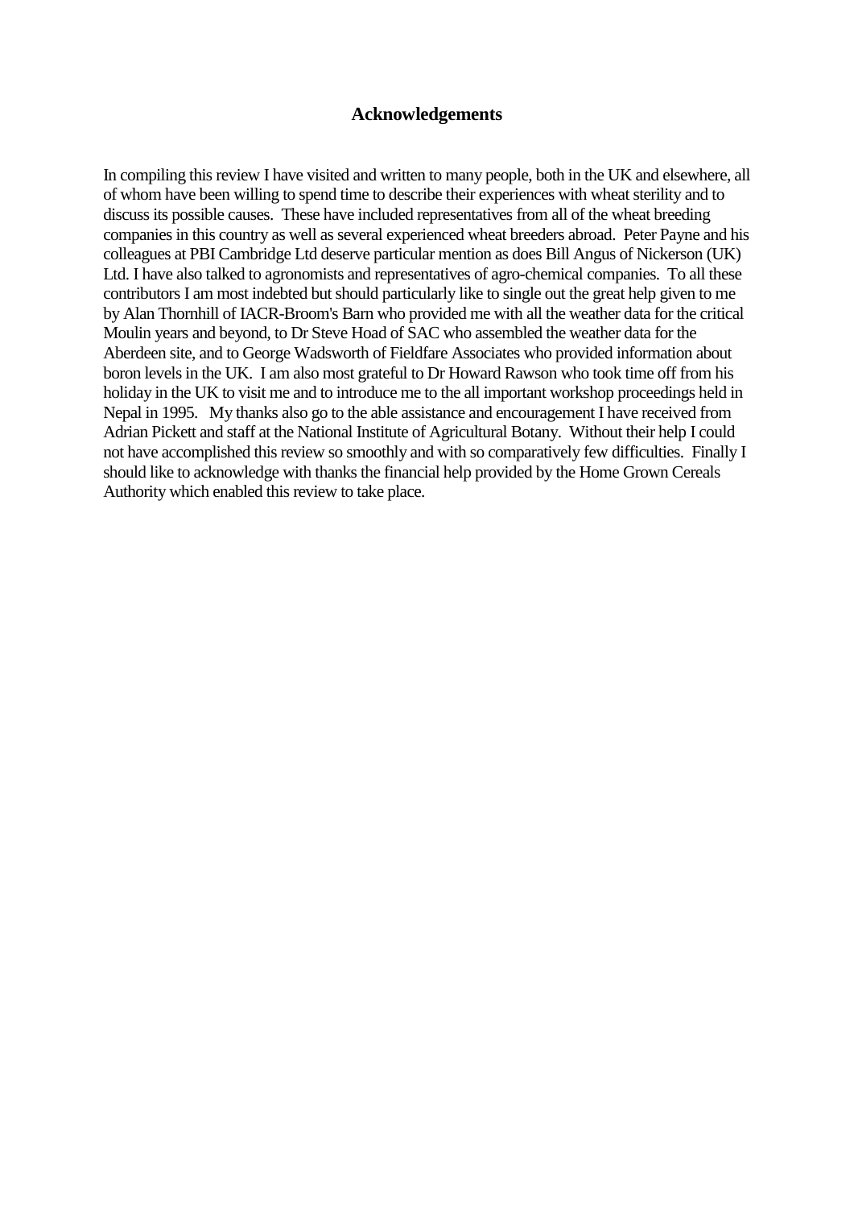## Acknowledgements

In compiling this review I have visited and written to many people, both in the UK and elsewhere, all of whom have been willing to spend time to describe their experiences with wheat sterility and to discuss its possible causes. These have included representatives from all of the wheat breeding companies in this country as well as several experienced wheat breeders abroad. Peter Payne and his colleagues at PBI Cambridge Ltd deserve particular mention as does Bill Angus of Nickerson (UK) Ltd. I have also talked to agronomists and representatives of agro-chemical companies. To all these contributors I am most indebted but should particularly like to single out the great help given to me by Alan Thornhill of IACR-Broom's Barn who provided me with all the weather data for the critical Moulin years and beyond, to Dr Steve Hoad of SAC who assembled the weather data for the Aberdeen site, and to George Wadsworth of Fieldfare Associates who provided information about boron levels in the UK. I am also most grateful to Dr Howard Rawson who took time off from his holiday in the UK to visit me and to introduce me to the all important workshop proceedings held in Nepal in 1995. My thanks also go to the able assistance and encouragement I have received from Adrian Pickett and staff at the National Institute of Agricultural Botany. Without their help I could not have accomplished this review so smoothly and with so comparatively few difficulties. Finally I should like to acknowledge with thanks the financial help provided by the Home Grown Cereals Authority which enabled this review to take place.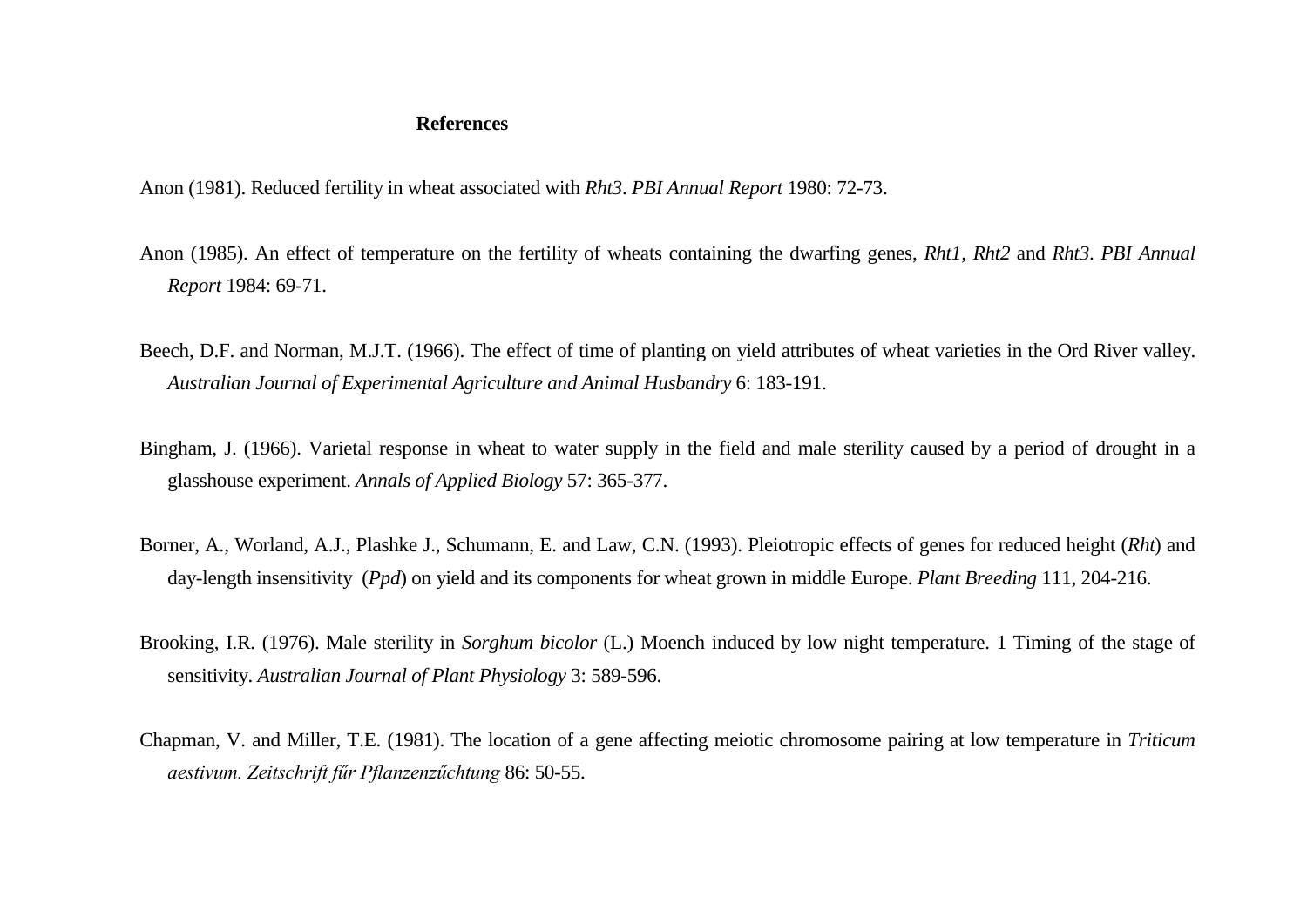## References

Anon (1981). Reduced fertility in wheat associated with *Rht3*. *PBI Annual Report* 1980: 72-73.

Anon (1985). An effect of temperature on the fertility of wheats containing the dwarfing genes, *Rht1*, *Rht2* and *Rht3*. *PBI Annual Report* 1984: 69-71.

Beech, D.F. and Norman, M.J.T. (1966). The effect of time of planting on yield attributes of wheat varieties in the Ord River valley. *Australian Journal of Experimental Agriculture and Animal Husbandry* 6: 183-191.

Bingham, J. (1966). Varietal response in wheat to water supply in the field and male sterility caused by a period of drought in a glasshouse experiment. *Annals of Applied Biology* 57: 365-377.

Borner, A., Worland, A.J., Plashke J., Schumann, E. and Law, C.N. (1993). Pleiotropic effects of genes for reduced height (*Rht*) and day-length insensitivity (*Ppd*) on yield and its components for wheat grown in middle Europe. *Plant Breeding* 111, 204-216.

Brooking, I.R. (1976). Male sterility in *Sorghum bicolor* (L.) Moench induced by low night temperature. 1 Timing of the stage of sensitivity. *Australian Journal of Plant Physiology* 3: 589-596.

Chapman, V. and Miller, T.E. (1981). The location of a gene affecting meiotic chromosome pairing at low temperature in *Triticum aestivum*. *Zeitschrift fűr Pflanzenzűchtung* 86: 50-55.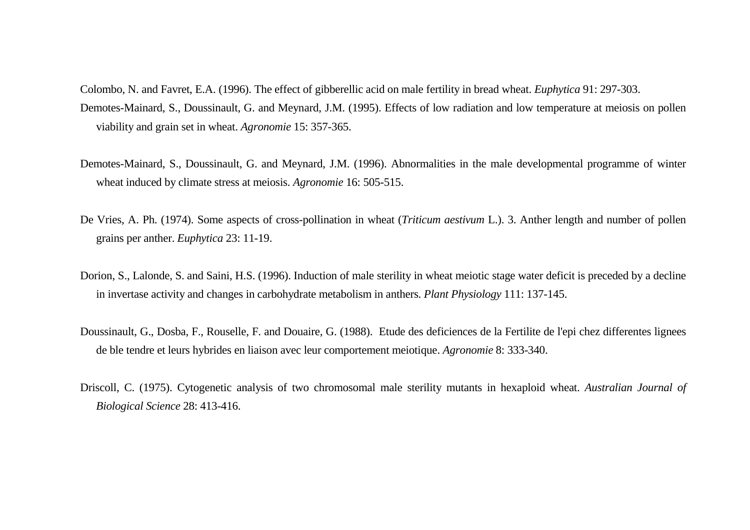Colombo, N. and Favret, E.A. (1996). The effect of gibberellic acid on male fertility in bread wheat. *Euphytica* 91: 297-303.

Demotes-Mainard, S., Doussinault, G. and Meynard, J.M. (1995). Effects of low radiation and low temperature at meiosis on pollen viability and grain set in wheat. *Agronomie* 15: 357-365.

Demotes-Mainard, S., Doussinault, G. and Meynard, J.M. (1996). Abnormalities in the male developmental programme of winter wheat induced by climate stress at meiosis. *Agronomie* 16: 505-515.

De Vries, A. Ph. (1974). Some aspects of cross-pollination in wheat (*Triticum aestivum* L.). 3. Anther length and number of pollen grains per anther. *Euphytica* 23: 11-19.

Dorion, S., Lalonde, S. and Saini, H.S. (1996). Induction of male sterility in wheat meiotic stage water deficit is preceded by a decline in invertase activity and changes in carbohydrate metabolism in anthers. *Plant Physiology* 111: 137-145.

Doussinault, G., Dosba, F., Rouselle, F. and Douaire, G. (1988). Etude des deficiences de la Fertilite de l'epi chez differentes lignees de ble tendre et leurs hybrides en liaison avec leur comportement meiotique. *Agronomie* 8: 333-340.

Driscoll, C. (1975). Cytogenetic analysis of two chromosomal male sterility mutants in hexaploid wheat. *Australian Journal of Biological Science* 28: 413-416.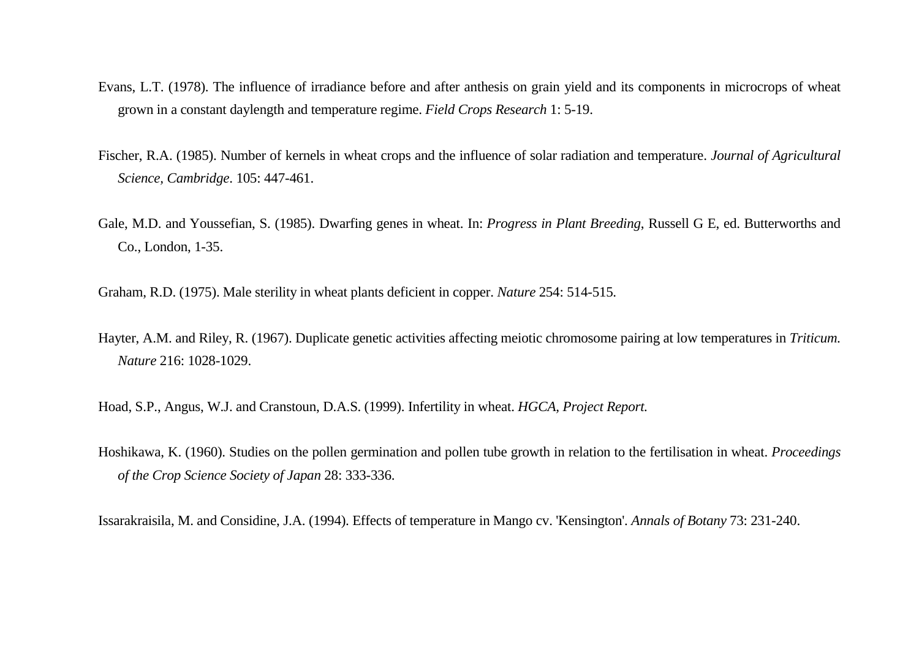Evans, L.T. (1978). The influence of irradiance before and after anthesis on grain yield and its components in microcrops of wheat grown in a constant daylength and temperature regime. *Field Crops Research* 1: 5-19.

Fischer, R.A. (1985). Number of kernels in wheat crops and the influence of solar radiation and temperature. *Journal of Agricultural Science, Cambridge*. 105: 447-461.

Gale, M.D. and Youssefian, S. (1985). Dwarfing genes in wheat. In: *Progress in Plant Breeding*, Russell G E, ed. Butterworths and Co., London, 1-35.

Graham, R.D. (1975). Male sterility in wheat plants deficient in copper. *Nature* 254: 514-515.

Hayter, A.M. and Riley, R. (1967). Duplicate genetic activities affecting meiotic chromosome pairing at low temperatures in *Triticum. Nature* 216: 1028-1029.

Hoad, S.P., Angus, W.J. and Cranstoun, D.A.S. (1999). Infertility in wheat. *HGCA, Project Report.*

Hoshikawa, K. (1960). Studies on the pollen germination and pollen tube growth in relation to the fertilisation in wheat. *Proceedings of the Crop Science Society of Japan* 28: 333-336.

Issarakraisila, M. and Considine, J.A. (1994). Effects of temperature in Mango cv. 'Kensington'. *Annals of Botany* 73: 231-240.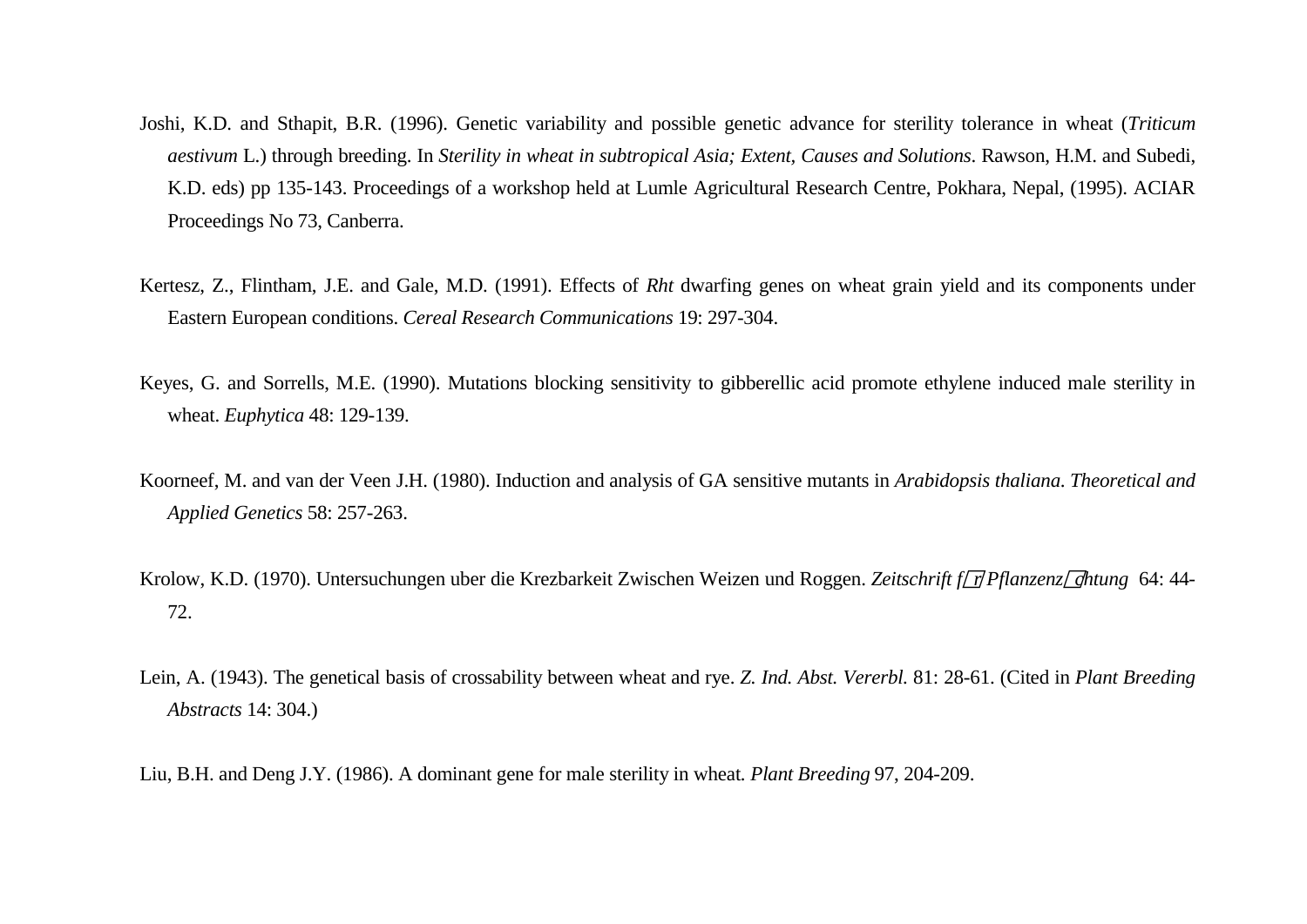Joshi, K.D. and Sthapit, B.R. (1996). Genetic variability and possible genetic advance for sterility tolerance in wheat (*Triticum aestivum* L.) through breeding. In *Sterility in wheat in subtropical Asia; Extent, Causes and Solutions*. Rawson, H.M. and Subedi, K.D. eds) pp 135-143. Proceedings of a workshop held at Lumle Agricultural Research Centre, Pokhara, Nepal, (1995). ACIAR Proceedings No 73, Canberra.

Kertesz, Z., Flintham, J.E. and Gale, M.D. (1991). Effects of *Rht* dwarfing genes on wheat grain yield and its components under Eastern European conditions. *Cereal Research Communications* 19: 297-304.

Keyes, G. and Sorrells, M.E. (1990). Mutations blocking sensitivity to gibberellic acid promote ethylene induced male sterility in wheat. *Euphytica* 48: 129-139.

Koorneef, M. and van der Veen J.H. (1980). Induction and analysis of GA sensitive mutants in *Arabidopsis thaliana*. *Theoretical and Applied Genetics* 58: 257-263.

Krolow, K.D. (1970). Untersuchungen uber die Krezbarkeit Zwischen Weizen und Roggen. *Zeitschrift für Pflanzenzüchtung* 64: 44-72.

Lein, A. (1943). The genetical basis of crossability between wheat and rye. *Z. Ind. Abst. Vererbl.* 81: 28-61. (Cited in *Plant Breeding Abstracts* 14: 304.)

Liu, B.H. and Deng J.Y. (1986). A dominant gene for male sterility in wheat. *Plant Breeding* 97, 204-209.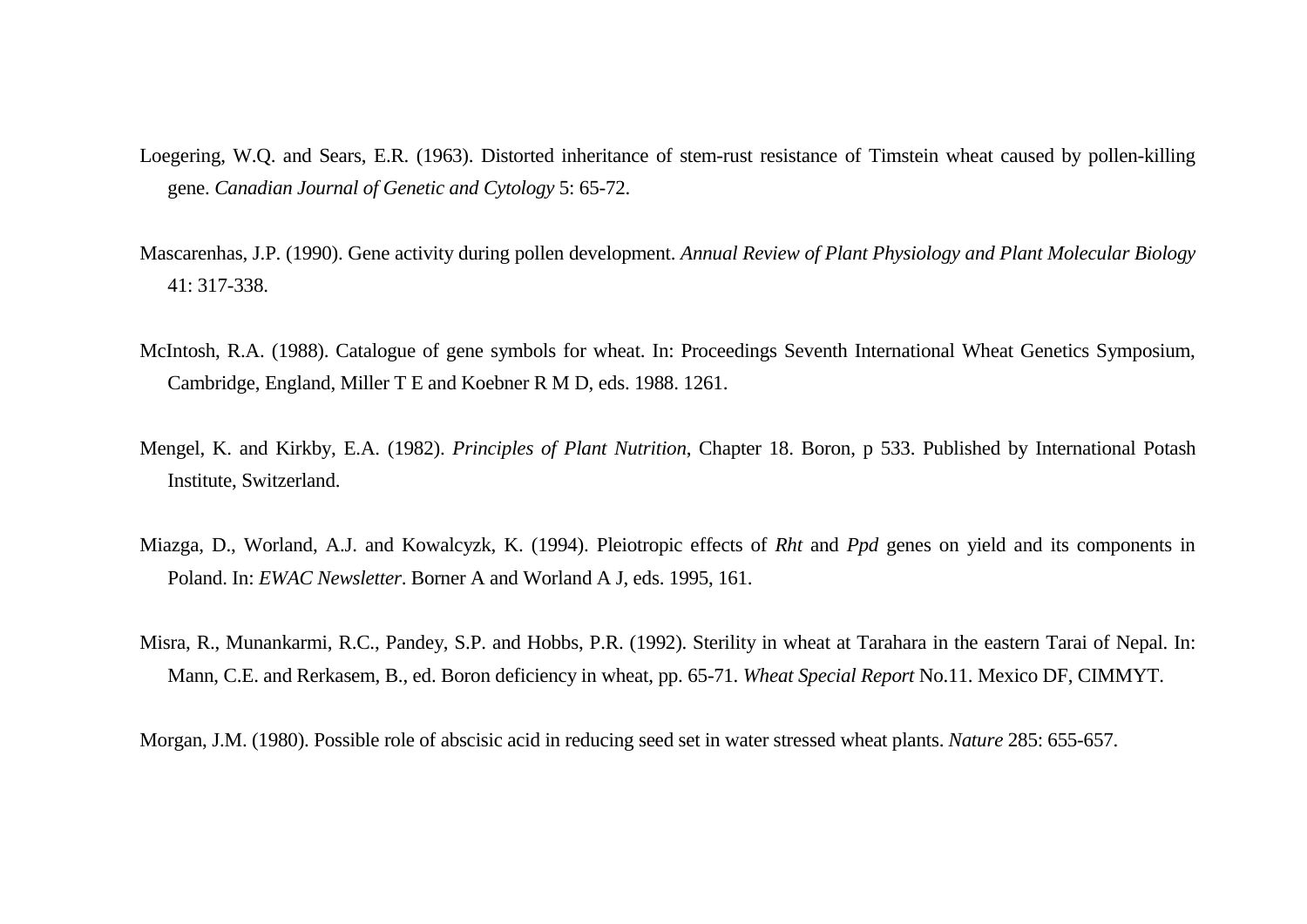Loegering, W.Q. and Sears, E.R. (1963). Distorted inheritance of stem-rust resistance of Timstein wheat caused by pollen-killing gene. *Canadian Journal of Genetic and Cytology* 5: 65-72.

Mascarenhas, J.P. (1990). Gene activity during pollen development. *Annual Review of Plant Physiology and Plant Molecular Biology* 41: 317-338.

McIntosh, R.A. (1988). Catalogue of gene symbols for wheat. In: Proceedings Seventh International Wheat Genetics Symposium, Cambridge, England, Miller T E and Koebner R M D, eds. 1988. 1261.

Mengel, K. and Kirkby, E.A. (1982). *Principles of Plant Nutrition*, Chapter 18. Boron, p 533. Published by International Potash Institute, Switzerland.

Miazga, D., Worland, A.J. and Kowalcyzk, K. (1994). Pleiotropic effects of *Rht* and *Ppd* genes on yield and its components in Poland. In: *EWAC Newsletter*. Borner A and Worland A J, eds. 1995, 161.

Misra, R., Munankarmi, R.C., Pandey, S.P. and Hobbs, P.R. (1992). Sterility in wheat at Tarahara in the eastern Tarai of Nepal. In: Mann, C.E. and Rerkasem, B., ed. Boron deficiency in wheat, pp. 65-71. *Wheat Special Report* No.11. Mexico DF, CIMMYT.

Morgan, J.M. (1980). Possible role of abscisic acid in reducing seed set in water stressed wheat plants. *Nature* 285: 655-657.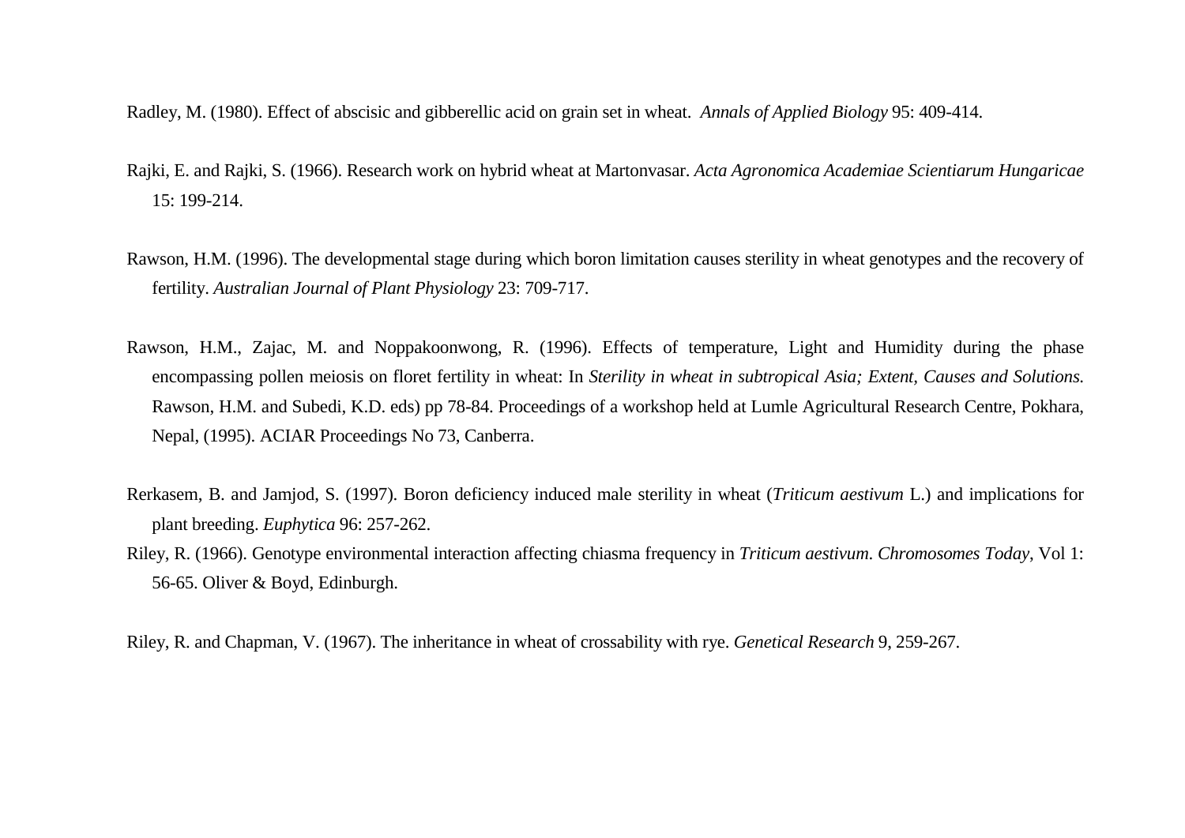Radley, M. (1980). Effect of abscisic and gibberellic acid on grain set in wheat. *Annals of Applied Biology* 95: 409-414.

Rajki, E. and Rajki, S. (1966). Research work on hybrid wheat at Martonvasar. *Acta Agronomica Academiae Scientiarum Hungaricae* 15: 199-214.

Rawson, H.M. (1996). The developmental stage during which boron limitation causes sterility in wheat genotypes and the recovery of fertility. *Australian Journal of Plant Physiology* 23: 709-717.

Rawson, H.M., Zajac, M. and Noppakoonwong, R. (1996). Effects of temperature, Light and Humidity during the phase encompassing pollen meiosis on floret fertility in wheat: In *Sterility in wheat in subtropical Asia; Extent, Causes and Solutions.* Rawson, H.M. and Subedi, K.D. eds) pp 78-84. Proceedings of a workshop held at Lumle Agricultural Research Centre, Pokhara, Nepal, (1995). ACIAR Proceedings No 73, Canberra.

Rerkasem, B. and Jamjod, S. (1997). Boron deficiency induced male sterility in wheat (*Triticum aestivum* L.) and implications for plant breeding. *Euphytica* 96: 257-262.

Riley, R. (1966). Genotype environmental interaction affecting chiasma frequency in *Triticum aestivum*. *Chromosomes Today*, Vol 1: 56-65. Oliver & Boyd, Edinburgh.

Riley, R. and Chapman, V. (1967). The inheritance in wheat of crossability with rye. *Genetical Research* 9, 259-267.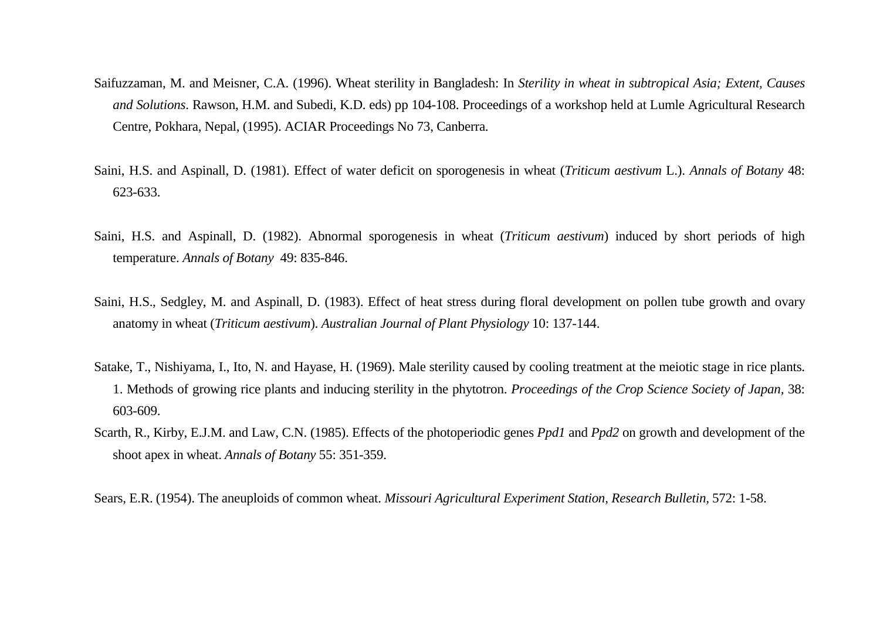Saifuzzaman, M. and Meisner, C.A. (1996). Wheat sterility in Bangladesh: In *Sterility in wheat in subtropical Asia; Extent, Causes and Solutions*. Rawson, H.M. and Subedi, K.D. eds) pp 104-108. Proceedings of a workshop held at Lumle Agricultural Research Centre, Pokhara, Nepal, (1995). ACIAR Proceedings No 73, Canberra.

Saini, H.S. and Aspinall, D. (1981). Effect of water deficit on sporogenesis in wheat (*Triticum aestivum* L.). *Annals of Botany* 48: 623-633.

Saini, H.S. and Aspinall, D. (1982). Abnormal sporogenesis in wheat (*Triticum aestivum*) induced by short periods of high temperature. *Annals of Botany* 49: 835-846.

Saini, H.S., Sedgley, M. and Aspinall, D. (1983). Effect of heat stress during floral development on pollen tube growth and ovary anatomy in wheat (*Triticum aestivum*). *Australian Journal of Plant Physiology* 10: 137-144.

Satake, T., Nishiyama, I., Ito, N. and Hayase, H. (1969). Male sterility caused by cooling treatment at the meiotic stage in rice plants. 1. Methods of growing rice plants and inducing sterility in the phytotron. *Proceedings of the Crop Science Society of Japan*, 38: 603-609.

Scarth, R., Kirby, E.J.M. and Law, C.N. (1985). Effects of the photoperiodic genes *Ppd1* and *Ppd2* on growth and development of the shoot apex in wheat. *Annals of Botany* 55: 351-359.

Sears, E.R. (1954). The aneuploids of common wheat. *Missouri Agricultural Experiment Station, Research Bulletin*, 572: 1-58.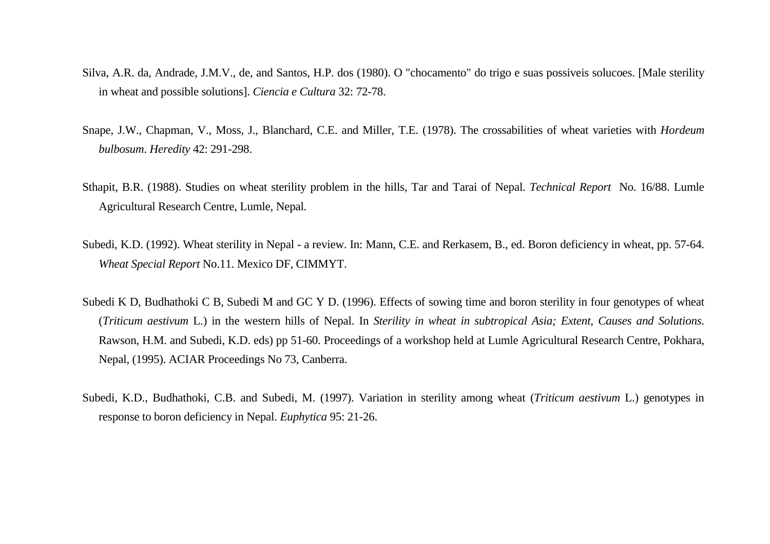Silva, A.R. da, Andrade, J.M.V., de, and Santos, H.P. dos (1980). O "chocamento" do trigo e suas possiveis solucoes. [Male sterility in wheat and possible solutions]. *Ciencia e Cultura* 32: 72-78.

Snape, J.W., Chapman, V., Moss, J., Blanchard, C.E. and Miller, T.E. (1978). The crossabilities of wheat varieties with *Hordeum bulbosum*. *Heredity* 42: 291-298.

Sthapit, B.R. (1988). Studies on wheat sterility problem in the hills, Tar and Tarai of Nepal. *Technical Report* No. 16/88. Lumle Agricultural Research Centre, Lumle, Nepal.

Subedi, K.D. (1992). Wheat sterility in Nepal - a review. In: Mann, C.E. and Rerkasem, B., ed. Boron deficiency in wheat, pp. 57-64. *Wheat Special Report* No.11. Mexico DF, CIMMYT.

Subedi K D, Budhathoki C B, Subedi M and GC Y D. (1996). Effects of sowing time and boron sterility in four genotypes of wheat (*Triticum aestivum* L.) in the western hills of Nepal. In *Sterility in wheat in subtropical Asia; Extent, Causes and Solutions.* Rawson, H.M. and Subedi, K.D. eds) pp 51-60. Proceedings of a workshop held at Lumle Agricultural Research Centre, Pokhara, Nepal, (1995). ACIAR Proceedings No 73, Canberra.

Subedi, K.D., Budhathoki, C.B. and Subedi, M. (1997). Variation in sterility among wheat (*Triticum aestivum* L.) genotypes in response to boron deficiency in Nepal. *Euphytica* 95: 21-26.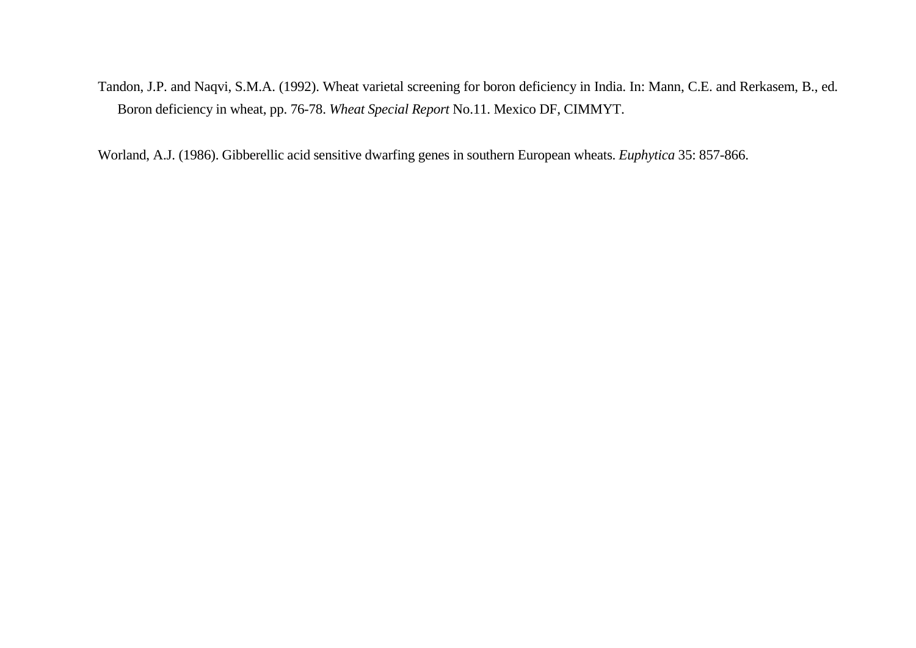Tandon, J.P. and Naqvi, S.M.A. (1992). Wheat varietal screening for boron deficiency in India. In: Mann, C.E. and Rerkasem, B., ed. Boron deficiency in wheat, pp. 76-78. *Wheat Special Report* No.11. Mexico DF, CIMMYT.

Worland, A.J. (1986). Gibberellic acid sensitive dwarfing genes in southern European wheats. *Euphytica* 35: 857-866.